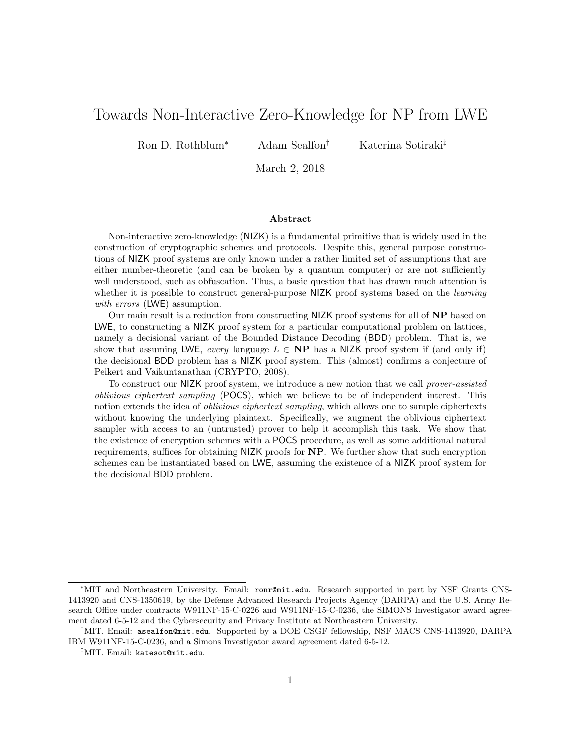# Towards Non-Interactive Zero-Knowledge for NP from LWE

Ron D. Rothblum[*] Adam Sealfon[†] Katerina Sotiraki[‡]

March 2, 2018

### Abstract

Non-interactive zero-knowledge (NIZK) is a fundamental primitive that is widely used in the construction of cryptographic schemes and protocols. Despite this, general purpose constructions of NIZK proof systems are only known under a rather limited set of assumptions that are either number-theoretic (and can be broken by a quantum computer) or are not sufficiently well understood, such as obfuscation. Thus, a basic question that has drawn much attention is whether it is possible to construct general-purpose NIZK proof systems based on the *learning with errors* (LWE) assumption.

Our main result is a reduction from constructing NIZK proof systems for all of **NP** based on LWE, to constructing a NIZK proof system for a particular computational problem on lattices, namely a decisional variant of the Bounded Distance Decoding (BDD) problem. That is, we show that assuming LWE, *every* language $L \in \mathbf{NP}$ has a NIZK proof system if (and only if) the decisional BDD problem has a NIZK proof system. This (almost) confirms a conjecture of Peikert and Vaikuntanathan (CRYPTO, 2008).

To construct our NIZK proof system, we introduce a new notion that we call *prover-assisted oblivious ciphertext sampling* (POCS), which we believe to be of independent interest. This notion extends the idea of *oblivious ciphertext sampling*, which allows one to sample ciphertexts without knowing the underlying plaintext. Specifically, we augment the oblivious ciphertext sampler with access to an (untrusted) prover to help it accomplish this task. We show that the existence of encryption schemes with a POCS procedure, as well as some additional natural requirements, suffices for obtaining NIZK proofs for **NP**. We further show that such encryption schemes can be instantiated based on LWE, assuming the existence of a NIZK proof system for the decisional BDD problem.

---

[*] MIT and Northeastern University. Email: ronr@mit.edu. Research supported in part by NSF Grants CNS-1413920 and CNS-1350619, by the Defense Advanced Research Projects Agency (DARPA) and the U.S. Army Research Office under contracts W911NF-15-C-0226 and W911NF-15-C-0236, the SIMONS Investigator award agreement dated 6-5-12 and the Cybersecurity and Privacy Institute at Northeastern University.

[†] MIT. Email: asealfon@mit.edu. Supported by a DOE CSGF fellowship, NSF MACS CNS-1413920, DARPA IBM W911NF-15-C-0236, and a Simons Investigator award agreement dated 6-5-12.

[‡] MIT. Email: katesot@mit.edu.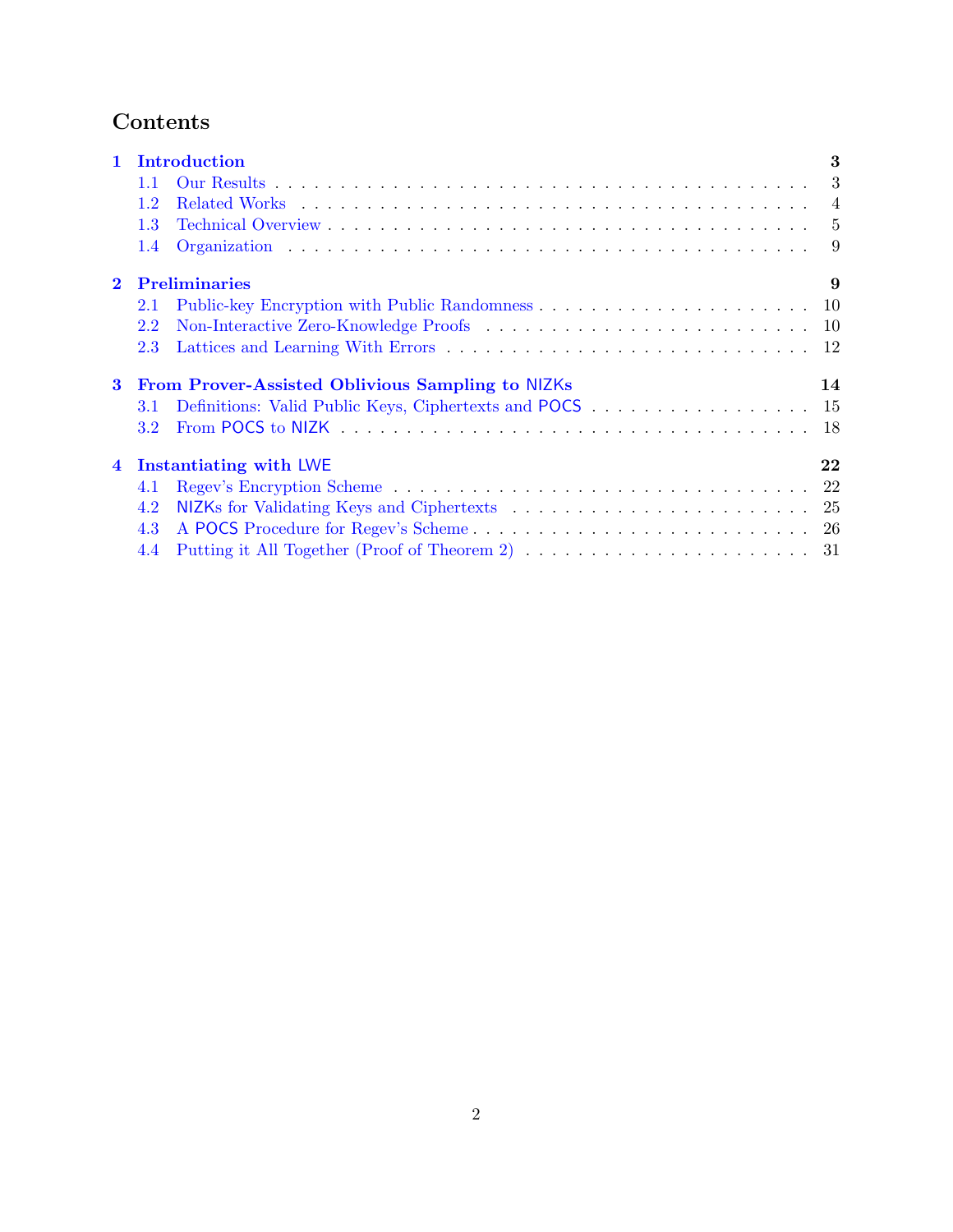# Contents

**1 Introduction** — 3
- 1.1 Our Results — 3
- 1.2 Related Works — 4
- 1.3 Technical Overview — 5
- 1.4 Organization — 9

**2 Preliminaries** — 9
- 2.1 Public-key Encryption with Public Randomness — 10
- 2.2 Non-Interactive Zero-Knowledge Proofs — 10
- 2.3 Lattices and Learning With Errors — 12

**3 From Prover-Assisted Oblivious Sampling to NIZKs** — 14
- 3.1 Definitions: Valid Public Keys, Ciphertexts and POCS — 15
- 3.2 From POCS to NIZK — 18

**4 Instantiating with LWE** — 22
- 4.1 Regev's Encryption Scheme — 22
- 4.2 NIZKs for Validating Keys and Ciphertexts — 25
- 4.3 A POCS Procedure for Regev's Scheme — 26
- 4.4 Putting it All Together (Proof of Theorem 2) — 31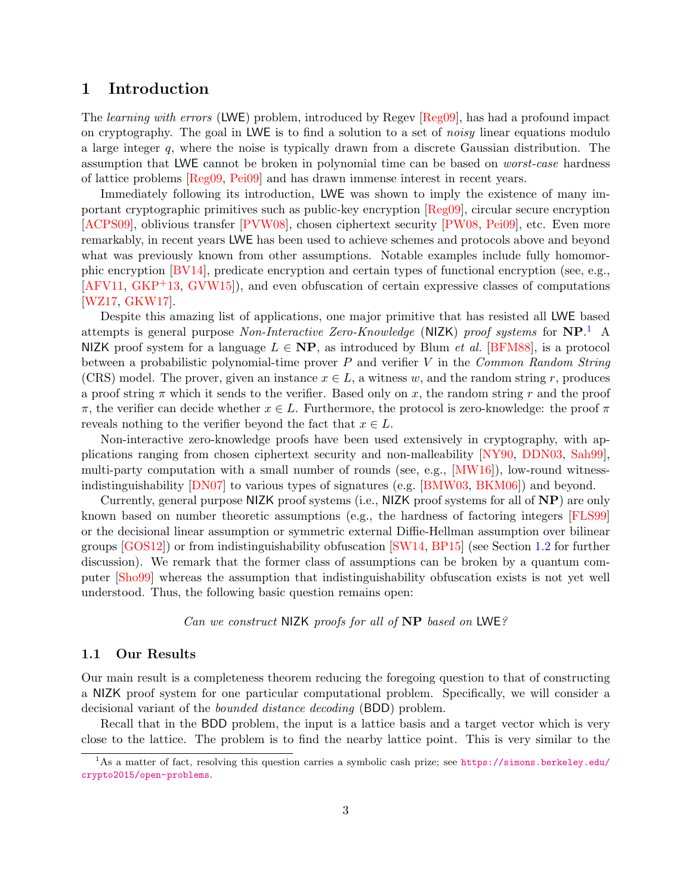# 1 Introduction

The *learning with errors* (LWE) problem, introduced by Regev [Reg09], has had a profound impact on cryptography. The goal in LWE is to find a solution to a set of *noisy* linear equations modulo a large integer $q$, where the noise is typically drawn from a discrete Gaussian distribution. The assumption that LWE cannot be broken in polynomial time can be based on *worst-case* hardness of lattice problems [Reg09, Pei09] and has drawn immense interest in recent years.

Immediately following its introduction, LWE was shown to imply the existence of many important cryptographic primitives such as public-key encryption [Reg09], circular secure encryption [ACPS09], oblivious transfer [PVW08], chosen ciphertext security [PW08, Pei09], etc. Even more remarkably, in recent years LWE has been used to achieve schemes and protocols above and beyond what was previously known from other assumptions. Notable examples include fully homomorphic encryption [BV14], predicate encryption and certain types of functional encryption (see, e.g., [AFV11, GKP+13, GVW15]), and even obfuscation of certain expressive classes of computations [WZ17, GKW17].

Despite this amazing list of applications, one major primitive that has resisted all LWE based attempts is general purpose *Non-Interactive Zero-Knowledge* (NIZK) *proof systems* for **NP**.[1] A NIZK proof system for a language $L \in \mathbf{NP}$, as introduced by Blum *et al.* [BFM88], is a protocol between a probabilistic polynomial-time prover $P$ and verifier $V$ in the *Common Random String* (CRS) model. The prover, given an instance $x \in L$, a witness $w$, and the random string $r$, produces a proof string $\pi$ which it sends to the verifier. Based only on $x$, the random string $r$ and the proof $\pi$, the verifier can decide whether $x \in L$. Furthermore, the protocol is zero-knowledge: the proof $\pi$ reveals nothing to the verifier beyond the fact that $x \in L$.

Non-interactive zero-knowledge proofs have been used extensively in cryptography, with applications ranging from chosen ciphertext security and non-malleability [NY90, DDN03, Sah99], multi-party computation with a small number of rounds (see, e.g., [MW16]), low-round witness-indistinguishability [DN07] to various types of signatures (e.g. [BMW03, BKM06]) and beyond.

Currently, general purpose NIZK proof systems (i.e., NIZK proof systems for all of **NP**) are only known based on number theoretic assumptions (e.g., the hardness of factoring integers [FLS99] or the decisional linear assumption or symmetric external Diffie-Hellman assumption over bilinear groups [GOS12]) or from indistinguishability obfuscation [SW14, BP15] (see Section 1.2 for further discussion). We remark that the former class of assumptions can be broken by a quantum computer [Sho99] whereas the assumption that indistinguishability obfuscation exists is not yet well understood. Thus, the following basic question remains open:

*Can we construct* NIZK *proofs for all of* **NP** *based on* LWE*?*

## 1.1 Our Results

Our main result is a completeness theorem reducing the foregoing question to that of constructing a NIZK proof system for one particular computational problem. Specifically, we will consider a decisional variant of the *bounded distance decoding* (BDD) problem.

Recall that in the BDD problem, the input is a lattice basis and a target vector which is very close to the lattice. The problem is to find the nearby lattice point. This is very similar to the

[1] As a matter of fact, resolving this question carries a symbolic cash prize; see https://simons.berkeley.edu/crypto2015/open-problems.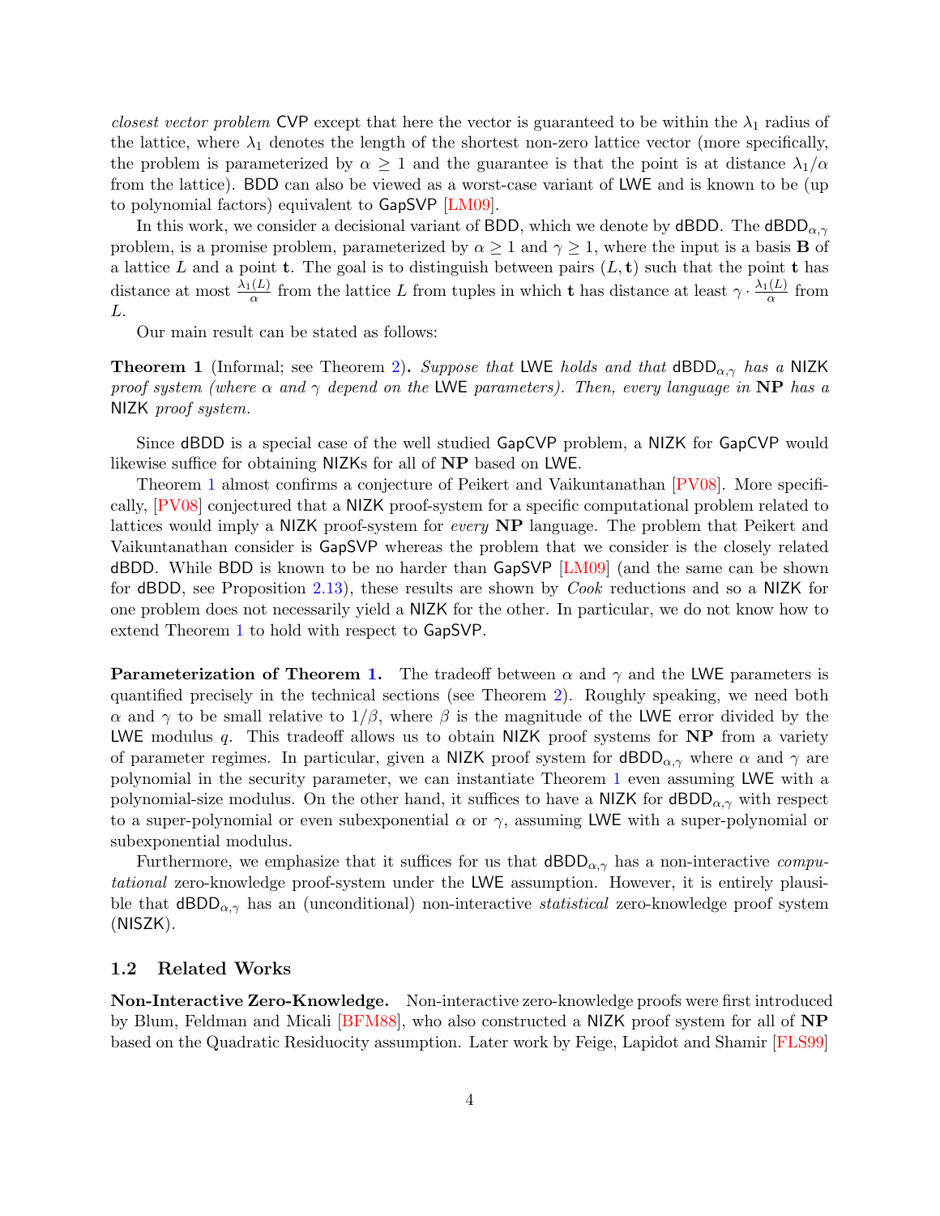*closest vector problem* CVP except that here the vector is guaranteed to be within the $\lambda_1$ radius of the lattice, where $\lambda_1$ denotes the length of the shortest non-zero lattice vector (more specifically, the problem is parameterized by $\alpha \geq 1$ and the guarantee is that the point is at distance $\lambda_1/\alpha$ from the lattice). BDD can also be viewed as a worst-case variant of LWE and is known to be (up to polynomial factors) equivalent to GapSVP [LM09].

In this work, we consider a decisional variant of BDD, which we denote by dBDD. The $\mathsf{dBDD}_{\alpha,\gamma}$ problem, is a promise problem, parameterized by $\alpha \geq 1$ and $\gamma \geq 1$, where the input is a basis $\mathbf{B}$ of a lattice $L$ and a point $\mathbf{t}$. The goal is to distinguish between pairs $(L, \mathbf{t})$ such that the point $\mathbf{t}$ has distance at most $\frac{\lambda_1(L)}{\alpha}$ from the lattice $L$ from tuples in which $\mathbf{t}$ has distance at least $\gamma \cdot \frac{\lambda_1(L)}{\alpha}$ from $L$.

Our main result can be stated as follows:

**Theorem 1** (Informal; see Theorem 2)**.** *Suppose that* LWE *holds and that* $\mathsf{dBDD}_{\alpha,\gamma}$ *has a* NIZK *proof system (where $\alpha$ and $\gamma$ depend on the* LWE *parameters). Then, every language in* **NP** *has a* NIZK *proof system.*

Since dBDD is a special case of the well studied GapCVP problem, a NIZK for GapCVP would likewise suffice for obtaining NIZKs for all of **NP** based on LWE.

Theorem 1 almost confirms a conjecture of Peikert and Vaikuntanathan [PV08]. More specifically, [PV08] conjectured that a NIZK proof-system for a specific computational problem related to lattices would imply a NIZK proof-system for *every* **NP** language. The problem that Peikert and Vaikuntanathan consider is GapSVP whereas the problem that we consider is the closely related dBDD. While BDD is known to be no harder than GapSVP [LM09] (and the same can be shown for dBDD, see Proposition 2.13), these results are shown by *Cook* reductions and so a NIZK for one problem does not necessarily yield a NIZK for the other. In particular, we do not know how to extend Theorem 1 to hold with respect to GapSVP.

**Parameterization of Theorem 1.** The tradeoff between $\alpha$ and $\gamma$ and the LWE parameters is quantified precisely in the technical sections (see Theorem 2). Roughly speaking, we need both $\alpha$ and $\gamma$ to be small relative to $1/\beta$, where $\beta$ is the magnitude of the LWE error divided by the LWE modulus $q$. This tradeoff allows us to obtain NIZK proof systems for **NP** from a variety of parameter regimes. In particular, given a NIZK proof system for $\mathsf{dBDD}_{\alpha,\gamma}$ where $\alpha$ and $\gamma$ are polynomial in the security parameter, we can instantiate Theorem 1 even assuming LWE with a polynomial-size modulus. On the other hand, it suffices to have a NIZK for $\mathsf{dBDD}_{\alpha,\gamma}$ with respect to a super-polynomial or even subexponential $\alpha$ or $\gamma$, assuming LWE with a super-polynomial or subexponential modulus.

Furthermore, we emphasize that it suffices for us that $\mathsf{dBDD}_{\alpha,\gamma}$ has a non-interactive *computational* zero-knowledge proof-system under the LWE assumption. However, it is entirely plausible that $\mathsf{dBDD}_{\alpha,\gamma}$ has an (unconditional) non-interactive *statistical* zero-knowledge proof system (NISZK).

### 1.2 Related Works

**Non-Interactive Zero-Knowledge.** Non-interactive zero-knowledge proofs were first introduced by Blum, Feldman and Micali [BFM88], who also constructed a NIZK proof system for all of **NP** based on the Quadratic Residuocity assumption. Later work by Feige, Lapidot and Shamir [FLS99]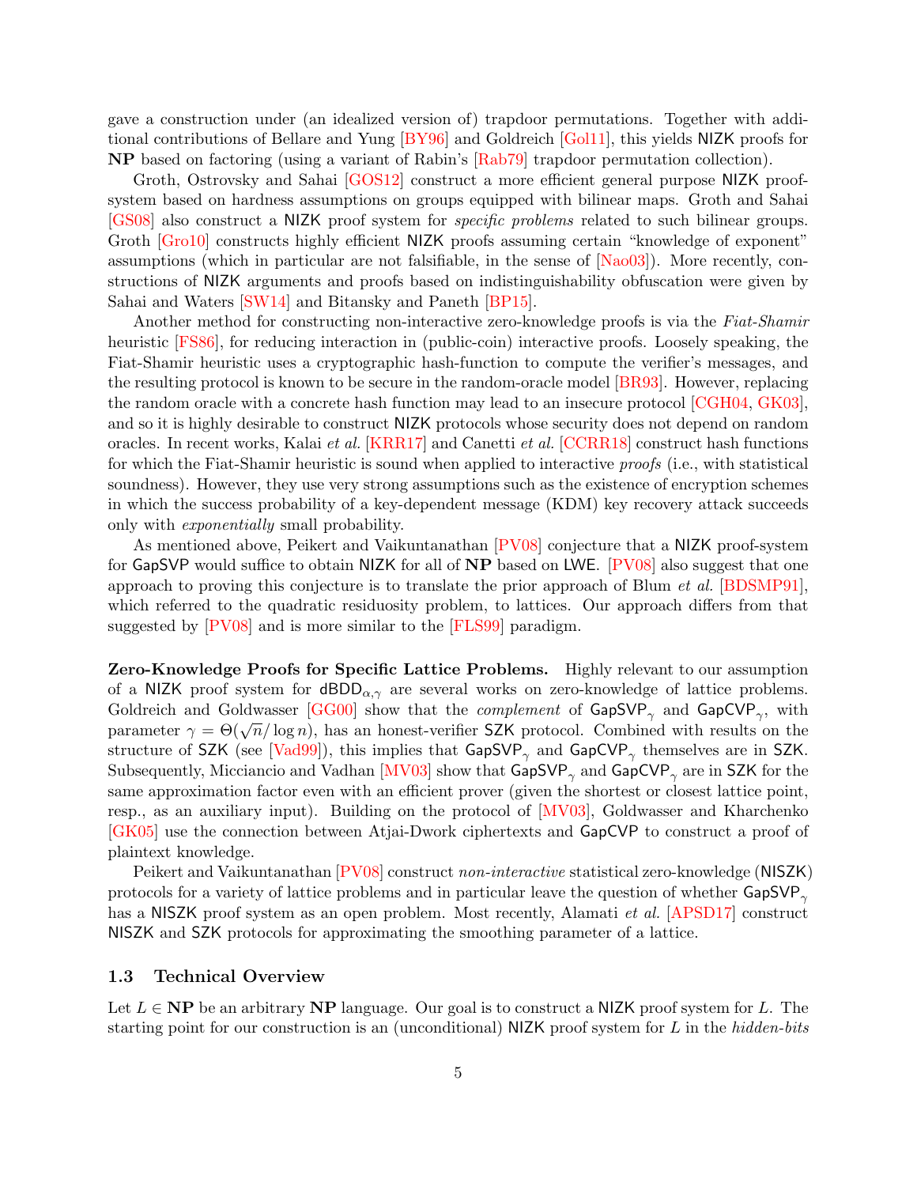gave a construction under (an idealized version of) trapdoor permutations. Together with additional contributions of Bellare and Yung [BY96] and Goldreich [Gol11], this yields NIZK proofs for **NP** based on factoring (using a variant of Rabin's [Rab79] trapdoor permutation collection).

Groth, Ostrovsky and Sahai [GOS12] construct a more efficient general purpose NIZK proof-system based on hardness assumptions on groups equipped with bilinear maps. Groth and Sahai [GS08] also construct a NIZK proof system for *specific problems* related to such bilinear groups. Groth [Gro10] constructs highly efficient NIZK proofs assuming certain "knowledge of exponent" assumptions (which in particular are not falsifiable, in the sense of [Nao03]). More recently, constructions of NIZK arguments and proofs based on indistinguishability obfuscation were given by Sahai and Waters [SW14] and Bitansky and Paneth [BP15].

Another method for constructing non-interactive zero-knowledge proofs is via the *Fiat-Shamir* heuristic [FS86], for reducing interaction in (public-coin) interactive proofs. Loosely speaking, the Fiat-Shamir heuristic uses a cryptographic hash-function to compute the verifier's messages, and the resulting protocol is known to be secure in the random-oracle model [BR93]. However, replacing the random oracle with a concrete hash function may lead to an insecure protocol [CGH04, GK03], and so it is highly desirable to construct NIZK protocols whose security does not depend on random oracles. In recent works, Kalai *et al.* [KRR17] and Canetti *et al.* [CCRR18] construct hash functions for which the Fiat-Shamir heuristic is sound when applied to interactive *proofs* (i.e., with statistical soundness). However, they use very strong assumptions such as the existence of encryption schemes in which the success probability of a key-dependent message (KDM) key recovery attack succeeds only with *exponentially* small probability.

As mentioned above, Peikert and Vaikuntanathan [PV08] conjecture that a NIZK proof-system for GapSVP would suffice to obtain NIZK for all of **NP** based on LWE. [PV08] also suggest that one approach to proving this conjecture is to translate the prior approach of Blum *et al.* [BDSMP91], which referred to the quadratic residuosity problem, to lattices. Our approach differs from that suggested by [PV08] and is more similar to the [FLS99] paradigm.

**Zero-Knowledge Proofs for Specific Lattice Problems.** Highly relevant to our assumption of a NIZK proof system for $\mathsf{dBDD}_{\alpha,\gamma}$ are several works on zero-knowledge of lattice problems. Goldreich and Goldwasser [GG00] show that the *complement* of $\mathsf{GapSVP}_\gamma$ and $\mathsf{GapCVP}_\gamma$, with parameter $\gamma = \Theta(\sqrt{n}/\log n)$, has an honest-verifier SZK protocol. Combined with results on the structure of SZK (see [Vad99]), this implies that $\mathsf{GapSVP}_\gamma$ and $\mathsf{GapCVP}_\gamma$ themselves are in SZK. Subsequently, Micciancio and Vadhan [MV03] show that $\mathsf{GapSVP}_\gamma$ and $\mathsf{GapCVP}_\gamma$ are in SZK for the same approximation factor even with an efficient prover (given the shortest or closest lattice point, resp., as an auxiliary input). Building on the protocol of [MV03], Goldwasser and Kharchenko [GK05] use the connection between Atjai-Dwork ciphertexts and GapCVP to construct a proof of plaintext knowledge.

Peikert and Vaikuntanathan [PV08] construct *non-interactive* statistical zero-knowledge (NISZK) protocols for a variety of lattice problems and in particular leave the question of whether $\mathsf{GapSVP}_\gamma$ has a NISZK proof system as an open problem. Most recently, Alamati *et al.* [APSD17] construct NISZK and SZK protocols for approximating the smoothing parameter of a lattice.

### 1.3 Technical Overview

Let $L \in \mathbf{NP}$ be an arbitrary **NP** language. Our goal is to construct a NIZK proof system for $L$. The starting point for our construction is an (unconditional) NIZK proof system for $L$ in the *hidden-bits*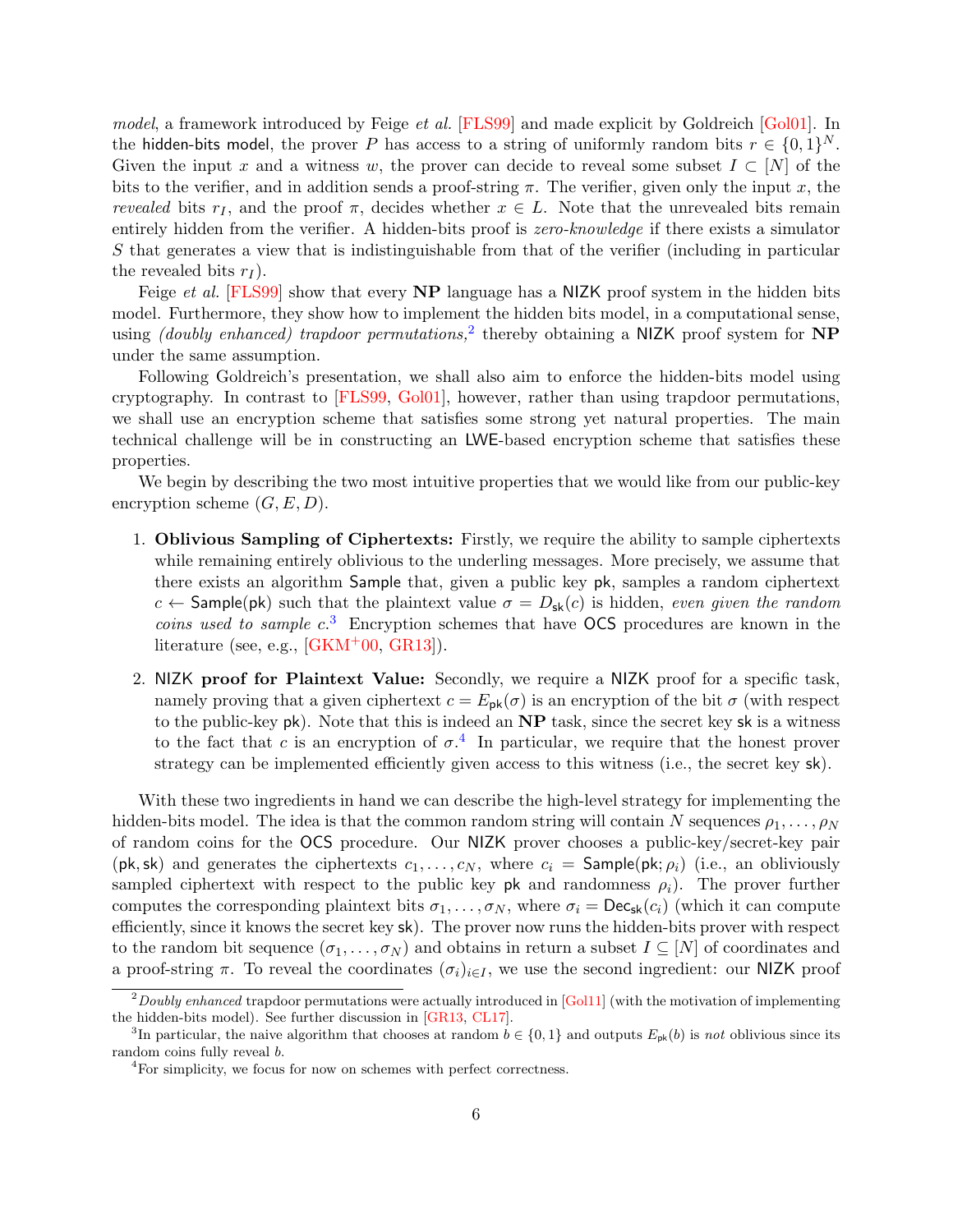*model*, a framework introduced by Feige *et al.* [FLS99] and made explicit by Goldreich [Gol01]. In the hidden-bits model, the prover $P$ has access to a string of uniformly random bits $r \in \{0,1\}^N$. Given the input $x$ and a witness $w$, the prover can decide to reveal some subset $I \subset [N]$ of the bits to the verifier, and in addition sends a proof-string $\pi$. The verifier, given only the input $x$, the *revealed* bits $r_I$, and the proof $\pi$, decides whether $x \in L$. Note that the unrevealed bits remain entirely hidden from the verifier. A hidden-bits proof is *zero-knowledge* if there exists a simulator $S$ that generates a view that is indistinguishable from that of the verifier (including in particular the revealed bits $r_I$).

Feige *et al.* [FLS99] show that every **NP** language has a NIZK proof system in the hidden bits model. Furthermore, they show how to implement the hidden bits model, in a computational sense, using *(doubly enhanced) trapdoor permutations,*[2] thereby obtaining a NIZK proof system for **NP** under the same assumption.

Following Goldreich's presentation, we shall also aim to enforce the hidden-bits model using cryptography. In contrast to [FLS99, Gol01], however, rather than using trapdoor permutations, we shall use an encryption scheme that satisfies some strong yet natural properties. The main technical challenge will be in constructing an LWE-based encryption scheme that satisfies these properties.

We begin by describing the two most intuitive properties that we would like from our public-key encryption scheme $(G, E, D)$.

1. **Oblivious Sampling of Ciphertexts:** Firstly, we require the ability to sample ciphertexts while remaining entirely oblivious to the underling messages. More precisely, we assume that there exists an algorithm Sample that, given a public key pk, samples a random ciphertext $c \leftarrow \mathsf{Sample}(\mathsf{pk})$ such that the plaintext value $\sigma = D_{\mathsf{sk}}(c)$ is hidden, *even given the random coins used to sample c*.[3] Encryption schemes that have OCS procedures are known in the literature (see, e.g., [GKM+00, GR13]).

2. **NIZK proof for Plaintext Value:** Secondly, we require a NIZK proof for a specific task, namely proving that a given ciphertext $c = E_{\mathsf{pk}}(\sigma)$ is an encryption of the bit $\sigma$ (with respect to the public-key pk). Note that this is indeed an **NP** task, since the secret key sk is a witness to the fact that $c$ is an encryption of $\sigma$.[4] In particular, we require that the honest prover strategy can be implemented efficiently given access to this witness (i.e., the secret key sk).

With these two ingredients in hand we can describe the high-level strategy for implementing the hidden-bits model. The idea is that the common random string will contain $N$ sequences $\rho_1, \ldots, \rho_N$ of random coins for the OCS procedure. Our NIZK prover chooses a public-key/secret-key pair $(\mathsf{pk}, \mathsf{sk})$ and generates the ciphertexts $c_1, \ldots, c_N$, where $c_i = \mathsf{Sample}(\mathsf{pk}; \rho_i)$ (i.e., an obliviously sampled ciphertext with respect to the public key pk and randomness $\rho_i$). The prover further computes the corresponding plaintext bits $\sigma_1, \ldots, \sigma_N$, where $\sigma_i = \mathsf{Dec}_{\mathsf{sk}}(c_i)$ (which it can compute efficiently, since it knows the secret key sk). The prover now runs the hidden-bits prover with respect to the random bit sequence $(\sigma_1, \ldots, \sigma_N)$ and obtains in return a subset $I \subseteq [N]$ of coordinates and a proof-string $\pi$. To reveal the coordinates $(\sigma_i)_{i \in I}$, we use the second ingredient: our NIZK proof

[2] *Doubly enhanced* trapdoor permutations were actually introduced in [Gol11] (with the motivation of implementing the hidden-bits model). See further discussion in [GR13, CL17].

[3] In particular, the naive algorithm that chooses at random $b \in \{0,1\}$ and outputs $E_{\mathsf{pk}}(b)$ is *not* oblivious since its random coins fully reveal $b$.

[4] For simplicity, we focus for now on schemes with perfect correctness.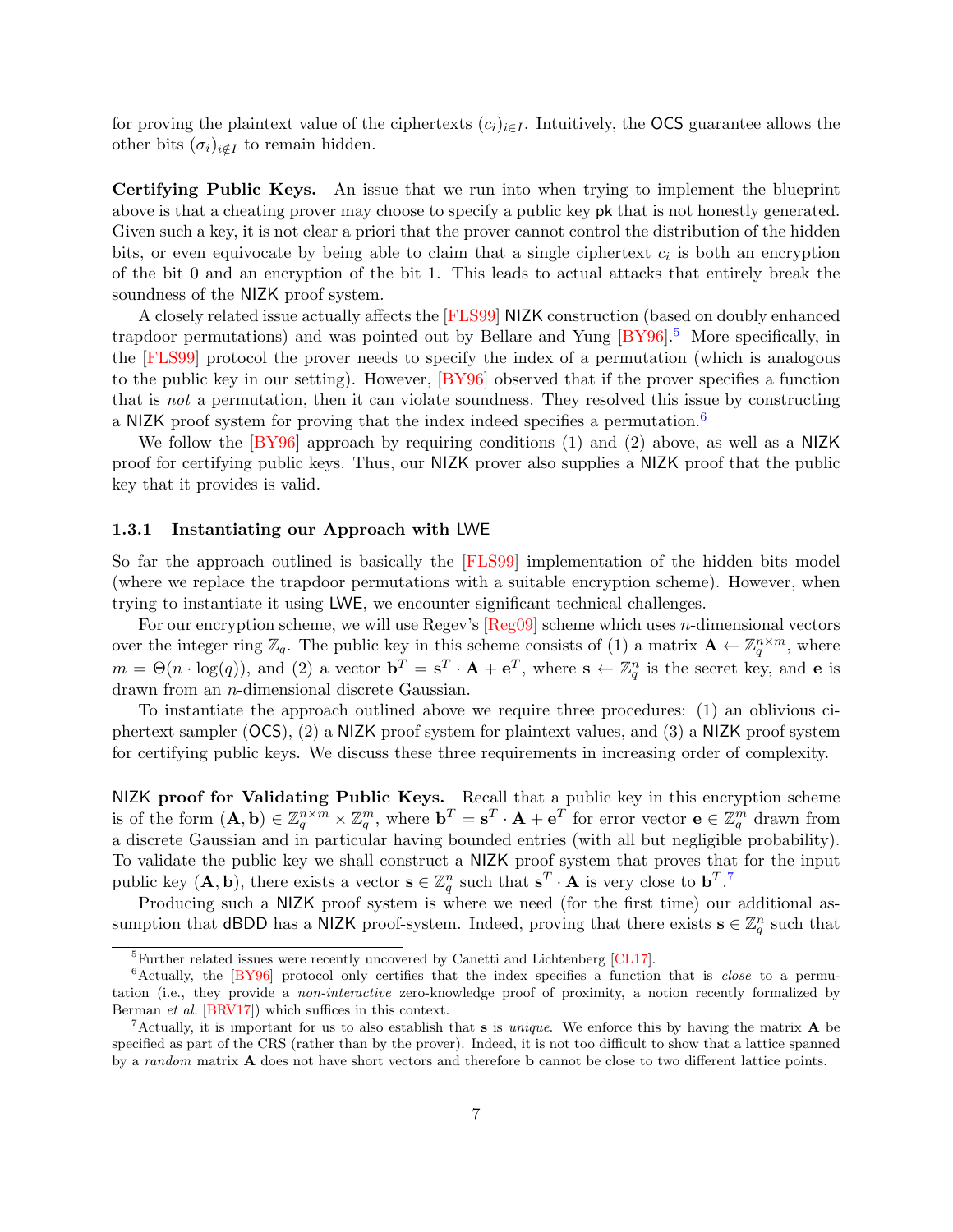for proving the plaintext value of the ciphertexts $(c_i)_{i \in I}$. Intuitively, the OCS guarantee allows the other bits $(\sigma_i)_{i \notin I}$ to remain hidden.

**Certifying Public Keys.** An issue that we run into when trying to implement the blueprint above is that a cheating prover may choose to specify a public key pk that is not honestly generated. Given such a key, it is not clear a priori that the prover cannot control the distribution of the hidden bits, or even equivocate by being able to claim that a single ciphertext $c_i$ is both an encryption of the bit 0 and an encryption of the bit 1. This leads to actual attacks that entirely break the soundness of the NIZK proof system.

A closely related issue actually affects the [FLS99] NIZK construction (based on doubly enhanced trapdoor permutations) and was pointed out by Bellare and Yung [BY96].[5] More specifically, in the [FLS99] protocol the prover needs to specify the index of a permutation (which is analogous to the public key in our setting). However, [BY96] observed that if the prover specifies a function that is *not* a permutation, then it can violate soundness. They resolved this issue by constructing a NIZK proof system for proving that the index indeed specifies a permutation.[6]

We follow the [BY96] approach by requiring conditions (1) and (2) above, as well as a NIZK proof for certifying public keys. Thus, our NIZK prover also supplies a NIZK proof that the public key that it provides is valid.

### 1.3.1 Instantiating our Approach with LWE

So far the approach outlined is basically the [FLS99] implementation of the hidden bits model (where we replace the trapdoor permutations with a suitable encryption scheme). However, when trying to instantiate it using LWE, we encounter significant technical challenges.

For our encryption scheme, we will use Regev's [Reg09] scheme which uses $n$-dimensional vectors over the integer ring $\mathbb{Z}_q$. The public key in this scheme consists of (1) a matrix $\mathbf{A} \leftarrow \mathbb{Z}_q^{n \times m}$, where $m = \Theta(n \cdot \log(q))$, and (2) a vector $\mathbf{b}^T = \mathbf{s}^T \cdot \mathbf{A} + \mathbf{e}^T$, where $\mathbf{s} \leftarrow \mathbb{Z}_q^n$ is the secret key, and $\mathbf{e}$ is drawn from an $n$-dimensional discrete Gaussian.

To instantiate the approach outlined above we require three procedures: (1) an oblivious ciphertext sampler (OCS), (2) a NIZK proof system for plaintext values, and (3) a NIZK proof system for certifying public keys. We discuss these three requirements in increasing order of complexity.

**NIZK proof for Validating Public Keys.** Recall that a public key in this encryption scheme is of the form $(\mathbf{A}, \mathbf{b}) \in \mathbb{Z}_q^{n \times m} \times \mathbb{Z}_q^m$, where $\mathbf{b}^T = \mathbf{s}^T \cdot \mathbf{A} + \mathbf{e}^T$ for error vector $\mathbf{e} \in \mathbb{Z}_q^m$ drawn from a discrete Gaussian and in particular having bounded entries (with all but negligible probability). To validate the public key we shall construct a NIZK proof system that proves that for the input public key $(\mathbf{A}, \mathbf{b})$, there exists a vector $\mathbf{s} \in \mathbb{Z}_q^n$ such that $\mathbf{s}^T \cdot \mathbf{A}$ is very close to $\mathbf{b}^T$.[7]

Producing such a NIZK proof system is where we need (for the first time) our additional assumption that dBDD has a NIZK proof-system. Indeed, proving that there exists $\mathbf{s} \in \mathbb{Z}_q^n$ such that

---

[5] Further related issues were recently uncovered by Canetti and Lichtenberg [CL17].

[6] Actually, the [BY96] protocol only certifies that the index specifies a function that is *close* to a permutation (i.e., they provide a *non-interactive* zero-knowledge proof of proximity, a notion recently formalized by Berman *et al.* [BRV17]) which suffices in this context.

[7] Actually, it is important for us to also establish that $\mathbf{s}$ is *unique*. We enforce this by having the matrix $\mathbf{A}$ be specified as part of the CRS (rather than by the prover). Indeed, it is not too difficult to show that a lattice spanned by a *random* matrix $\mathbf{A}$ does not have short vectors and therefore $\mathbf{b}$ cannot be close to two different lattice points.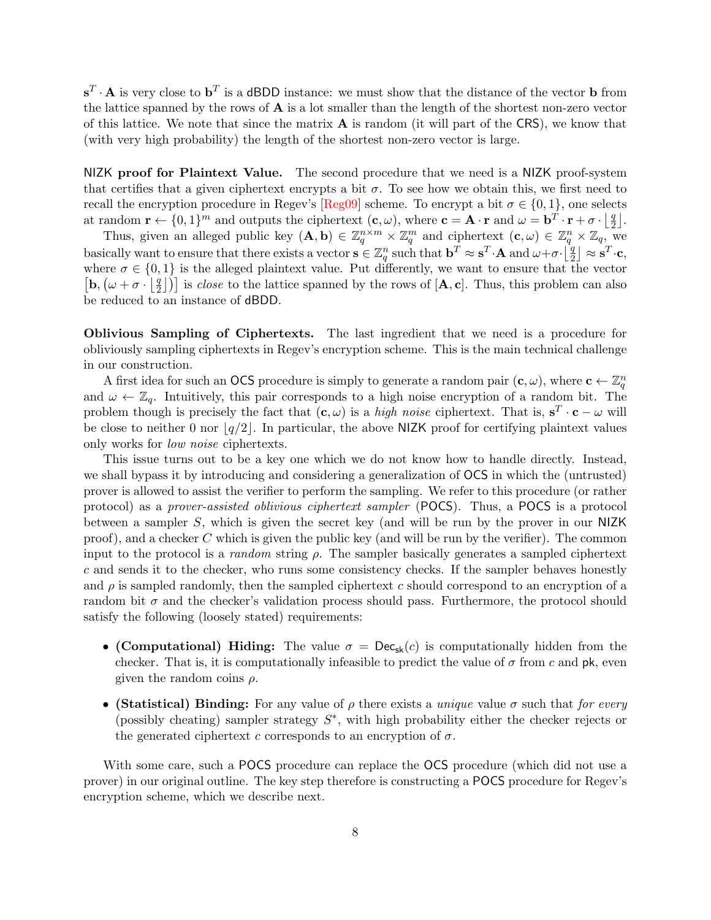$\mathbf{s}^T \cdot \mathbf{A}$ is very close to $\mathbf{b}^T$ is a dBDD instance: we must show that the distance of the vector $\mathbf{b}$ from the lattice spanned by the rows of $\mathbf{A}$ is a lot smaller than the length of the shortest non-zero vector of this lattice. We note that since the matrix $\mathbf{A}$ is random (it will part of the CRS), we know that (with very high probability) the length of the shortest non-zero vector is large.

**NIZK proof for Plaintext Value.** The second procedure that we need is a NIZK proof-system that certifies that a given ciphertext encrypts a bit $\sigma$. To see how we obtain this, we first need to recall the encryption procedure in Regev's [Reg09] scheme. To encrypt a bit $\sigma \in \{0,1\}$, one selects at random $\mathbf{r} \leftarrow \{0,1\}^m$ and outputs the ciphertext $(\mathbf{c}, \omega)$, where $\mathbf{c} = \mathbf{A} \cdot \mathbf{r}$ and $\omega = \mathbf{b}^T \cdot \mathbf{r} + \sigma \cdot \lfloor \frac{q}{2} \rfloor$.

Thus, given an alleged public key $(\mathbf{A}, \mathbf{b}) \in \mathbb{Z}_q^{n \times m} \times \mathbb{Z}_q^m$ and ciphertext $(\mathbf{c}, \omega) \in \mathbb{Z}_q^n \times \mathbb{Z}_q$, we basically want to ensure that there exists a vector $\mathbf{s} \in \mathbb{Z}_q^n$ such that $\mathbf{b}^T \approx \mathbf{s}^T \cdot \mathbf{A}$ and $\omega + \sigma \cdot \lfloor \frac{q}{2} \rfloor \approx \mathbf{s}^T \cdot \mathbf{c}$, where $\sigma \in \{0,1\}$ is the alleged plaintext value. Put differently, we want to ensure that the vector $\left[\mathbf{b}, \left(\omega + \sigma \cdot \lfloor \frac{q}{2} \rfloor\right)\right]$ is *close* to the lattice spanned by the rows of $[\mathbf{A}, \mathbf{c}]$. Thus, this problem can also be reduced to an instance of dBDD.

**Oblivious Sampling of Ciphertexts.** The last ingredient that we need is a procedure for obliviously sampling ciphertexts in Regev's encryption scheme. This is the main technical challenge in our construction.

A first idea for such an OCS procedure is simply to generate a random pair $(\mathbf{c}, \omega)$, where $\mathbf{c} \leftarrow \mathbb{Z}_q^n$ and $\omega \leftarrow \mathbb{Z}_q$. Intuitively, this pair corresponds to a high noise encryption of a random bit. The problem though is precisely the fact that $(\mathbf{c}, \omega)$ is a *high noise* ciphertext. That is, $\mathbf{s}^T \cdot \mathbf{c} - \omega$ will be close to neither 0 nor $\lfloor q/2 \rfloor$. In particular, the above NIZK proof for certifying plaintext values only works for *low noise* ciphertexts.

This issue turns out to be a key one which we do not know how to handle directly. Instead, we shall bypass it by introducing and considering a generalization of OCS in which the (untrusted) prover is allowed to assist the verifier to perform the sampling. We refer to this procedure (or rather protocol) as a *prover-assisted oblivious ciphertext sampler* (POCS). Thus, a POCS is a protocol between a sampler $S$, which is given the secret key (and will be run by the prover in our NIZK proof), and a checker $C$ which is given the public key (and will be run by the verifier). The common input to the protocol is a *random* string $\rho$. The sampler basically generates a sampled ciphertext $c$ and sends it to the checker, who runs some consistency checks. If the sampler behaves honestly and $\rho$ is sampled randomly, then the sampled ciphertext $c$ should correspond to an encryption of a random bit $\sigma$ and the checker's validation process should pass. Furthermore, the protocol should satisfy the following (loosely stated) requirements:

- **(Computational) Hiding:** The value $\sigma = \mathsf{Dec}_{\mathsf{sk}}(c)$ is computationally hidden from the checker. That is, it is computationally infeasible to predict the value of $\sigma$ from $c$ and $\mathsf{pk}$, even given the random coins $\rho$.
- **(Statistical) Binding:** For any value of $\rho$ there exists a *unique* value $\sigma$ such that *for every* (possibly cheating) sampler strategy $S^*$, with high probability either the checker rejects or the generated ciphertext $c$ corresponds to an encryption of $\sigma$.

With some care, such a POCS procedure can replace the OCS procedure (which did not use a prover) in our original outline. The key step therefore is constructing a POCS procedure for Regev's encryption scheme, which we describe next.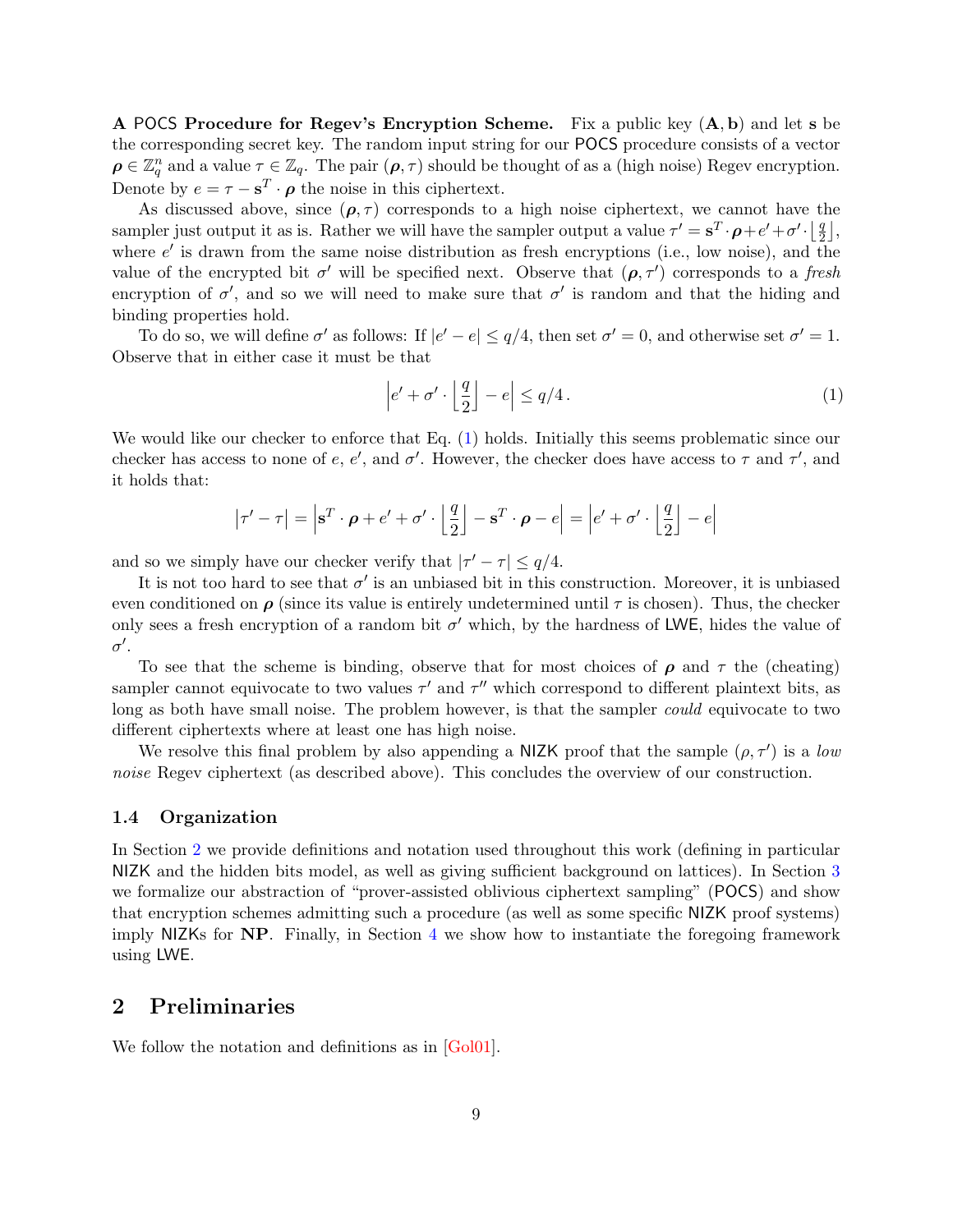**A POCS Procedure for Regev's Encryption Scheme.** Fix a public key $(\mathbf{A}, \mathbf{b})$ and let $\mathbf{s}$ be the corresponding secret key. The random input string for our POCS procedure consists of a vector $\boldsymbol{\rho} \in \mathbb{Z}_q^n$ and a value $\tau \in \mathbb{Z}_q$. The pair $(\boldsymbol{\rho}, \tau)$ should be thought of as a (high noise) Regev encryption. Denote by $e = \tau - \mathbf{s}^T \cdot \boldsymbol{\rho}$ the noise in this ciphertext.

As discussed above, since $(\boldsymbol{\rho}, \tau)$ corresponds to a high noise ciphertext, we cannot have the sampler just output it as is. Rather we will have the sampler output a value $\tau' = \mathbf{s}^T \cdot \boldsymbol{\rho} + e' + \sigma' \cdot \lfloor \frac{q}{2} \rfloor$, where $e'$ is drawn from the same noise distribution as fresh encryptions (i.e., low noise), and the value of the encrypted bit $\sigma'$ will be specified next. Observe that $(\boldsymbol{\rho}, \tau')$ corresponds to a *fresh* encryption of $\sigma'$, and so we will need to make sure that $\sigma'$ is random and that the hiding and binding properties hold.

To do so, we will define $\sigma'$ as follows: If $|e' - e| \leq q/4$, then set $\sigma' = 0$, and otherwise set $\sigma' = 1$. Observe that in either case it must be that

$$\left| e' + \sigma' \cdot \left\lfloor \frac{q}{2} \right\rfloor - e \right| \leq q/4 \,. \tag{1}$$

We would like our checker to enforce that Eq. (1) holds. Initially this seems problematic since our checker has access to none of $e$, $e'$, and $\sigma'$. However, the checker does have access to $\tau$ and $\tau'$, and it holds that:

$$\left| \tau' - \tau \right| = \left| \mathbf{s}^T \cdot \boldsymbol{\rho} + e' + \sigma' \cdot \left\lfloor \frac{q}{2} \right\rfloor - \mathbf{s}^T \cdot \boldsymbol{\rho} - e \right| = \left| e' + \sigma' \cdot \left\lfloor \frac{q}{2} \right\rfloor - e \right|$$

and so we simply have our checker verify that $|\tau' - \tau| \leq q/4$.

It is not too hard to see that $\sigma'$ is an unbiased bit in this construction. Moreover, it is unbiased even conditioned on $\boldsymbol{\rho}$ (since its value is entirely undetermined until $\tau$ is chosen). Thus, the checker only sees a fresh encryption of a random bit $\sigma'$ which, by the hardness of LWE, hides the value of $\sigma'$.

To see that the scheme is binding, observe that for most choices of $\boldsymbol{\rho}$ and $\tau$ the (cheating) sampler cannot equivocate to two values $\tau'$ and $\tau''$ which correspond to different plaintext bits, as long as both have small noise. The problem however, is that the sampler *could* equivocate to two different ciphertexts where at least one has high noise.

We resolve this final problem by also appending a NIZK proof that the sample $(\rho, \tau')$ is a *low noise* Regev ciphertext (as described above). This concludes the overview of our construction.

### 1.4 Organization

In Section 2 we provide definitions and notation used throughout this work (defining in particular NIZK and the hidden bits model, as well as giving sufficient background on lattices). In Section 3 we formalize our abstraction of "prover-assisted oblivious ciphertext sampling" (POCS) and show that encryption schemes admitting such a procedure (as well as some specific NIZK proof systems) imply NIZKs for **NP**. Finally, in Section 4 we show how to instantiate the foregoing framework using LWE.

## 2 Preliminaries

We follow the notation and definitions as in [Gol01].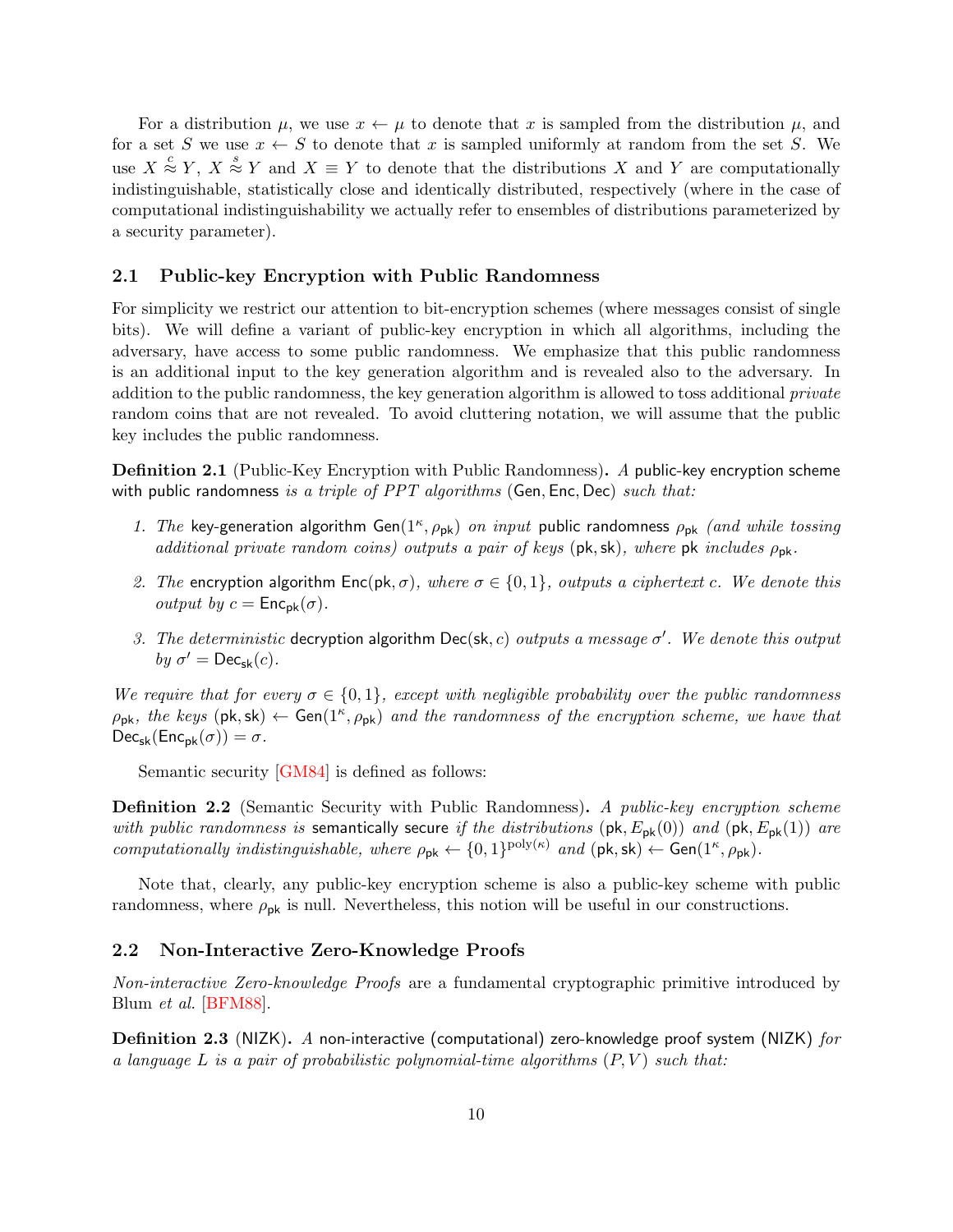For a distribution $\mu$, we use $x \leftarrow \mu$ to denote that $x$ is sampled from the distribution $\mu$, and for a set $S$ we use $x \leftarrow S$ to denote that $x$ is sampled uniformly at random from the set $S$. We use $X \stackrel{c}{\approx} Y$, $X \stackrel{s}{\approx} Y$ and $X \equiv Y$ to denote that the distributions $X$ and $Y$ are computationally indistinguishable, statistically close and identically distributed, respectively (where in the case of computational indistinguishability we actually refer to ensembles of distributions parameterized by a security parameter).

## 2.1 Public-key Encryption with Public Randomness

For simplicity we restrict our attention to bit-encryption schemes (where messages consist of single bits). We will define a variant of public-key encryption in which all algorithms, including the adversary, have access to some public randomness. We emphasize that this public randomness is an additional input to the key generation algorithm and is revealed also to the adversary. In addition to the public randomness, the key generation algorithm is allowed to toss additional *private* random coins that are not revealed. To avoid cluttering notation, we will assume that the public key includes the public randomness.

**Definition 2.1** (Public-Key Encryption with Public Randomness)**.** *A* public-key encryption scheme with public randomness *is a triple of PPT algorithms* $(\mathsf{Gen}, \mathsf{Enc}, \mathsf{Dec})$ *such that:*

1. *The* key-generation algorithm $\mathsf{Gen}(1^\kappa, \rho_{\mathsf{pk}})$ *on input* public randomness $\rho_{\mathsf{pk}}$ *(and while tossing additional private random coins) outputs a pair of keys* $(\mathsf{pk}, \mathsf{sk})$*, where* $\mathsf{pk}$ *includes* $\rho_{\mathsf{pk}}$*.*
2. *The* encryption algorithm $\mathsf{Enc}(\mathsf{pk}, \sigma)$*, where* $\sigma \in \{0, 1\}$*, outputs a ciphertext* $c$*. We denote this output by* $c = \mathsf{Enc}_{\mathsf{pk}}(\sigma)$*.*
3. *The deterministic* decryption algorithm $\mathsf{Dec}(\mathsf{sk}, c)$ *outputs a message* $\sigma'$*. We denote this output by* $\sigma' = \mathsf{Dec}_{\mathsf{sk}}(c)$*.*

*We require that for every* $\sigma \in \{0, 1\}$*, except with negligible probability over the public randomness* $\rho_{\mathsf{pk}}$*, the keys* $(\mathsf{pk}, \mathsf{sk}) \leftarrow \mathsf{Gen}(1^\kappa, \rho_{\mathsf{pk}})$ *and the randomness of the encryption scheme, we have that* $\mathsf{Dec}_{\mathsf{sk}}(\mathsf{Enc}_{\mathsf{pk}}(\sigma)) = \sigma$*.*

Semantic security [GM84] is defined as follows:

**Definition 2.2** (Semantic Security with Public Randomness)**.** *A public-key encryption scheme with public randomness is* semantically secure *if the distributions* $(\mathsf{pk}, E_{\mathsf{pk}}(0))$ *and* $(\mathsf{pk}, E_{\mathsf{pk}}(1))$ *are computationally indistinguishable, where* $\rho_{\mathsf{pk}} \leftarrow \{0, 1\}^{\mathrm{poly}(\kappa)}$ *and* $(\mathsf{pk}, \mathsf{sk}) \leftarrow \mathsf{Gen}(1^\kappa, \rho_{\mathsf{pk}})$*.*

Note that, clearly, any public-key encryption scheme is also a public-key scheme with public randomness, where $\rho_{\mathsf{pk}}$ is null. Nevertheless, this notion will be useful in our constructions.

## 2.2 Non-Interactive Zero-Knowledge Proofs

*Non-interactive Zero-knowledge Proofs* are a fundamental cryptographic primitive introduced by Blum *et al.* [BFM88].

**Definition 2.3** (NIZK)**.** *A* non-interactive (computational) zero-knowledge proof system (NIZK) *for a language* $L$ *is a pair of probabilistic polynomial-time algorithms* $(P, V)$ *such that:*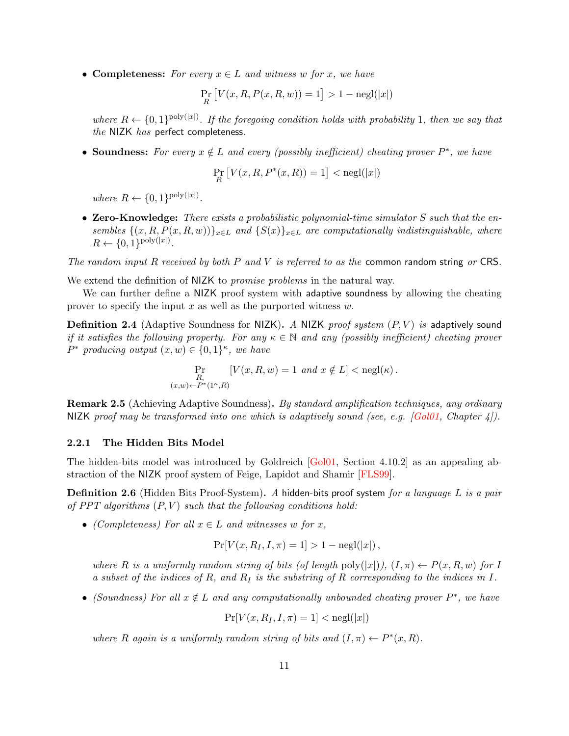- **Completeness:** *For every $x \in L$ and witness $w$ for $x$, we have*

$$\Pr_R\left[V(x, R, P(x, R, w)) = 1\right] > 1 - \text{negl}(|x|)$$

*where $R \leftarrow \{0,1\}^{\text{poly}(|x|)}$. If the foregoing condition holds with probability 1, then we say that the* NIZK *has* perfect completeness.

- **Soundness:** *For every $x \notin L$ and every (possibly inefficient) cheating prover $P^*$, we have*

$$\Pr_R\left[V(x, R, P^*(x, R)) = 1\right] < \text{negl}(|x|)$$

*where $R \leftarrow \{0,1\}^{\text{poly}(|x|)}$.*

- **Zero-Knowledge:** *There exists a probabilistic polynomial-time simulator $S$ such that the ensembles $\{(x, R, P(x, R, w))\}_{x \in L}$ and $\{S(x)\}_{x \in L}$ are computationally indistinguishable, where $R \leftarrow \{0,1\}^{\text{poly}(|x|)}$.*

*The random input $R$ received by both $P$ and $V$ is referred to as the* common random string *or* CRS.

We extend the definition of NIZK to *promise problems* in the natural way.

We can further define a NIZK proof system with adaptive soundness by allowing the cheating prover to specify the input $x$ as well as the purported witness $w$.

**Definition 2.4** (Adaptive Soundness for NIZK)**.** *A* NIZK *proof system $(P, V)$ is* adaptively sound *if it satisfies the following property. For any $\kappa \in \mathbb{N}$ and any (possibly inefficient) cheating prover $P^*$ producing output $(x, w) \in \{0,1\}^\kappa$, we have*

$$\Pr_{\substack{R, \\ (x,w) \leftarrow P^*(1^\kappa, R)}}\left[V(x, R, w) = 1 \text{ and } x \notin L\right] < \text{negl}(\kappa)\,.$$

**Remark 2.5** (Achieving Adaptive Soundness)**.** *By standard amplification techniques, any ordinary* NIZK *proof may be transformed into one which is adaptively sound (see, e.g. [Gol01, Chapter 4]).*

### 2.2.1 The Hidden Bits Model

The hidden-bits model was introduced by Goldreich [Gol01, Section 4.10.2] as an appealing abstraction of the NIZK proof system of Feige, Lapidot and Shamir [FLS99].

**Definition 2.6** (Hidden Bits Proof-System)**.** *A* hidden-bits proof system *for a language $L$ is a pair of PPT algorithms $(P, V)$ such that the following conditions hold:*

- *(Completeness) For all $x \in L$ and witnesses $w$ for $x$,*

$$\Pr[V(x, R_I, I, \pi) = 1] > 1 - \text{negl}(|x|)\,,$$

*where $R$ is a uniformly random string of bits (of length $\text{poly}(|x|)$), $(I, \pi) \leftarrow P(x, R, w)$ for $I$ a subset of the indices of $R$, and $R_I$ is the substring of $R$ corresponding to the indices in $I$.*

- *(Soundness) For all $x \notin L$ and any computationally unbounded cheating prover $P^*$, we have*

$$\Pr[V(x, R_I, I, \pi) = 1] < \text{negl}(|x|)$$

*where $R$ again is a uniformly random string of bits and $(I, \pi) \leftarrow P^*(x, R)$.*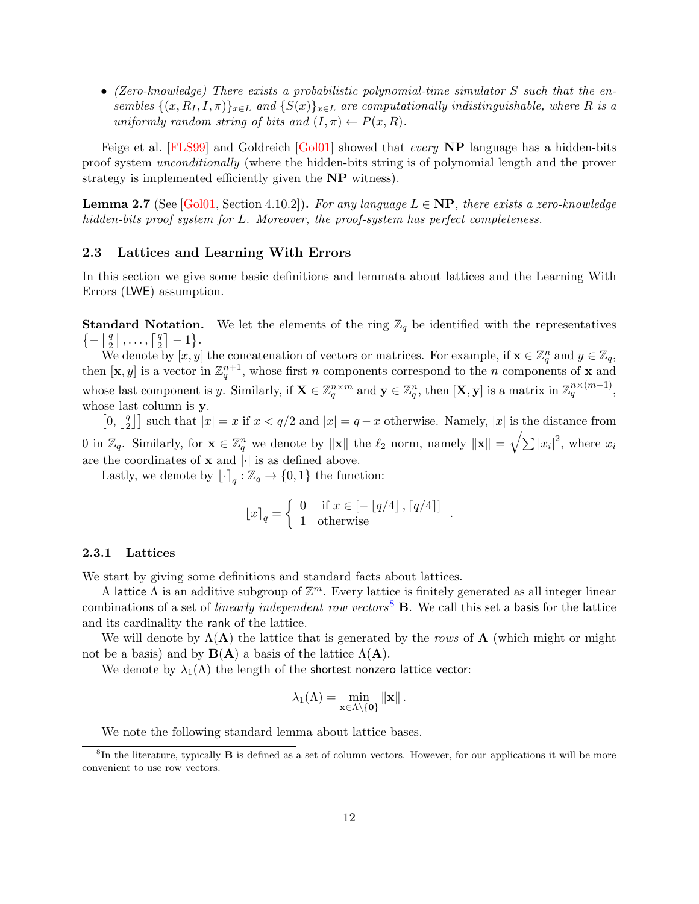- *(Zero-knowledge) There exists a probabilistic polynomial-time simulator $S$ such that the ensembles $\{(x, R_I, I, \pi)\}_{x \in L}$ and $\{S(x)\}_{x \in L}$ are computationally indistinguishable, where $R$ is a uniformly random string of bits and $(I, \pi) \leftarrow P(x, R)$.*

Feige et al. [FLS99] and Goldreich [Gol01] showed that *every* **NP** language has a hidden-bits proof system *unconditionally* (where the hidden-bits string is of polynomial length and the prover strategy is implemented efficiently given the **NP** witness).

**Lemma 2.7** (See [Gol01, Section 4.10.2])**.** *For any language $L \in$ **NP**, there exists a zero-knowledge hidden-bits proof system for $L$. Moreover, the proof-system has perfect completeness.*

## 2.3 Lattices and Learning With Errors

In this section we give some basic definitions and lemmata about lattices and the Learning With Errors (LWE) assumption.

**Standard Notation.** We let the elements of the ring $\mathbb{Z}_q$ be identified with the representatives $\{-\lfloor \frac{q}{2} \rfloor, \ldots, \lceil \frac{q}{2} \rceil - 1\}$.

We denote by $[x, y]$ the concatenation of vectors or matrices. For example, if $\mathbf{x} \in \mathbb{Z}_q^n$ and $y \in \mathbb{Z}_q$, then $[\mathbf{x}, y]$ is a vector in $\mathbb{Z}_q^{n+1}$, whose first $n$ components correspond to the $n$ components of $\mathbf{x}$ and whose last component is $y$. Similarly, if $\mathbf{X} \in \mathbb{Z}_q^{n \times m}$ and $\mathbf{y} \in \mathbb{Z}_q^n$, then $[\mathbf{X}, \mathbf{y}]$ is a matrix in $\mathbb{Z}_q^{n \times (m+1)}$, whose last column is $\mathbf{y}$.

$[0, \lfloor \frac{q}{2} \rfloor]$ such that $|x| = x$ if $x < q/2$ and $|x| = q - x$ otherwise. Namely, $|x|$ is the distance from 0 in $\mathbb{Z}_q$. Similarly, for $\mathbf{x} \in \mathbb{Z}_q^n$ we denote by $\|\mathbf{x}\|$ the $\ell_2$ norm, namely $\|\mathbf{x}\| = \sqrt{\sum |x_i|^2}$, where $x_i$ are the coordinates of $\mathbf{x}$ and $|\cdot|$ is as defined above.

Lastly, we denote by $\lfloor \cdot \rceil_q : \mathbb{Z}_q \to \{0, 1\}$ the function:

$$\lfloor x \rceil_q = \begin{cases} 0 & \text{if } x \in [-\lfloor q/4 \rfloor, \lceil q/4 \rceil] \\ 1 & \text{otherwise} \end{cases}.$$

### 2.3.1 Lattices

We start by giving some definitions and standard facts about lattices.

A lattice $\Lambda$ is an additive subgroup of $\mathbb{Z}^m$. Every lattice is finitely generated as all integer linear combinations of a set of *linearly independent row vectors*[8] $\mathbf{B}$. We call this set a basis for the lattice and its cardinality the rank of the lattice.

We will denote by $\Lambda(\mathbf{A})$ the lattice that is generated by the *rows* of $\mathbf{A}$ (which might or might not be a basis) and by $\mathbf{B}(\mathbf{A})$ a basis of the lattice $\Lambda(\mathbf{A})$.

We denote by $\lambda_1(\Lambda)$ the length of the shortest nonzero lattice vector:

$$\lambda_1(\Lambda) = \min_{\mathbf{x} \in \Lambda \setminus \{\mathbf{0}\}} \|\mathbf{x}\|.$$

We note the following standard lemma about lattice bases.

[8] In the literature, typically $\mathbf{B}$ is defined as a set of column vectors. However, for our applications it will be more convenient to use row vectors.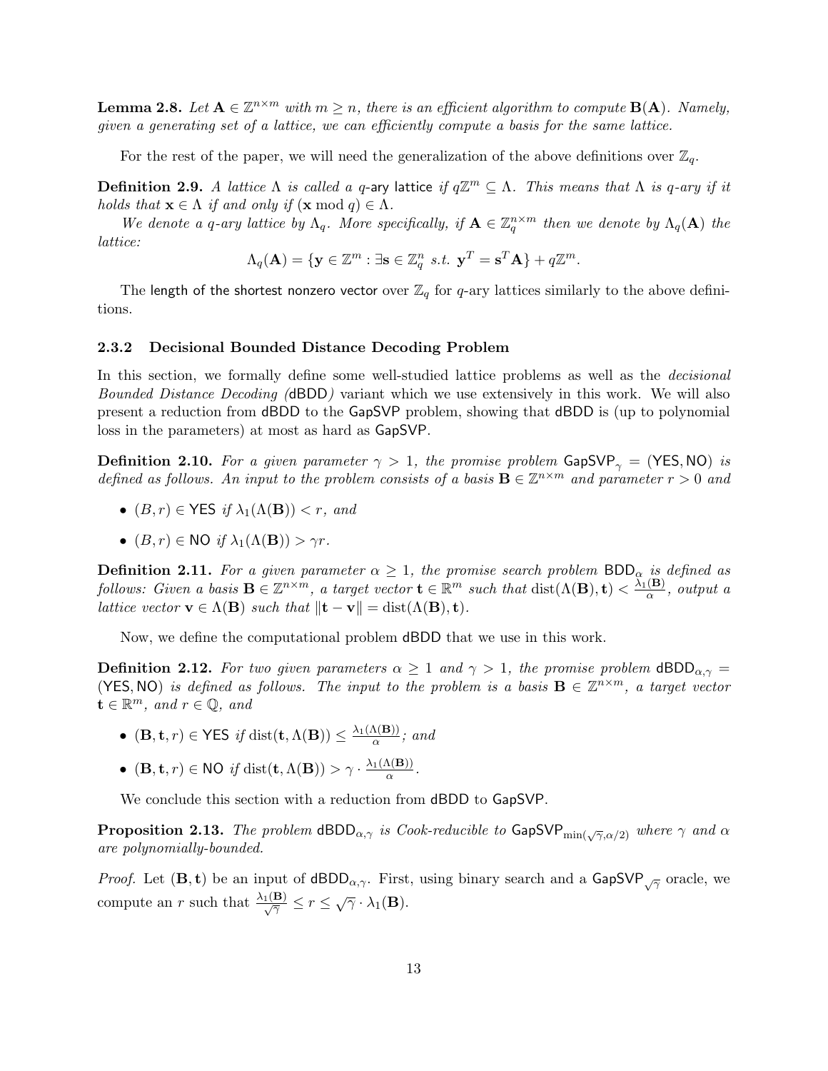**Lemma 2.8.** *Let $\mathbf{A} \in \mathbb{Z}^{n \times m}$ with $m \geq n$, there is an efficient algorithm to compute $\mathbf{B}(\mathbf{A})$. Namely, given a generating set of a lattice, we can efficiently compute a basis for the same lattice.*

For the rest of the paper, we will need the generalization of the above definitions over $\mathbb{Z}_q$.

**Definition 2.9.** *A lattice $\Lambda$ is called a $q$-ary lattice if $q\mathbb{Z}^m \subseteq \Lambda$. This means that $\Lambda$ is $q$-ary if it holds that $\mathbf{x} \in \Lambda$ if and only if $(\mathbf{x} \bmod q) \in \Lambda$.*

*We denote a $q$-ary lattice by $\Lambda_q$. More specifically, if $\mathbf{A} \in \mathbb{Z}_q^{n \times m}$ then we denote by $\Lambda_q(\mathbf{A})$ the lattice:*

$$\Lambda_q(\mathbf{A}) = \{\mathbf{y} \in \mathbb{Z}^m : \exists \mathbf{s} \in \mathbb{Z}_q^n \text{ s.t. } \mathbf{y}^T = \mathbf{s}^T\mathbf{A}\} + q\mathbb{Z}^m.$$

The length of the shortest nonzero vector over $\mathbb{Z}_q$ for $q$-ary lattices similarly to the above definitions.

### 2.3.2 Decisional Bounded Distance Decoding Problem

In this section, we formally define some well-studied lattice problems as well as the *decisional Bounded Distance Decoding (*dBDD*)* variant which we use extensively in this work. We will also present a reduction from dBDD to the GapSVP problem, showing that dBDD is (up to polynomial loss in the parameters) at most as hard as GapSVP.

**Definition 2.10.** *For a given parameter $\gamma > 1$, the promise problem $\mathsf{GapSVP}_\gamma = (\mathsf{YES}, \mathsf{NO})$ is defined as follows. An input to the problem consists of a basis $\mathbf{B} \in \mathbb{Z}^{n \times m}$ and parameter $r > 0$ and*

- *$(B, r) \in \mathsf{YES}$ if $\lambda_1(\Lambda(\mathbf{B})) < r$, and*
- *$(B, r) \in \mathsf{NO}$ if $\lambda_1(\Lambda(\mathbf{B})) > \gamma r$.*

**Definition 2.11.** *For a given parameter $\alpha \geq 1$, the promise search problem $\mathsf{BDD}_\alpha$ is defined as follows: Given a basis $\mathbf{B} \in \mathbb{Z}^{n \times m}$, a target vector $\mathbf{t} \in \mathbb{R}^m$ such that $\operatorname{dist}(\Lambda(\mathbf{B}), \mathbf{t}) < \frac{\lambda_1(\mathbf{B})}{\alpha}$, output a lattice vector $\mathbf{v} \in \Lambda(\mathbf{B})$ such that $\|\mathbf{t} - \mathbf{v}\| = \operatorname{dist}(\Lambda(\mathbf{B}), \mathbf{t})$.*

Now, we define the computational problem dBDD that we use in this work.

**Definition 2.12.** *For two given parameters $\alpha \geq 1$ and $\gamma > 1$, the promise problem $\mathsf{dBDD}_{\alpha,\gamma} = (\mathsf{YES}, \mathsf{NO})$ is defined as follows. The input to the problem is a basis $\mathbf{B} \in \mathbb{Z}^{n \times m}$, a target vector $\mathbf{t} \in \mathbb{R}^m$, and $r \in \mathbb{Q}$, and*

- *$(\mathbf{B}, \mathbf{t}, r) \in \mathsf{YES}$ if $\operatorname{dist}(\mathbf{t}, \Lambda(\mathbf{B})) \leq \frac{\lambda_1(\Lambda(\mathbf{B}))}{\alpha}$; and*
- *$(\mathbf{B}, \mathbf{t}, r) \in \mathsf{NO}$ if $\operatorname{dist}(\mathbf{t}, \Lambda(\mathbf{B})) > \gamma \cdot \frac{\lambda_1(\Lambda(\mathbf{B}))}{\alpha}$.*

We conclude this section with a reduction from dBDD to GapSVP.

**Proposition 2.13.** *The problem $\mathsf{dBDD}_{\alpha,\gamma}$ is Cook-reducible to $\mathsf{GapSVP}_{\min(\sqrt{\gamma}, \alpha/2)}$ where $\gamma$ and $\alpha$ are polynomially-bounded.*

*Proof.* Let $(\mathbf{B}, \mathbf{t})$ be an input of $\mathsf{dBDD}_{\alpha,\gamma}$. First, using binary search and a $\mathsf{GapSVP}_{\sqrt{\gamma}}$ oracle, we compute an $r$ such that $\frac{\lambda_1(\mathbf{B})}{\sqrt{\gamma}} \leq r \leq \sqrt{\gamma} \cdot \lambda_1(\mathbf{B})$.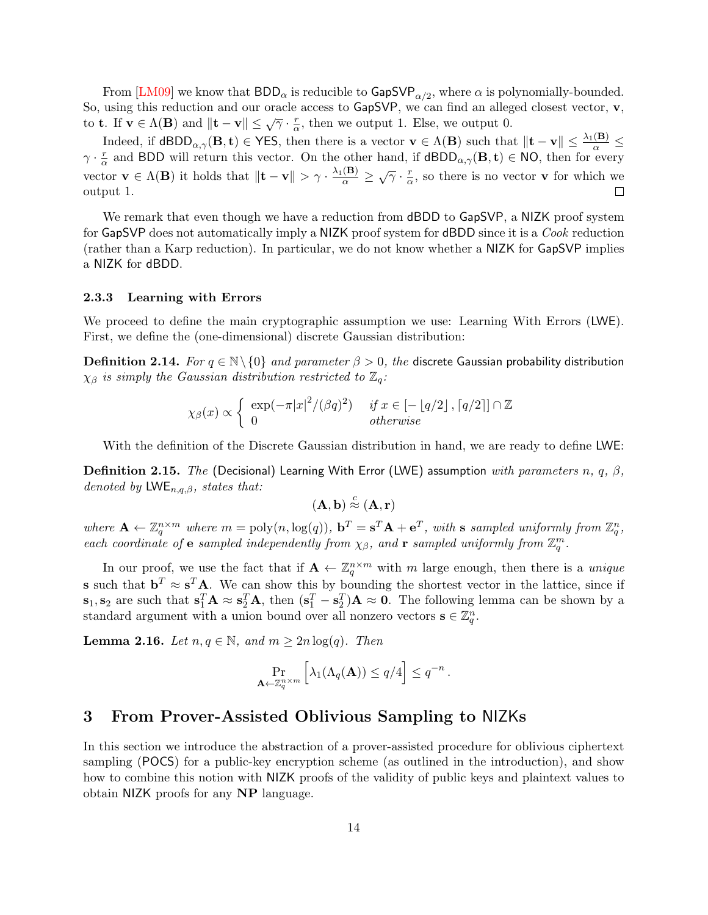From [LM09] we know that $\mathsf{BDD}_\alpha$ is reducible to $\mathsf{GapSVP}_{\alpha/2}$, where $\alpha$ is polynomially-bounded. So, using this reduction and our oracle access to $\mathsf{GapSVP}$, we can find an alleged closest vector, $\mathbf{v}$, to $\mathbf{t}$. If $\mathbf{v} \in \Lambda(\mathbf{B})$ and $\|\mathbf{t} - \mathbf{v}\| \leq \sqrt{\gamma} \cdot \frac{r}{\alpha}$, then we output 1. Else, we output 0.

Indeed, if $\mathsf{dBDD}_{\alpha,\gamma}(\mathbf{B}, \mathbf{t}) \in \mathsf{YES}$, then there is a vector $\mathbf{v} \in \Lambda(\mathbf{B})$ such that $\|\mathbf{t} - \mathbf{v}\| \leq \frac{\lambda_1(\mathbf{B})}{\alpha} \leq \gamma \cdot \frac{r}{\alpha}$ and $\mathsf{BDD}$ will return this vector. On the other hand, if $\mathsf{dBDD}_{\alpha,\gamma}(\mathbf{B}, \mathbf{t}) \in \mathsf{NO}$, then for every vector $\mathbf{v} \in \Lambda(\mathbf{B})$ it holds that $\|\mathbf{t} - \mathbf{v}\| > \gamma \cdot \frac{\lambda_1(\mathbf{B})}{\alpha} \geq \sqrt{\gamma} \cdot \frac{r}{\alpha}$, so there is no vector $\mathbf{v}$ for which we output 1. ◻

We remark that even though we have a reduction from $\mathsf{dBDD}$ to $\mathsf{GapSVP}$, a $\mathsf{NIZK}$ proof system for $\mathsf{GapSVP}$ does not automatically imply a $\mathsf{NIZK}$ proof system for $\mathsf{dBDD}$ since it is a *Cook* reduction (rather than a Karp reduction). In particular, we do not know whether a $\mathsf{NIZK}$ for $\mathsf{GapSVP}$ implies a $\mathsf{NIZK}$ for $\mathsf{dBDD}$.

### 2.3.3 Learning with Errors

We proceed to define the main cryptographic assumption we use: Learning With Errors ($\mathsf{LWE}$). First, we define the (one-dimensional) discrete Gaussian distribution:

**Definition 2.14.** *For $q \in \mathbb{N}\setminus\{0\}$ and parameter $\beta > 0$, the* discrete Gaussian probability distribution *$\chi_\beta$ is simply the Gaussian distribution restricted to $\mathbb{Z}_q$:*

$$\chi_\beta(x) \propto \begin{cases} \exp(-\pi |x|^2/(\beta q)^2) & \text{if } x \in [-\lfloor q/2 \rfloor, \lceil q/2 \rceil] \cap \mathbb{Z} \\ 0 & \text{otherwise} \end{cases}$$

With the definition of the Discrete Gaussian distribution in hand, we are ready to define $\mathsf{LWE}$:

**Definition 2.15.** *The* (Decisional) Learning With Error (LWE) assumption *with parameters $n$, $q$, $\beta$, denoted by $\mathsf{LWE}_{n,q,\beta}$, states that:*

$$(\mathbf{A}, \mathbf{b}) \overset{c}{\approx} (\mathbf{A}, \mathbf{r})$$

*where $\mathbf{A} \leftarrow \mathbb{Z}_q^{n \times m}$ where $m = \mathrm{poly}(n, \log(q))$, $\mathbf{b}^T = \mathbf{s}^T\mathbf{A} + \mathbf{e}^T$, with $\mathbf{s}$ sampled uniformly from $\mathbb{Z}_q^n$, each coordinate of $\mathbf{e}$ sampled independently from $\chi_\beta$, and $\mathbf{r}$ sampled uniformly from $\mathbb{Z}_q^m$.*

In our proof, we use the fact that if $\mathbf{A} \leftarrow \mathbb{Z}_q^{n \times m}$ with $m$ large enough, then there is a *unique* $\mathbf{s}$ such that $\mathbf{b}^T \approx \mathbf{s}^T\mathbf{A}$. We can show this by bounding the shortest vector in the lattice, since if $\mathbf{s}_1, \mathbf{s}_2$ are such that $\mathbf{s}_1^T\mathbf{A} \approx \mathbf{s}_2^T\mathbf{A}$, then $(\mathbf{s}_1^T - \mathbf{s}_2^T)\mathbf{A} \approx \mathbf{0}$. The following lemma can be shown by a standard argument with a union bound over all nonzero vectors $\mathbf{s} \in \mathbb{Z}_q^n$.

**Lemma 2.16.** *Let $n, q \in \mathbb{N}$, and $m \geq 2n\log(q)$. Then*

$$\Pr_{\mathbf{A} \leftarrow \mathbb{Z}_q^{n \times m}}\left[\lambda_1(\Lambda_q(\mathbf{A})) \leq q/4\right] \leq q^{-n}.$$

# 3 From Prover-Assisted Oblivious Sampling to NIZKs

In this section we introduce the abstraction of a prover-assisted procedure for oblivious ciphertext sampling ($\mathsf{POCS}$) for a public-key encryption scheme (as outlined in the introduction), and show how to combine this notion with $\mathsf{NIZK}$ proofs of the validity of public keys and plaintext values to obtain $\mathsf{NIZK}$ proofs for any $\mathbf{NP}$ language.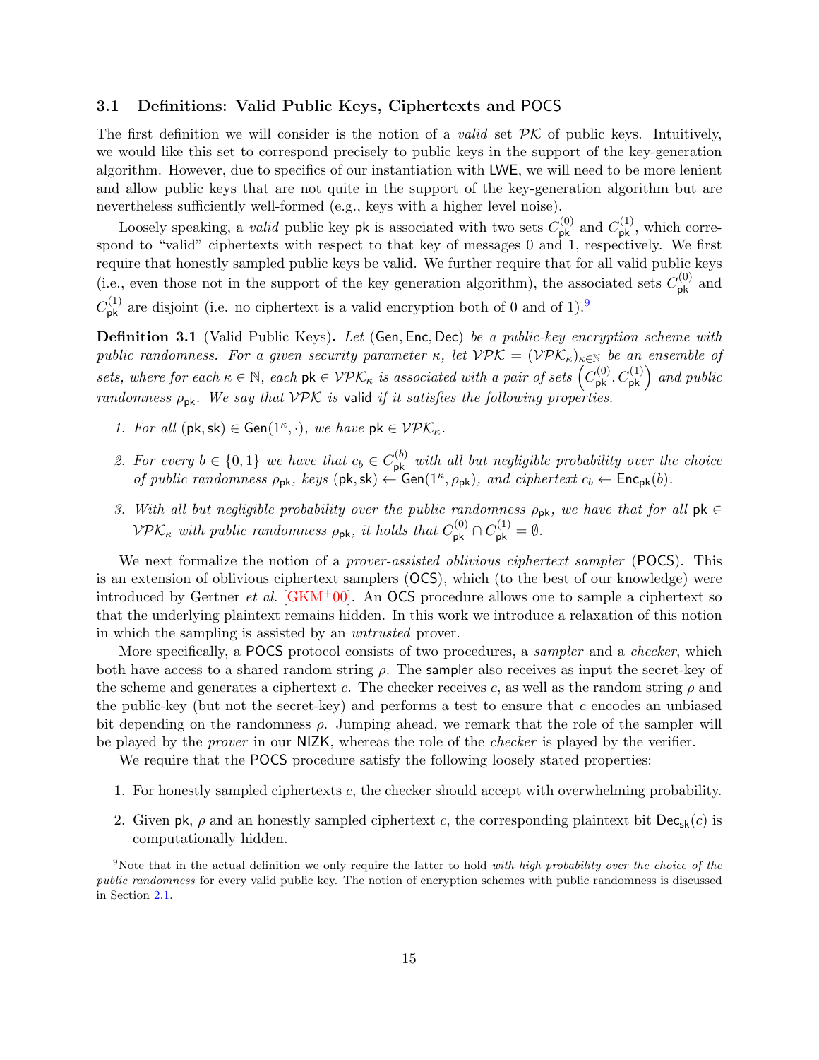### 3.1 Definitions: Valid Public Keys, Ciphertexts and POCS

The first definition we will consider is the notion of a *valid* set $\mathcal{PK}$ of public keys. Intuitively, we would like this set to correspond precisely to public keys in the support of the key-generation algorithm. However, due to specifics of our instantiation with LWE, we will need to be more lenient and allow public keys that are not quite in the support of the key-generation algorithm but are nevertheless sufficiently well-formed (e.g., keys with a higher level noise).

Loosely speaking, a *valid* public key $\mathsf{pk}$ is associated with two sets $C^{(0)}_{\mathsf{pk}}$ and $C^{(1)}_{\mathsf{pk}}$, which correspond to "valid" ciphertexts with respect to that key of messages 0 and 1, respectively. We first require that honestly sampled public keys be valid. We further require that for all valid public keys (i.e., even those not in the support of the key generation algorithm), the associated sets $C^{(0)}_{\mathsf{pk}}$ and $C^{(1)}_{\mathsf{pk}}$ are disjoint (i.e. no ciphertext is a valid encryption both of 0 and of 1).[9]

**Definition 3.1** (Valid Public Keys)**.** *Let* $(\mathsf{Gen}, \mathsf{Enc}, \mathsf{Dec})$ *be a public-key encryption scheme with public randomness. For a given security parameter* $\kappa$*, let* $\mathcal{VPK} = (\mathcal{VPK}_\kappa)_{\kappa \in \mathbb{N}}$ *be an ensemble of sets, where for each* $\kappa \in \mathbb{N}$*, each* $\mathsf{pk} \in \mathcal{VPK}_\kappa$ *is associated with a pair of sets* $\left(C^{(0)}_{\mathsf{pk}}, C^{(1)}_{\mathsf{pk}}\right)$ *and public randomness* $\rho_{\mathsf{pk}}$*. We say that* $\mathcal{VPK}$ *is* valid *if it satisfies the following properties.*

1. *For all* $(\mathsf{pk}, \mathsf{sk}) \in \mathsf{Gen}(1^\kappa, \cdot)$*, we have* $\mathsf{pk} \in \mathcal{VPK}_\kappa$*.*
2. *For every* $b \in \{0, 1\}$ *we have that* $c_b \in C^{(b)}_{\mathsf{pk}}$ *with all but negligible probability over the choice of public randomness* $\rho_{\mathsf{pk}}$*, keys* $(\mathsf{pk}, \mathsf{sk}) \leftarrow \mathsf{Gen}(1^\kappa, \rho_{\mathsf{pk}})$*, and ciphertext* $c_b \leftarrow \mathsf{Enc}_{\mathsf{pk}}(b)$*.*
3. *With all but negligible probability over the public randomness* $\rho_{\mathsf{pk}}$*, we have that for all* $\mathsf{pk} \in \mathcal{VPK}_\kappa$ *with public randomness* $\rho_{\mathsf{pk}}$*, it holds that* $C^{(0)}_{\mathsf{pk}} \cap C^{(1)}_{\mathsf{pk}} = \emptyset$*.*

We next formalize the notion of a *prover-assisted oblivious ciphertext sampler* (POCS). This is an extension of oblivious ciphertext samplers (OCS), which (to the best of our knowledge) were introduced by Gertner *et al.* [GKM+00]. An OCS procedure allows one to sample a ciphertext so that the underlying plaintext remains hidden. In this work we introduce a relaxation of this notion in which the sampling is assisted by an *untrusted* prover.

More specifically, a POCS protocol consists of two procedures, a *sampler* and a *checker*, which both have access to a shared random string $\rho$. The sampler also receives as input the secret-key of the scheme and generates a ciphertext $c$. The checker receives $c$, as well as the random string $\rho$ and the public-key (but not the secret-key) and performs a test to ensure that $c$ encodes an unbiased bit depending on the randomness $\rho$. Jumping ahead, we remark that the role of the sampler will be played by the *prover* in our NIZK, whereas the role of the *checker* is played by the verifier.

We require that the POCS procedure satisfy the following loosely stated properties:

1. For honestly sampled ciphertexts $c$, the checker should accept with overwhelming probability.
2. Given $\mathsf{pk}$, $\rho$ and an honestly sampled ciphertext $c$, the corresponding plaintext bit $\mathsf{Dec}_{\mathsf{sk}}(c)$ is computationally hidden.

[9] Note that in the actual definition we only require the latter to hold *with high probability over the choice of the public randomness* for every valid public key. The notion of encryption schemes with public randomness is discussed in Section 2.1.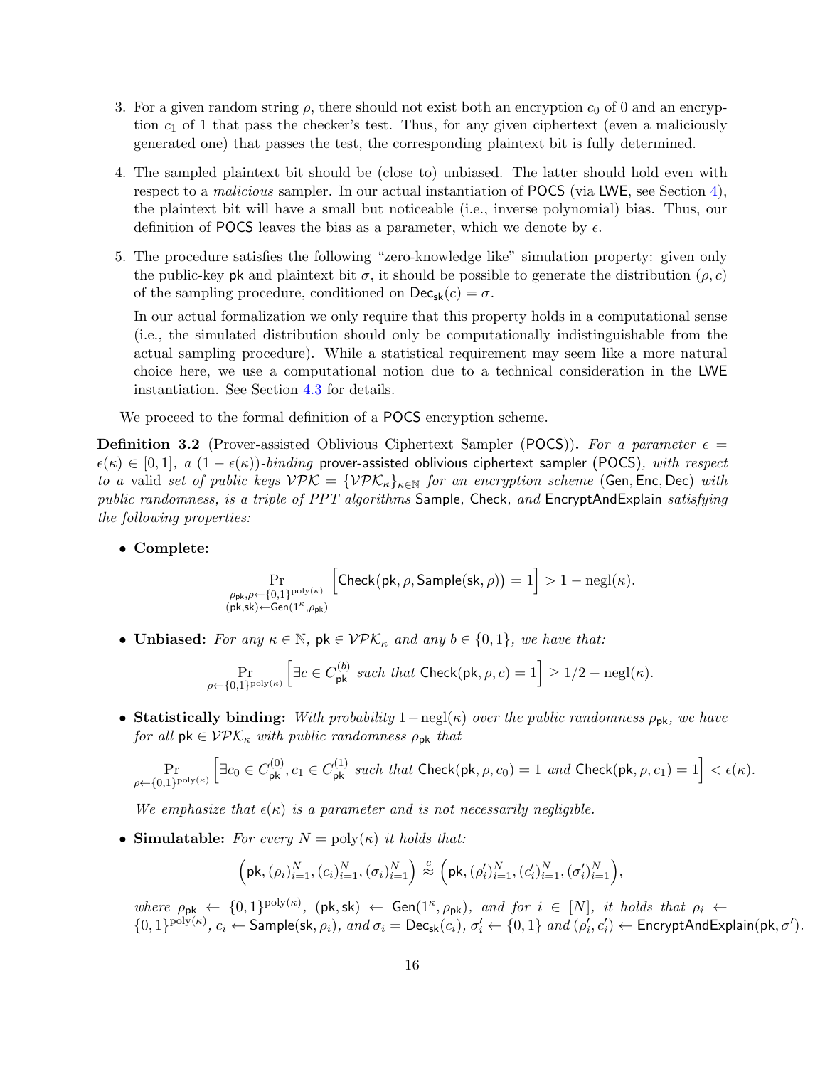3. For a given random string $\rho$, there should not exist both an encryption $c_0$ of 0 and an encryption $c_1$ of 1 that pass the checker's test. Thus, for any given ciphertext (even a maliciously generated one) that passes the test, the corresponding plaintext bit is fully determined.

4. The sampled plaintext bit should be (close to) unbiased. The latter should hold even with respect to a *malicious* sampler. In our actual instantiation of POCS (via LWE, see Section 4), the plaintext bit will have a small but noticeable (i.e., inverse polynomial) bias. Thus, our definition of POCS leaves the bias as a parameter, which we denote by $\epsilon$.

5. The procedure satisfies the following "zero-knowledge like" simulation property: given only the public-key $\mathsf{pk}$ and plaintext bit $\sigma$, it should be possible to generate the distribution $(\rho, c)$ of the sampling procedure, conditioned on $\mathsf{Dec}_{\mathsf{sk}}(c) = \sigma$.

   In our actual formalization we only require that this property holds in a computational sense (i.e., the simulated distribution should only be computationally indistinguishable from the actual sampling procedure). While a statistical requirement may seem like a more natural choice here, we use a computational notion due to a technical consideration in the LWE instantiation. See Section 4.3 for details.

We proceed to the formal definition of a POCS encryption scheme.

**Definition 3.2** (Prover-assisted Oblivious Ciphertext Sampler (POCS))**.** *For a parameter $\epsilon = \epsilon(\kappa) \in [0,1]$, a $(1-\epsilon(\kappa))$-binding* prover-assisted oblivious ciphertext sampler (POCS)*, with respect to a* valid *set of public keys $\mathcal{VPK} = \{\mathcal{VPK}_\kappa\}_{\kappa\in\mathbb{N}}$ for an encryption scheme* (Gen, Enc, Dec) *with public randomness, is a triple of PPT algorithms* Sample*,* Check*, and* EncryptAndExplain *satisfying the following properties:*

- **Complete:**

$$\Pr_{\substack{\rho_{\mathsf{pk}}, \rho \leftarrow \{0,1\}^{\mathrm{poly}(\kappa)} \\ (\mathsf{pk},\mathsf{sk}) \leftarrow \mathsf{Gen}(1^\kappa, \rho_{\mathsf{pk}})}} \Big[ \mathsf{Check}\big(\mathsf{pk}, \rho, \mathsf{Sample}(\mathsf{sk}, \rho)\big) = 1 \Big] > 1 - \mathrm{negl}(\kappa).$$

- **Unbiased:** *For any $\kappa \in \mathbb{N}$, $\mathsf{pk} \in \mathcal{VPK}_\kappa$ and any $b \in \{0,1\}$, we have that:*

$$\Pr_{\rho \leftarrow \{0,1\}^{\mathrm{poly}(\kappa)}} \Big[ \exists c \in C_{\mathsf{pk}}^{(b)} \text{ such that } \mathsf{Check}(\mathsf{pk}, \rho, c) = 1 \Big] \geq 1/2 - \mathrm{negl}(\kappa).$$

- **Statistically binding:** *With probability $1 - \mathrm{negl}(\kappa)$ over the public randomness $\rho_{\mathsf{pk}}$, we have for all $\mathsf{pk} \in \mathcal{VPK}_\kappa$ with public randomness $\rho_{\mathsf{pk}}$ that*

$$\Pr_{\rho \leftarrow \{0,1\}^{\mathrm{poly}(\kappa)}} \Big[ \exists c_0 \in C_{\mathsf{pk}}^{(0)}, c_1 \in C_{\mathsf{pk}}^{(1)} \text{ such that } \mathsf{Check}(\mathsf{pk}, \rho, c_0) = 1 \text{ and } \mathsf{Check}(\mathsf{pk}, \rho, c_1) = 1 \Big] < \epsilon(\kappa).$$

  *We emphasize that $\epsilon(\kappa)$ is a parameter and is not necessarily negligible.*

- **Simulatable:** *For every $N = \mathrm{poly}(\kappa)$ it holds that:*

$$\Big( \mathsf{pk}, (\rho_i)_{i=1}^N, (c_i)_{i=1}^N, (\sigma_i)_{i=1}^N \Big) \overset{c}{\approx} \Big( \mathsf{pk}, (\rho'_i)_{i=1}^N, (c'_i)_{i=1}^N, (\sigma'_i)_{i=1}^N \Big),$$

  *where $\rho_{\mathsf{pk}} \leftarrow \{0,1\}^{\mathrm{poly}(\kappa)}$, $(\mathsf{pk}, \mathsf{sk}) \leftarrow \mathsf{Gen}(1^\kappa, \rho_{\mathsf{pk}})$, and for $i \in [N]$, it holds that $\rho_i \leftarrow \{0,1\}^{\mathrm{poly}(\kappa)}$, $c_i \leftarrow \mathsf{Sample}(\mathsf{sk}, \rho_i)$, and $\sigma_i = \mathsf{Dec}_{\mathsf{sk}}(c_i)$, $\sigma'_i \leftarrow \{0,1\}$ and $(\rho'_i, c'_i) \leftarrow \mathsf{EncryptAndExplain}(\mathsf{pk}, \sigma')$.*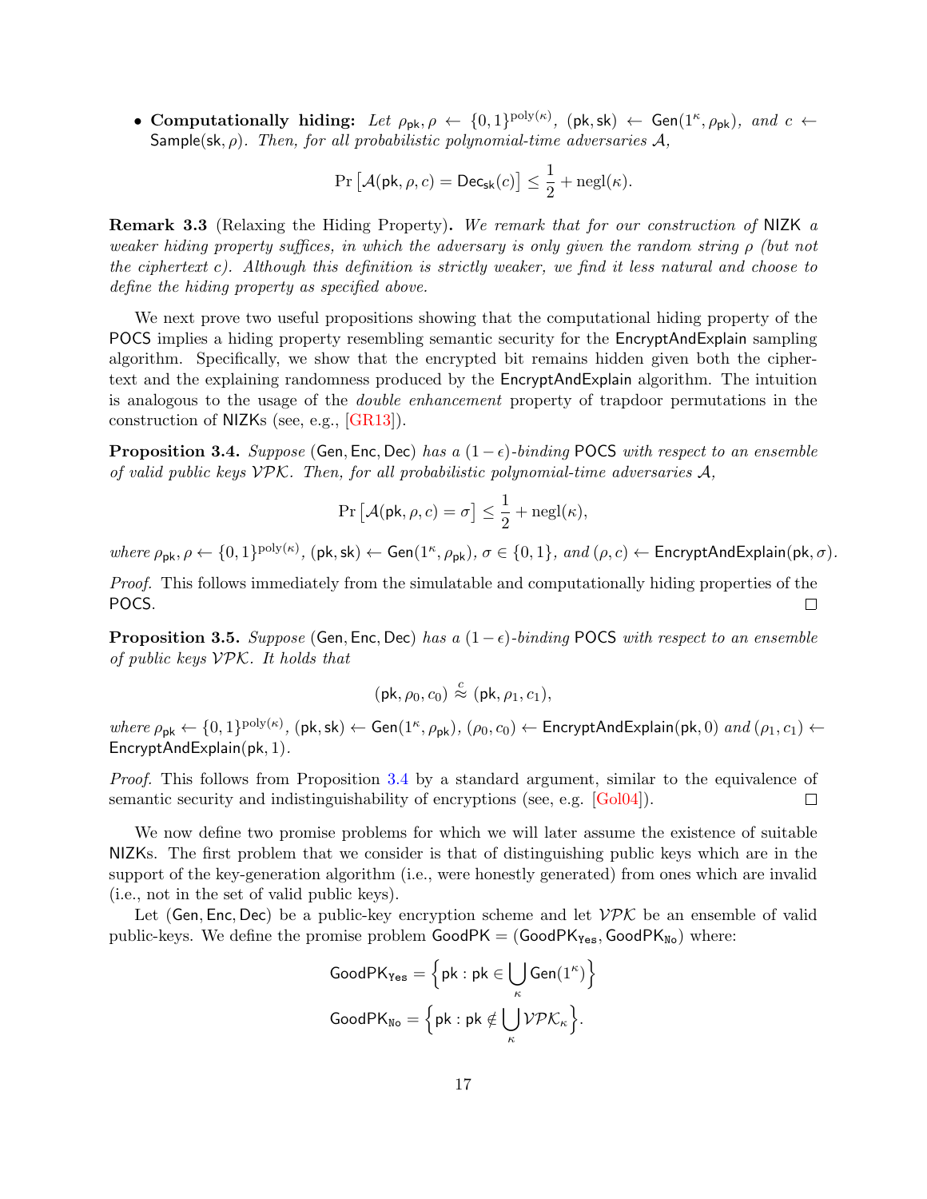- **Computationally hiding:** *Let* $\rho_{\mathsf{pk}}, \rho \leftarrow \{0,1\}^{\mathrm{poly}(\kappa)}$, $(\mathsf{pk}, \mathsf{sk}) \leftarrow \mathsf{Gen}(1^\kappa, \rho_{\mathsf{pk}})$, *and* $c \leftarrow \mathsf{Sample}(\mathsf{sk}, \rho)$. *Then, for all probabilistic polynomial-time adversaries* $\mathcal{A}$,

$$\Pr\left[\mathcal{A}(\mathsf{pk}, \rho, c) = \mathsf{Dec}_{\mathsf{sk}}(c)\right] \leq \frac{1}{2} + \mathrm{negl}(\kappa).$$

**Remark 3.3** (Relaxing the Hiding Property)**.** *We remark that for our construction of* NIZK *a weaker hiding property suffices, in which the adversary is only given the random string* $\rho$ *(but not the ciphertext* $c$*). Although this definition is strictly weaker, we find it less natural and choose to define the hiding property as specified above.*

We next prove two useful propositions showing that the computational hiding property of the POCS implies a hiding property resembling semantic security for the EncryptAndExplain sampling algorithm. Specifically, we show that the encrypted bit remains hidden given both the ciphertext and the explaining randomness produced by the EncryptAndExplain algorithm. The intuition is analogous to the usage of the *double enhancement* property of trapdoor permutations in the construction of NIZKs (see, e.g., [GR13]).

**Proposition 3.4.** *Suppose* $(\mathsf{Gen}, \mathsf{Enc}, \mathsf{Dec})$ *has a* $(1-\epsilon)$*-binding* POCS *with respect to an ensemble of valid public keys* $\mathcal{VPK}$. *Then, for all probabilistic polynomial-time adversaries* $\mathcal{A}$,

$$\Pr\left[\mathcal{A}(\mathsf{pk}, \rho, c) = \sigma\right] \leq \frac{1}{2} + \mathrm{negl}(\kappa),$$

*where* $\rho_{\mathsf{pk}}, \rho \leftarrow \{0,1\}^{\mathrm{poly}(\kappa)}$, $(\mathsf{pk}, \mathsf{sk}) \leftarrow \mathsf{Gen}(1^\kappa, \rho_{\mathsf{pk}})$, $\sigma \in \{0,1\}$, *and* $(\rho, c) \leftarrow \mathsf{EncryptAndExplain}(\mathsf{pk}, \sigma)$.

*Proof.* This follows immediately from the simulatable and computationally hiding properties of the POCS. $\square$

**Proposition 3.5.** *Suppose* $(\mathsf{Gen}, \mathsf{Enc}, \mathsf{Dec})$ *has a* $(1-\epsilon)$*-binding* POCS *with respect to an ensemble of public keys* $\mathcal{VPK}$. *It holds that*

$$(\mathsf{pk}, \rho_0, c_0) \overset{c}{\approx} (\mathsf{pk}, \rho_1, c_1),$$

*where* $\rho_{\mathsf{pk}} \leftarrow \{0,1\}^{\mathrm{poly}(\kappa)}$, $(\mathsf{pk}, \mathsf{sk}) \leftarrow \mathsf{Gen}(1^\kappa, \rho_{\mathsf{pk}})$, $(\rho_0, c_0) \leftarrow \mathsf{EncryptAndExplain}(\mathsf{pk}, 0)$ *and* $(\rho_1, c_1) \leftarrow \mathsf{EncryptAndExplain}(\mathsf{pk}, 1)$.

*Proof.* This follows from Proposition 3.4 by a standard argument, similar to the equivalence of semantic security and indistinguishability of encryptions (see, e.g. [Gol04]). $\square$

We now define two promise problems for which we will later assume the existence of suitable NIZKs. The first problem that we consider is that of distinguishing public keys which are in the support of the key-generation algorithm (i.e., were honestly generated) from ones which are invalid (i.e., not in the set of valid public keys).

Let $(\mathsf{Gen}, \mathsf{Enc}, \mathsf{Dec})$ be a public-key encryption scheme and let $\mathcal{VPK}$ be an ensemble of valid public-keys. We define the promise problem $\mathsf{GoodPK} = (\mathsf{GoodPK}_{\mathtt{Yes}}, \mathsf{GoodPK}_{\mathtt{No}})$ where:

$$\mathsf{GoodPK}_{\mathtt{Yes}} = \left\{\mathsf{pk} : \mathsf{pk} \in \bigcup_{\kappa} \mathsf{Gen}(1^\kappa)\right\}$$

$$\mathsf{GoodPK}_{\mathtt{No}} = \left\{\mathsf{pk} : \mathsf{pk} \notin \bigcup_{\kappa} \mathcal{VPK}_\kappa\right\}.$$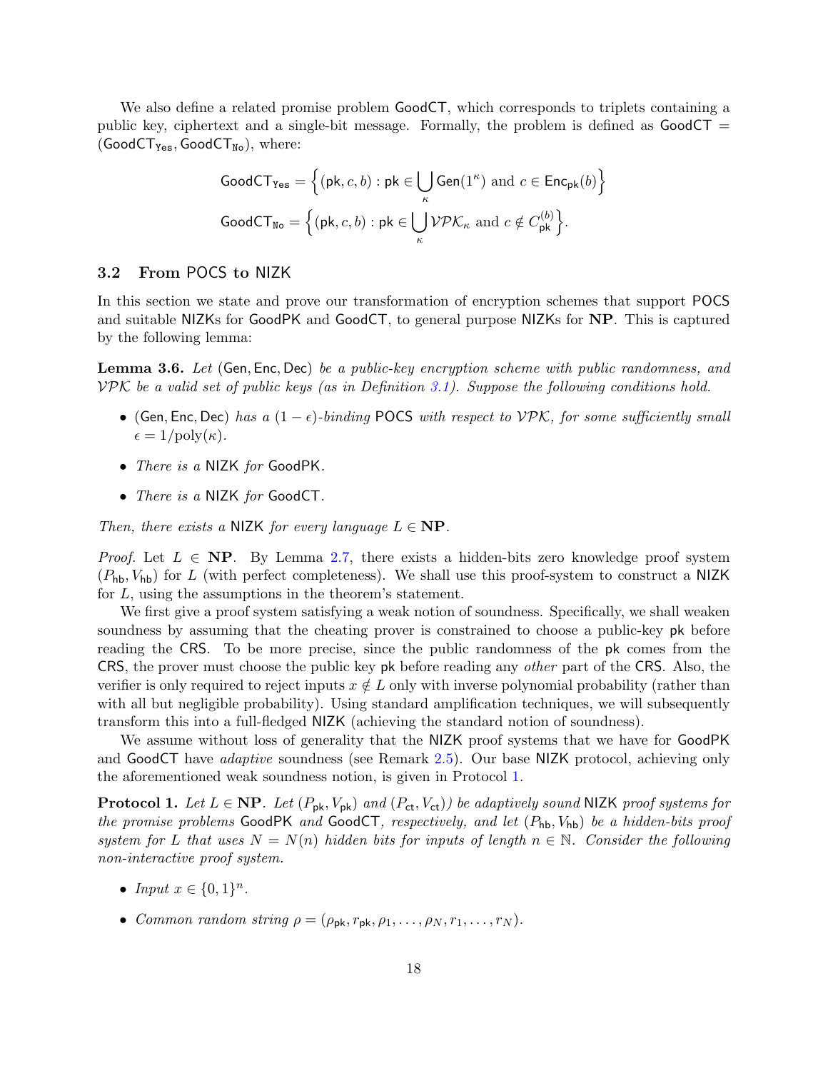We also define a related promise problem $\mathsf{GoodCT}$, which corresponds to triplets containing a public key, ciphertext and a single-bit message. Formally, the problem is defined as $\mathsf{GoodCT} = (\mathsf{GoodCT}_{\mathtt{Yes}}, \mathsf{GoodCT}_{\mathtt{No}})$, where:

$$\mathsf{GoodCT}_{\mathtt{Yes}} = \Big\{(\mathsf{pk}, c, b) : \mathsf{pk} \in \bigcup_{\kappa} \mathsf{Gen}(1^{\kappa}) \text{ and } c \in \mathsf{Enc}_{\mathsf{pk}}(b)\Big\}$$

$$\mathsf{GoodCT}_{\mathtt{No}} = \Big\{(\mathsf{pk}, c, b) : \mathsf{pk} \in \bigcup_{\kappa} \mathcal{VPK}_{\kappa} \text{ and } c \notin C_{\mathsf{pk}}^{(b)}\Big\}.$$

### 3.2 From POCS to NIZK

In this section we state and prove our transformation of encryption schemes that support POCS and suitable NIZKs for GoodPK and GoodCT, to general purpose NIZKs for **NP**. This is captured by the following lemma:

**Lemma 3.6.** *Let* (Gen, Enc, Dec) *be a public-key encryption scheme with public randomness, and* $\mathcal{VPK}$ *be a valid set of public keys (as in Definition 3.1). Suppose the following conditions hold.*

- (Gen, Enc, Dec) *has a* $(1-\epsilon)$*-binding* POCS *with respect to* $\mathcal{VPK}$*, for some sufficiently small* $\epsilon = 1/\mathrm{poly}(\kappa)$.
- *There is a* NIZK *for* GoodPK.
- *There is a* NIZK *for* GoodCT.

*Then, there exists a* NIZK *for every language* $L \in \mathbf{NP}$.

*Proof.* Let $L \in \mathbf{NP}$. By Lemma 2.7, there exists a hidden-bits zero knowledge proof system $(P_{\mathsf{hb}}, V_{\mathsf{hb}})$ for $L$ (with perfect completeness). We shall use this proof-system to construct a NIZK for $L$, using the assumptions in the theorem's statement.

We first give a proof system satisfying a weak notion of soundness. Specifically, we shall weaken soundness by assuming that the cheating prover is constrained to choose a public-key pk before reading the CRS. To be more precise, since the public randomness of the pk comes from the CRS, the prover must choose the public key pk before reading any *other* part of the CRS. Also, the verifier is only required to reject inputs $x \notin L$ only with inverse polynomial probability (rather than with all but negligible probability). Using standard amplification techniques, we will subsequently transform this into a full-fledged NIZK (achieving the standard notion of soundness).

We assume without loss of generality that the NIZK proof systems that we have for GoodPK and GoodCT have *adaptive* soundness (see Remark 2.5). Our base NIZK protocol, achieving only the aforementioned weak soundness notion, is given in Protocol 1.

**Protocol 1.** *Let* $L \in \mathbf{NP}$. *Let* $(P_{\mathsf{pk}}, V_{\mathsf{pk}})$ *and* $(P_{\mathsf{ct}}, V_{\mathsf{ct}})$) *be adaptively sound* NIZK *proof systems for the promise problems* GoodPK *and* GoodCT*, respectively, and let* $(P_{\mathsf{hb}}, V_{\mathsf{hb}})$ *be a hidden-bits proof system for* $L$ *that uses* $N = N(n)$ *hidden bits for inputs of length* $n \in \mathbb{N}$. *Consider the following non-interactive proof system.*

- *Input* $x \in \{0,1\}^n$.
- *Common random string* $\rho = (\rho_{\mathsf{pk}}, r_{\mathsf{pk}}, \rho_1, \ldots, \rho_N, r_1, \ldots, r_N)$.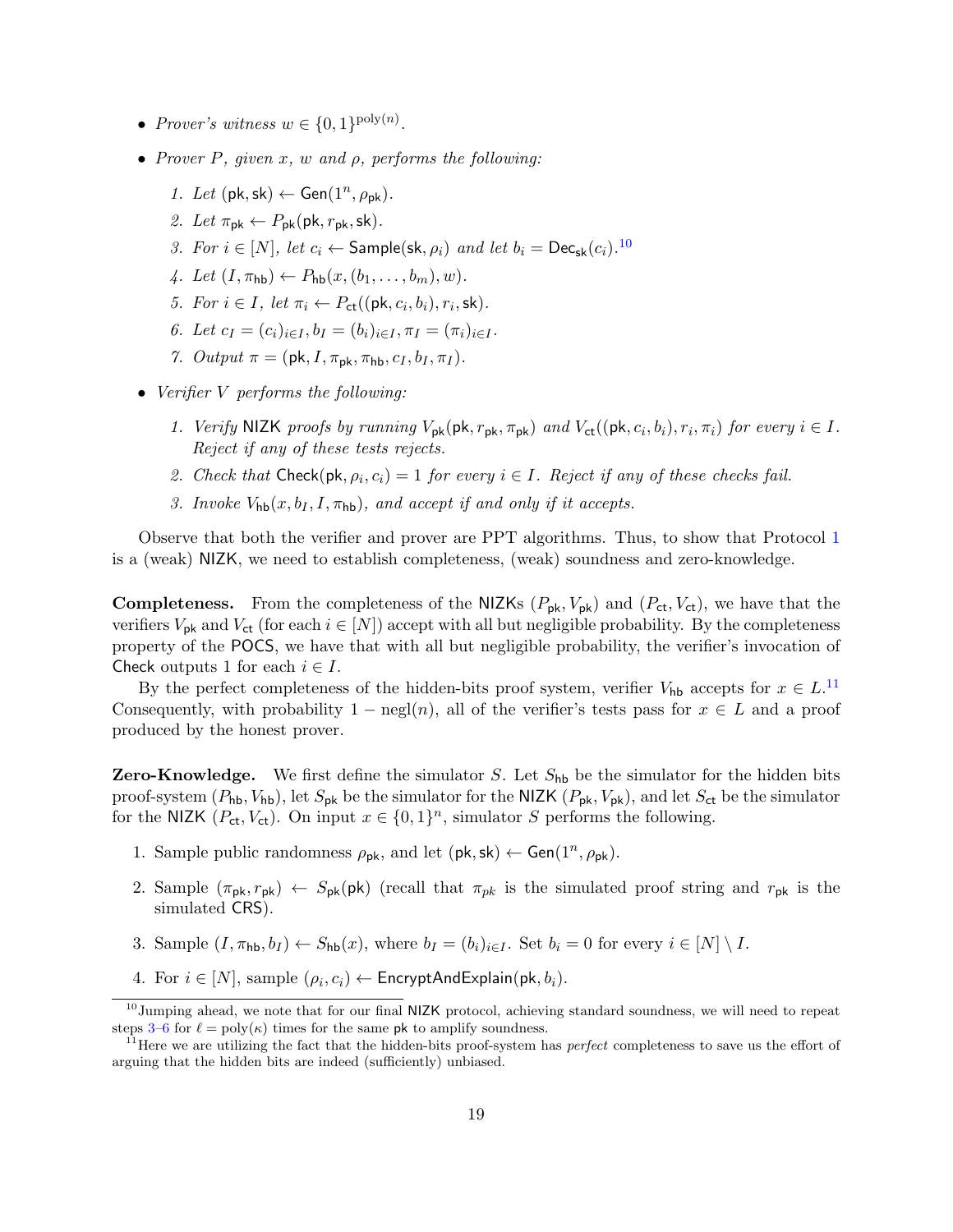- *Prover's witness* $w \in \{0,1\}^{\mathrm{poly}(n)}$.
- *Prover* $P$*, given* $x$*,* $w$ *and* $\rho$*, performs the following:*
  1. *Let* $(\mathsf{pk}, \mathsf{sk}) \leftarrow \mathsf{Gen}(1^n, \rho_{\mathsf{pk}})$.
  2. *Let* $\pi_{\mathsf{pk}} \leftarrow P_{\mathsf{pk}}(\mathsf{pk}, r_{\mathsf{pk}}, \mathsf{sk})$.
  3. *For* $i \in [N]$*, let* $c_i \leftarrow \mathsf{Sample}(\mathsf{sk}, \rho_i)$ *and let* $b_i = \mathsf{Dec}_{\mathsf{sk}}(c_i)$.[10]
  4. *Let* $(I, \pi_{\mathsf{hb}}) \leftarrow P_{\mathsf{hb}}(x, (b_1, \ldots, b_m), w)$.
  5. *For* $i \in I$*, let* $\pi_i \leftarrow P_{\mathsf{ct}}((\mathsf{pk}, c_i, b_i), r_i, \mathsf{sk})$.
  6. *Let* $c_I = (c_i)_{i \in I}, b_I = (b_i)_{i \in I}, \pi_I = (\pi_i)_{i \in I}$.
  7. *Output* $\pi = (\mathsf{pk}, I, \pi_{\mathsf{pk}}, \pi_{\mathsf{hb}}, c_I, b_I, \pi_I)$.
- *Verifier* $V$ *performs the following:*
  1. *Verify* NIZK *proofs by running* $V_{\mathsf{pk}}(\mathsf{pk}, r_{\mathsf{pk}}, \pi_{\mathsf{pk}})$ *and* $V_{\mathsf{ct}}((\mathsf{pk}, c_i, b_i), r_i, \pi_i)$ *for every* $i \in I$*. Reject if any of these tests rejects.*
  2. *Check that* $\mathsf{Check}(\mathsf{pk}, \rho_i, c_i) = 1$ *for every* $i \in I$*. Reject if any of these checks fail.*
  3. *Invoke* $V_{\mathsf{hb}}(x, b_I, I, \pi_{\mathsf{hb}})$*, and accept if and only if it accepts.*

Observe that both the verifier and prover are PPT algorithms. Thus, to show that Protocol 1 is a (weak) NIZK, we need to establish completeness, (weak) soundness and zero-knowledge.

**Completeness.** From the completeness of the NIZKs $(P_{\mathsf{pk}}, V_{\mathsf{pk}})$ and $(P_{\mathsf{ct}}, V_{\mathsf{ct}})$, we have that the verifiers $V_{\mathsf{pk}}$ and $V_{\mathsf{ct}}$ (for each $i \in [N]$) accept with all but negligible probability. By the completeness property of the POCS, we have that with all but negligible probability, the verifier's invocation of Check outputs 1 for each $i \in I$.

By the perfect completeness of the hidden-bits proof system, verifier $V_{\mathsf{hb}}$ accepts for $x \in L$.[11] Consequently, with probability $1 - \mathrm{negl}(n)$, all of the verifier's tests pass for $x \in L$ and a proof produced by the honest prover.

**Zero-Knowledge.** We first define the simulator $S$. Let $S_{\mathsf{hb}}$ be the simulator for the hidden bits proof-system $(P_{\mathsf{hb}}, V_{\mathsf{hb}})$, let $S_{\mathsf{pk}}$ be the simulator for the NIZK $(P_{\mathsf{pk}}, V_{\mathsf{pk}})$, and let $S_{\mathsf{ct}}$ be the simulator for the NIZK $(P_{\mathsf{ct}}, V_{\mathsf{ct}})$. On input $x \in \{0,1\}^n$, simulator $S$ performs the following.

1. Sample public randomness $\rho_{\mathsf{pk}}$, and let $(\mathsf{pk}, \mathsf{sk}) \leftarrow \mathsf{Gen}(1^n, \rho_{\mathsf{pk}})$.
2. Sample $(\pi_{\mathsf{pk}}, r_{\mathsf{pk}}) \leftarrow S_{\mathsf{pk}}(\mathsf{pk})$ (recall that $\pi_{pk}$ is the simulated proof string and $r_{\mathsf{pk}}$ is the simulated CRS).
3. Sample $(I, \pi_{\mathsf{hb}}, b_I) \leftarrow S_{\mathsf{hb}}(x)$, where $b_I = (b_i)_{i \in I}$. Set $b_i = 0$ for every $i \in [N] \setminus I$.
4. For $i \in [N]$, sample $(\rho_i, c_i) \leftarrow \mathsf{EncryptAndExplain}(\mathsf{pk}, b_i)$.

[10] Jumping ahead, we note that for our final NIZK protocol, achieving standard soundness, we will need to repeat steps 3–6 for $\ell = \mathrm{poly}(\kappa)$ times for the same pk to amplify soundness.

[11] Here we are utilizing the fact that the hidden-bits proof-system has *perfect* completeness to save us the effort of arguing that the hidden bits are indeed (sufficiently) unbiased.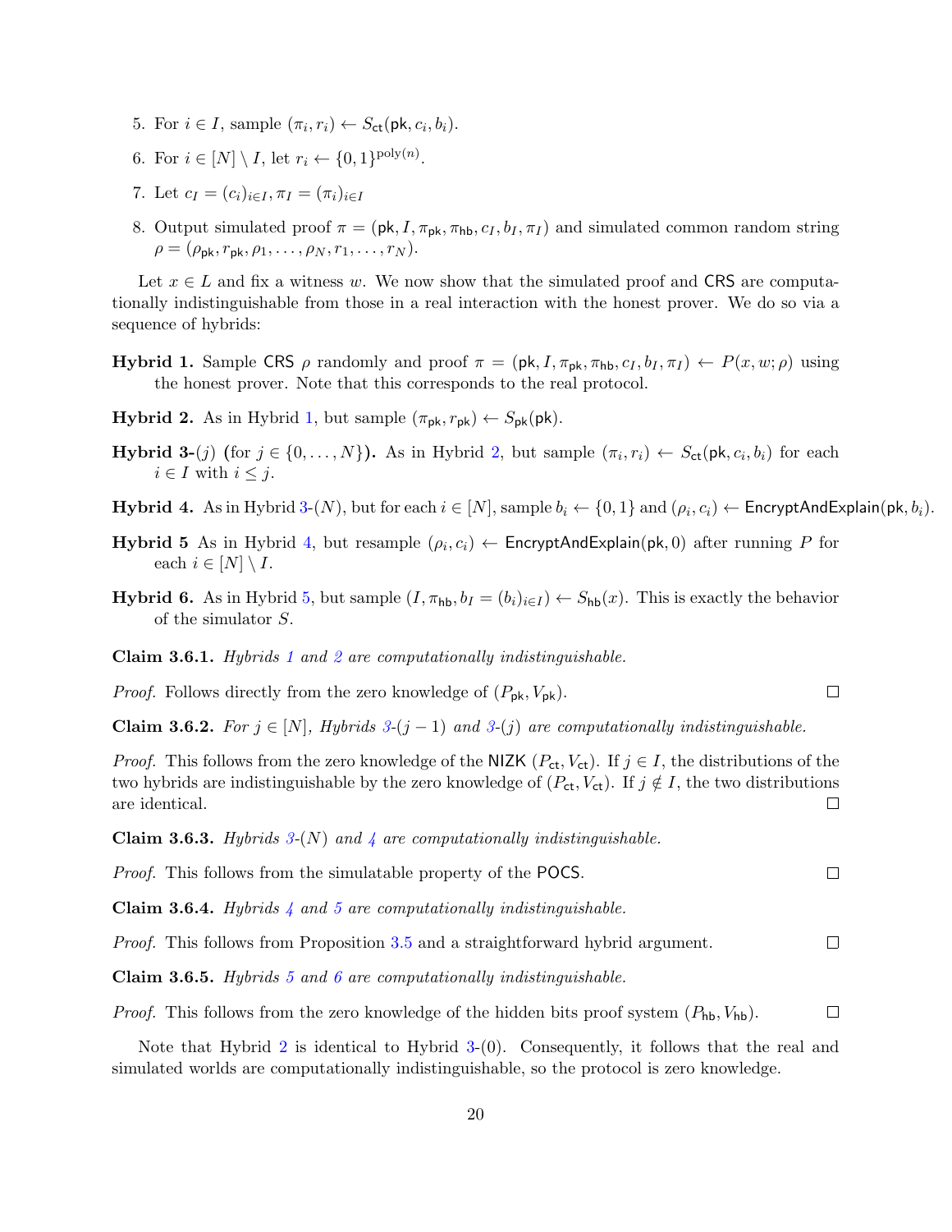5. For $i \in I$, sample $(\pi_i, r_i) \leftarrow S_{\mathsf{ct}}(\mathsf{pk}, c_i, b_i)$.
6. For $i \in [N] \setminus I$, let $r_i \leftarrow \{0,1\}^{\mathrm{poly}(n)}$.
7. Let $c_I = (c_i)_{i \in I}, \pi_I = (\pi_i)_{i \in I}$
8. Output simulated proof $\pi = (\mathsf{pk}, I, \pi_{\mathsf{pk}}, \pi_{\mathsf{hb}}, c_I, b_I, \pi_I)$ and simulated common random string $\rho = (\rho_{\mathsf{pk}}, r_{\mathsf{pk}}, \rho_1, \ldots, \rho_N, r_1, \ldots, r_N)$.

Let $x \in L$ and fix a witness $w$. We now show that the simulated proof and CRS are computationally indistinguishable from those in a real interaction with the honest prover. We do so via a sequence of hybrids:

**Hybrid 1.** Sample CRS $\rho$ randomly and proof $\pi = (\mathsf{pk}, I, \pi_{\mathsf{pk}}, \pi_{\mathsf{hb}}, c_I, b_I, \pi_I) \leftarrow P(x, w; \rho)$ using the honest prover. Note that this corresponds to the real protocol.

**Hybrid 2.** As in Hybrid 1, but sample $(\pi_{\mathsf{pk}}, r_{\mathsf{pk}}) \leftarrow S_{\mathsf{pk}}(\mathsf{pk})$.

**Hybrid 3-$(j)$ (for $j \in \{0, \ldots, N\}$).** As in Hybrid 2, but sample $(\pi_i, r_i) \leftarrow S_{\mathsf{ct}}(\mathsf{pk}, c_i, b_i)$ for each $i \in I$ with $i \leq j$.

**Hybrid 4.** As in Hybrid 3-$(N)$, but for each $i \in [N]$, sample $b_i \leftarrow \{0,1\}$ and $(\rho_i, c_i) \leftarrow \mathsf{EncryptAndExplain}(\mathsf{pk}, b_i)$.

**Hybrid 5** As in Hybrid 4, but resample $(\rho_i, c_i) \leftarrow \mathsf{EncryptAndExplain}(\mathsf{pk}, 0)$ after running $P$ for each $i \in [N] \setminus I$.

**Hybrid 6.** As in Hybrid 5, but sample $(I, \pi_{\mathsf{hb}}, b_I = (b_i)_{i \in I}) \leftarrow S_{\mathsf{hb}}(x)$. This is exactly the behavior of the simulator $S$.

**Claim 3.6.1.** *Hybrids 1 and 2 are computationally indistinguishable.*

*Proof.* Follows directly from the zero knowledge of $(P_{\mathsf{pk}}, V_{\mathsf{pk}})$. □

**Claim 3.6.2.** *For $j \in [N]$, Hybrids 3-$(j-1)$ and 3-$(j)$ are computationally indistinguishable.*

*Proof.* This follows from the zero knowledge of the NIZK $(P_{\mathsf{ct}}, V_{\mathsf{ct}})$. If $j \in I$, the distributions of the two hybrids are indistinguishable by the zero knowledge of $(P_{\mathsf{ct}}, V_{\mathsf{ct}})$. If $j \notin I$, the two distributions are identical. □

**Claim 3.6.3.** *Hybrids 3-$(N)$ and 4 are computationally indistinguishable.*

*Proof.* This follows from the simulatable property of the POCS. □

**Claim 3.6.4.** *Hybrids 4 and 5 are computationally indistinguishable.*

*Proof.* This follows from Proposition 3.5 and a straightforward hybrid argument. □

**Claim 3.6.5.** *Hybrids 5 and 6 are computationally indistinguishable.*

*Proof.* This follows from the zero knowledge of the hidden bits proof system $(P_{\mathsf{hb}}, V_{\mathsf{hb}})$. □

Note that Hybrid 2 is identical to Hybrid 3-$(0)$. Consequently, it follows that the real and simulated worlds are computationally indistinguishable, so the protocol is zero knowledge.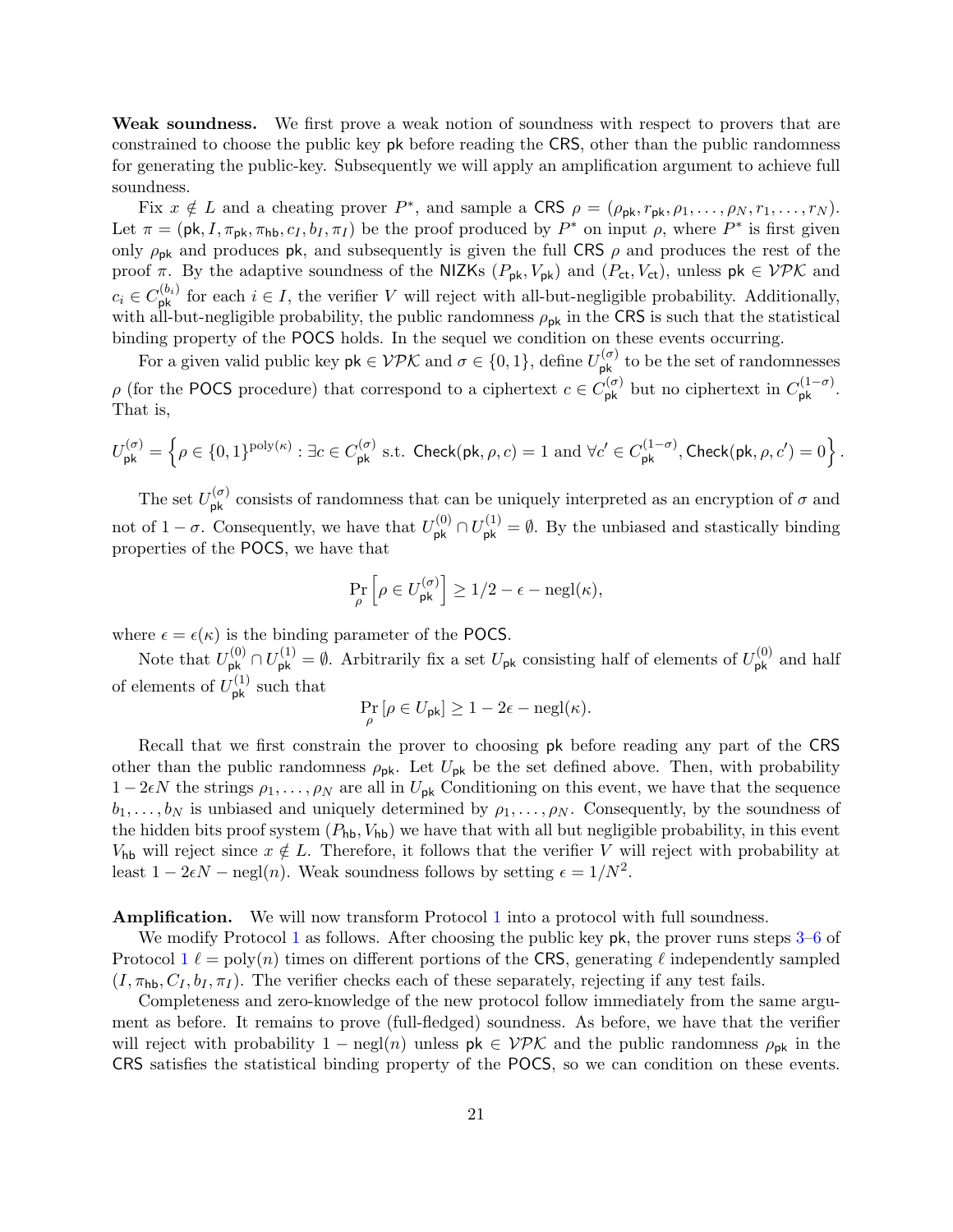**Weak soundness.** We first prove a weak notion of soundness with respect to provers that are constrained to choose the public key $\mathsf{pk}$ before reading the $\mathsf{CRS}$, other than the public randomness for generating the public-key. Subsequently we will apply an amplification argument to achieve full soundness.

Fix $x \notin L$ and a cheating prover $P^*$, and sample a $\mathsf{CRS}$ $\rho = (\rho_{\mathsf{pk}}, r_{\mathsf{pk}}, \rho_1, \ldots, \rho_N, r_1, \ldots, r_N)$. Let $\pi = (\mathsf{pk}, I, \pi_{\mathsf{pk}}, \pi_{\mathsf{hb}}, c_I, b_I, \pi_I)$ be the proof produced by $P^*$ on input $\rho$, where $P^*$ is first given only $\rho_{\mathsf{pk}}$ and produces $\mathsf{pk}$, and subsequently is given the full $\mathsf{CRS}$ $\rho$ and produces the rest of the proof $\pi$. By the adaptive soundness of the $\mathsf{NIZK}$s $(P_{\mathsf{pk}}, V_{\mathsf{pk}})$ and $(P_{\mathsf{ct}}, V_{\mathsf{ct}})$, unless $\mathsf{pk} \in \mathcal{VPK}$ and $c_i \in C_{\mathsf{pk}}^{(b_i)}$ for each $i \in I$, the verifier $V$ will reject with all-but-negligible probability. Additionally, with all-but-negligible probability, the public randomness $\rho_{\mathsf{pk}}$ in the $\mathsf{CRS}$ is such that the statistical binding property of the $\mathsf{POCS}$ holds. In the sequel we condition on these events occurring.

For a given valid public key $\mathsf{pk} \in \mathcal{VPK}$ and $\sigma \in \{0,1\}$, define $U_{\mathsf{pk}}^{(\sigma)}$ to be the set of randomnesses $\rho$ (for the $\mathsf{POCS}$ procedure) that correspond to a ciphertext $c \in C_{\mathsf{pk}}^{(\sigma)}$ but no ciphertext in $C_{\mathsf{pk}}^{(1-\sigma)}$. That is,

$$U_{\mathsf{pk}}^{(\sigma)} = \left\{ \rho \in \{0,1\}^{\mathrm{poly}(\kappa)} : \exists c \in C_{\mathsf{pk}}^{(\sigma)} \text{ s.t. } \mathsf{Check}(\mathsf{pk}, \rho, c) = 1 \text{ and } \forall c' \in C_{\mathsf{pk}}^{(1-\sigma)}, \mathsf{Check}(\mathsf{pk}, \rho, c') = 0 \right\}.$$

The set $U_{\mathsf{pk}}^{(\sigma)}$ consists of randomness that can be uniquely interpreted as an encryption of $\sigma$ and not of $1-\sigma$. Consequently, we have that $U_{\mathsf{pk}}^{(0)} \cap U_{\mathsf{pk}}^{(1)} = \emptyset$. By the unbiased and stastically binding properties of the $\mathsf{POCS}$, we have that

$$\Pr_{\rho}\left[\rho \in U_{\mathsf{pk}}^{(\sigma)}\right] \geq 1/2 - \epsilon - \mathrm{negl}(\kappa),$$

where $\epsilon = \epsilon(\kappa)$ is the binding parameter of the $\mathsf{POCS}$.

Note that $U_{\mathsf{pk}}^{(0)} \cap U_{\mathsf{pk}}^{(1)} = \emptyset$. Arbitrarily fix a set $U_{\mathsf{pk}}$ consisting half of elements of $U_{\mathsf{pk}}^{(0)}$ and half of elements of $U_{\mathsf{pk}}^{(1)}$ such that

$$\Pr_{\rho}\left[\rho \in U_{\mathsf{pk}}\right] \geq 1 - 2\epsilon - \mathrm{negl}(\kappa).$$

Recall that we first constrain the prover to choosing $\mathsf{pk}$ before reading any part of the $\mathsf{CRS}$ other than the public randomness $\rho_{\mathsf{pk}}$. Let $U_{\mathsf{pk}}$ be the set defined above. Then, with probability $1 - 2\epsilon N$ the strings $\rho_1, \ldots, \rho_N$ are all in $U_{\mathsf{pk}}$ Conditioning on this event, we have that the sequence $b_1, \ldots, b_N$ is unbiased and uniquely determined by $\rho_1, \ldots, \rho_N$. Consequently, by the soundness of the hidden bits proof system $(P_{\mathsf{hb}}, V_{\mathsf{hb}})$ we have that with all but negligible probability, in this event $V_{\mathsf{hb}}$ will reject since $x \notin L$. Therefore, it follows that the verifier $V$ will reject with probability at least $1 - 2\epsilon N - \mathrm{negl}(n)$. Weak soundness follows by setting $\epsilon = 1/N^2$.

**Amplification.** We will now transform Protocol 1 into a protocol with full soundness.

We modify Protocol 1 as follows. After choosing the public key $\mathsf{pk}$, the prover runs steps 3–6 of Protocol 1 $\ell = \mathrm{poly}(n)$ times on different portions of the $\mathsf{CRS}$, generating $\ell$ independently sampled $(I, \pi_{\mathsf{hb}}, C_I, b_I, \pi_I)$. The verifier checks each of these separately, rejecting if any test fails.

Completeness and zero-knowledge of the new protocol follow immediately from the same argument as before. It remains to prove (full-fledged) soundness. As before, we have that the verifier will reject with probability $1 - \mathrm{negl}(n)$ unless $\mathsf{pk} \in \mathcal{VPK}$ and the public randomness $\rho_{\mathsf{pk}}$ in the $\mathsf{CRS}$ satisfies the statistical binding property of the $\mathsf{POCS}$, so we can condition on these events.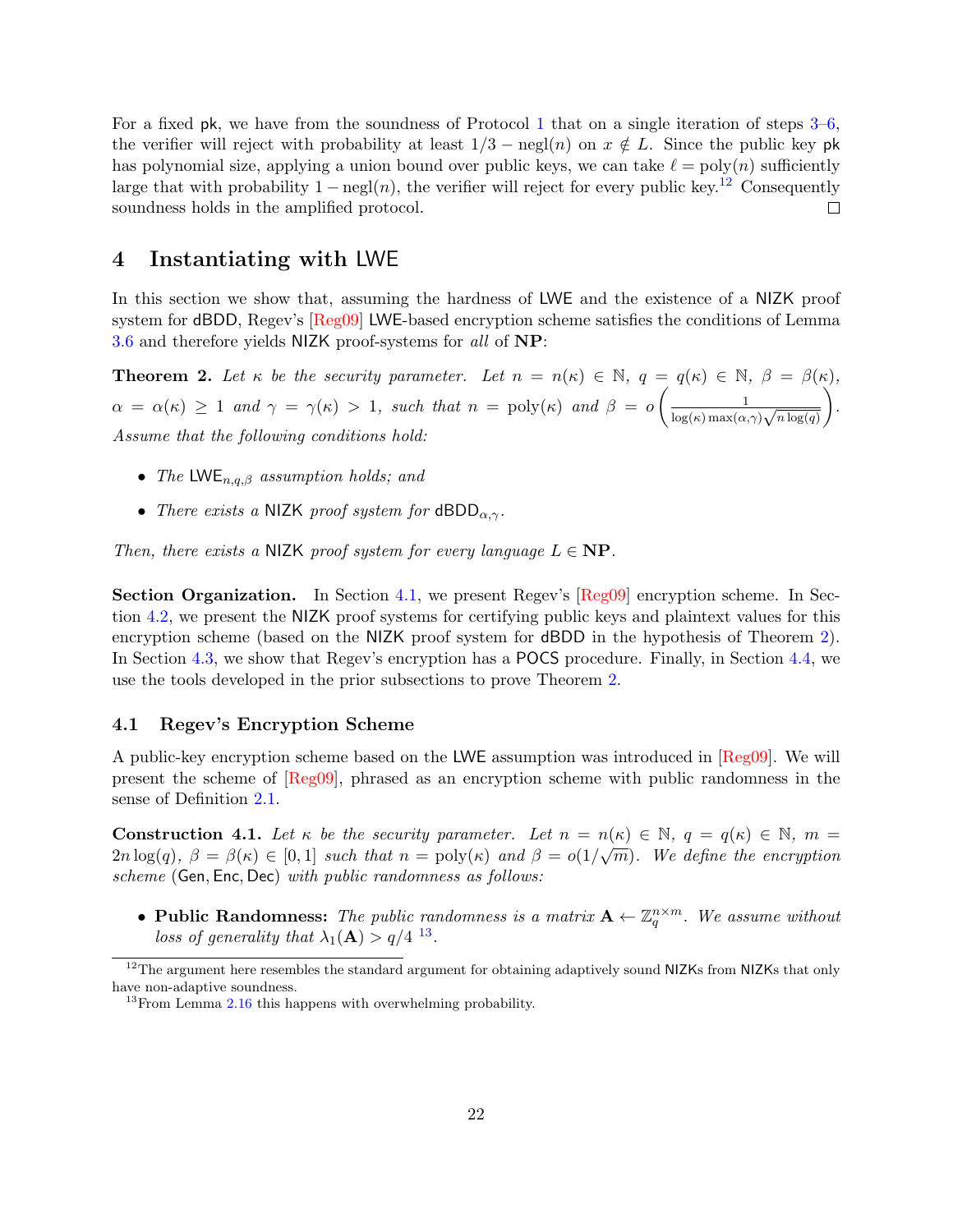For a fixed pk, we have from the soundness of Protocol 1 that on a single iteration of steps 3–6, the verifier will reject with probability at least $1/3 - \text{negl}(n)$ on $x \notin L$. Since the public key pk has polynomial size, applying a union bound over public keys, we can take $\ell = \text{poly}(n)$ sufficiently large that with probability $1 - \text{negl}(n)$, the verifier will reject for every public key.[12] Consequently soundness holds in the amplified protocol. □

# 4 Instantiating with LWE

In this section we show that, assuming the hardness of LWE and the existence of a NIZK proof system for dBDD, Regev's [Reg09] LWE-based encryption scheme satisfies the conditions of Lemma 3.6 and therefore yields NIZK proof-systems for *all* of **NP**:

**Theorem 2.** *Let $\kappa$ be the security parameter. Let $n = n(\kappa) \in \mathbb{N}$, $q = q(\kappa) \in \mathbb{N}$, $\beta = \beta(\kappa)$, $\alpha = \alpha(\kappa) \geq 1$ and $\gamma = \gamma(\kappa) > 1$, such that $n = \text{poly}(\kappa)$ and $\beta = o\left(\frac{1}{\log(\kappa)\max(\alpha,\gamma)\sqrt{n\log(q)}}\right)$. Assume that the following conditions hold:*

- *The $\mathsf{LWE}_{n,q,\beta}$ assumption holds; and*
- *There exists a NIZK proof system for $\mathsf{dBDD}_{\alpha,\gamma}$.*

*Then, there exists a NIZK proof system for every language $L \in \mathbf{NP}$.*

**Section Organization.** In Section 4.1, we present Regev's [Reg09] encryption scheme. In Section 4.2, we present the NIZK proof systems for certifying public keys and plaintext values for this encryption scheme (based on the NIZK proof system for dBDD in the hypothesis of Theorem 2). In Section 4.3, we show that Regev's encryption has a POCS procedure. Finally, in Section 4.4, we use the tools developed in the prior subsections to prove Theorem 2.

## 4.1 Regev's Encryption Scheme

A public-key encryption scheme based on the LWE assumption was introduced in [Reg09]. We will present the scheme of [Reg09], phrased as an encryption scheme with public randomness in the sense of Definition 2.1.

**Construction 4.1.** *Let $\kappa$ be the security parameter. Let $n = n(\kappa) \in \mathbb{N}$, $q = q(\kappa) \in \mathbb{N}$, $m = 2n\log(q)$, $\beta = \beta(\kappa) \in [0,1]$ such that $n = \text{poly}(\kappa)$ and $\beta = o(1/\sqrt{m})$. We define the encryption scheme $(\mathsf{Gen}, \mathsf{Enc}, \mathsf{Dec})$ with public randomness as follows:*

- **Public Randomness:** *The public randomness is a matrix $\mathbf{A} \leftarrow \mathbb{Z}_q^{n\times m}$. We assume without loss of generality that $\lambda_1(\mathbf{A}) > q/4$* [13]*.*

[12] The argument here resembles the standard argument for obtaining adaptively sound NIZKs from NIZKs that only have non-adaptive soundness.

[13] From Lemma 2.16 this happens with overwhelming probability.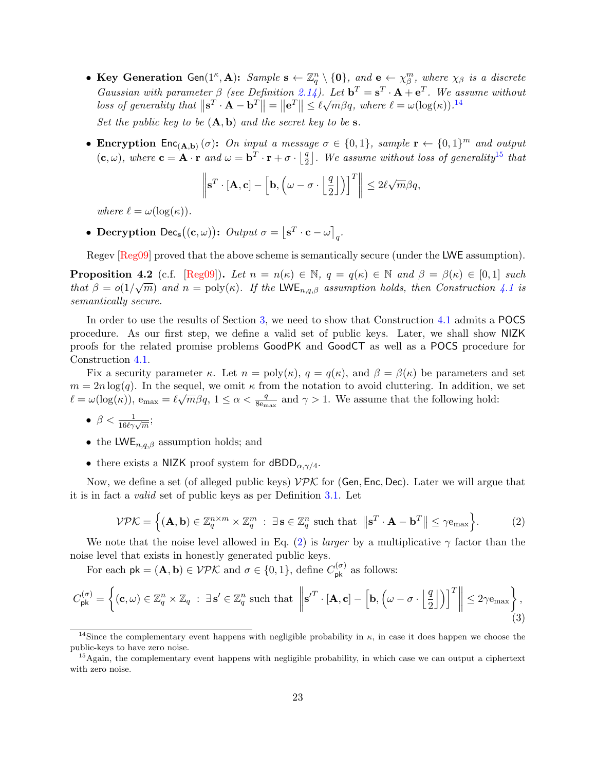- **Key Generation** $\mathsf{Gen}(1^\kappa, \mathbf{A})$**:** *Sample* $\mathbf{s} \leftarrow \mathbb{Z}_q^n \setminus \{\mathbf{0}\}$*, and* $\mathbf{e} \leftarrow \chi_\beta^m$*, where* $\chi_\beta$ *is a discrete Gaussian with parameter* $\beta$ *(see Definition 2.14). Let* $\mathbf{b}^T = \mathbf{s}^T \cdot \mathbf{A} + \mathbf{e}^T$*. We assume without loss of generality that* $\|\mathbf{s}^T \cdot \mathbf{A} - \mathbf{b}^T\| = \|\mathbf{e}^T\| \le \ell\sqrt{m}\beta q$*, where* $\ell = \omega(\log(\kappa))$*.*[14]

  *Set the public key to be* $(\mathbf{A}, \mathbf{b})$ *and the secret key to be* $\mathbf{s}$*.*

- **Encryption** $\mathsf{Enc}_{(\mathbf{A},\mathbf{b})}(\sigma)$**:** *On input a message* $\sigma \in \{0,1\}$*, sample* $\mathbf{r} \leftarrow \{0,1\}^m$ *and output* $(\mathbf{c}, \omega)$*, where* $\mathbf{c} = \mathbf{A} \cdot \mathbf{r}$ *and* $\omega = \mathbf{b}^T \cdot \mathbf{r} + \sigma \cdot \left\lfloor \frac{q}{2} \right\rfloor$*. We assume without loss of generality*[15] *that*

$$\left\| \mathbf{s}^T \cdot [\mathbf{A}, \mathbf{c}] - \left[ \mathbf{b}, \left( \omega - \sigma \cdot \left\lfloor \frac{q}{2} \right\rfloor \right) \right]^T \right\| \le 2\ell\sqrt{m}\beta q,$$

  *where* $\ell = \omega(\log(\kappa))$*.*

- **Decryption** $\mathsf{Dec}_{\mathbf{s}}((\mathbf{c}, \omega))$**:** *Output* $\sigma = \left\lfloor \mathbf{s}^T \cdot \mathbf{c} - \omega \right\rceil_q$*.*

Regev [Reg09] proved that the above scheme is semantically secure (under the $\mathsf{LWE}$ assumption).

**Proposition 4.2** (c.f. [Reg09]). *Let* $n = n(\kappa) \in \mathbb{N}$*,* $q = q(\kappa) \in \mathbb{N}$ *and* $\beta = \beta(\kappa) \in [0,1]$ *such that* $\beta = o(1/\sqrt{m})$ *and* $n = \mathrm{poly}(\kappa)$*. If the* $\mathsf{LWE}_{n,q,\beta}$ *assumption holds, then Construction 4.1 is semantically secure.*

In order to use the results of Section 3, we need to show that Construction 4.1 admits a $\mathsf{POCS}$ procedure. As our first step, we define a valid set of public keys. Later, we shall show $\mathsf{NIZK}$ proofs for the related promise problems $\mathsf{GoodPK}$ and $\mathsf{GoodCT}$ as well as a $\mathsf{POCS}$ procedure for Construction 4.1.

Fix a security parameter $\kappa$. Let $n = \mathrm{poly}(\kappa)$, $q = q(\kappa)$, and $\beta = \beta(\kappa)$ be parameters and set $m = 2n\log(q)$. In the sequel, we omit $\kappa$ from the notation to avoid cluttering. In addition, we set $\ell = \omega(\log(\kappa))$, $\mathrm{e}_{\max} = \ell\sqrt{m}\beta q$, $1 \le \alpha < \frac{q}{8\mathrm{e}_{\max}}$ and $\gamma > 1$. We assume that the following hold:

- $\beta < \frac{1}{16\ell\gamma\sqrt{m}}$;
- the $\mathsf{LWE}_{n,q,\beta}$ assumption holds; and
- there exists a $\mathsf{NIZK}$ proof system for $\mathsf{dBDD}_{\alpha,\gamma/4}$.

Now, we define a set (of alleged public keys) $\mathcal{VPK}$ for $(\mathsf{Gen}, \mathsf{Enc}, \mathsf{Dec})$. Later we will argue that it is in fact a *valid* set of public keys as per Definition 3.1. Let

$$\mathcal{VPK} = \left\{ (\mathbf{A}, \mathbf{b}) \in \mathbb{Z}_q^{n \times m} \times \mathbb{Z}_q^m \ : \ \exists\, \mathbf{s} \in \mathbb{Z}_q^n \text{ such that } \|\mathbf{s}^T \cdot \mathbf{A} - \mathbf{b}^T\| \le \gamma \mathrm{e}_{\max} \right\}. \tag{2}$$

We note that the noise level allowed in Eq. (2) is *larger* by a multiplicative $\gamma$ factor than the noise level that exists in honestly generated public keys.

For each $\mathsf{pk} = (\mathbf{A}, \mathbf{b}) \in \mathcal{VPK}$ and $\sigma \in \{0,1\}$, define $C_{\mathsf{pk}}^{(\sigma)}$ as follows:

$$C_{\mathsf{pk}}^{(\sigma)} = \left\{ (\mathbf{c}, \omega) \in \mathbb{Z}_q^n \times \mathbb{Z}_q \ : \ \exists\, \mathbf{s}' \in \mathbb{Z}_q^n \text{ such that } \left\| \mathbf{s}'^T \cdot [\mathbf{A}, \mathbf{c}] - \left[ \mathbf{b}, \left( \omega - \sigma \cdot \left\lfloor \frac{q}{2} \right\rfloor \right) \right]^T \right\| \le 2\gamma \mathrm{e}_{\max} \right\}, \tag{3}$$

---

[14] Since the complementary event happens with negligible probability in $\kappa$, in case it does happen we choose the public-keys to have zero noise.

[15] Again, the complementary event happens with negligible probability, in which case we can output a ciphertext with zero noise.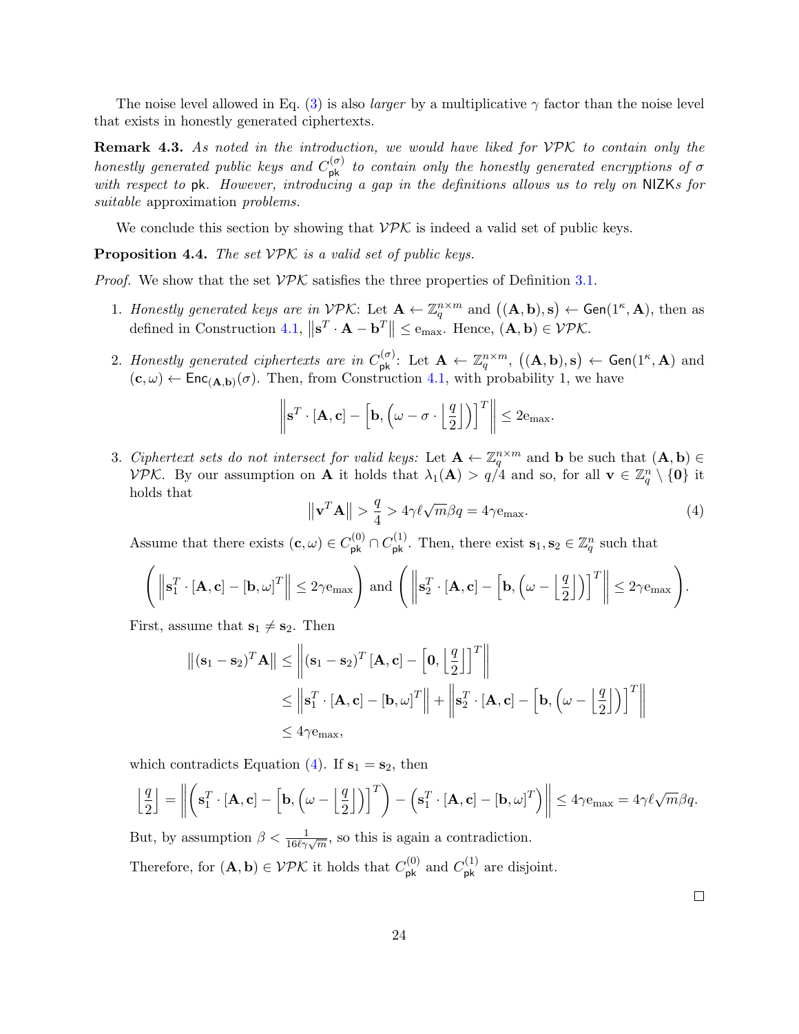The noise level allowed in Eq. (3) is also *larger* by a multiplicative $\gamma$ factor than the noise level that exists in honestly generated ciphertexts.

**Remark 4.3.** *As noted in the introduction, we would have liked for $\mathcal{VPK}$ to contain only the honestly generated public keys and $C_{\mathsf{pk}}^{(\sigma)}$ to contain only the honestly generated encryptions of $\sigma$ with respect to* pk*. However, introducing a gap in the definitions allows us to rely on* NIZK*s for suitable* approximation *problems.*

We conclude this section by showing that $\mathcal{VPK}$ is indeed a valid set of public keys.

**Proposition 4.4.** *The set $\mathcal{VPK}$ is a valid set of public keys.*

*Proof.* We show that the set $\mathcal{VPK}$ satisfies the three properties of Definition 3.1.

1. *Honestly generated keys are in $\mathcal{VPK}$*: Let $\mathbf{A} \leftarrow \mathbb{Z}_q^{n \times m}$ and $\left((\mathbf{A}, \mathbf{b}), \mathbf{s}\right) \leftarrow \mathsf{Gen}(1^\kappa, \mathbf{A})$, then as defined in Construction 4.1, $\left\|\mathbf{s}^T \cdot \mathbf{A} - \mathbf{b}^T\right\| \leq \mathrm{e}_{\max}$. Hence, $(\mathbf{A}, \mathbf{b}) \in \mathcal{VPK}$.

2. *Honestly generated ciphertexts are in $C_{\mathsf{pk}}^{(\sigma)}$*: Let $\mathbf{A} \leftarrow \mathbb{Z}_q^{n \times m}$, $\left((\mathbf{A}, \mathbf{b}), \mathbf{s}\right) \leftarrow \mathsf{Gen}(1^\kappa, \mathbf{A})$ and $(\mathbf{c}, \omega) \leftarrow \mathsf{Enc}_{(\mathbf{A}, \mathbf{b})}(\sigma)$. Then, from Construction 4.1, with probability 1, we have
$$\left\|\mathbf{s}^T \cdot [\mathbf{A}, \mathbf{c}] - \left[\mathbf{b}, \left(\omega - \sigma \cdot \left\lfloor \frac{q}{2} \right\rfloor\right)\right]^T\right\| \leq 2\mathrm{e}_{\max}.$$

3. *Ciphertext sets do not intersect for valid keys:* Let $\mathbf{A} \leftarrow \mathbb{Z}_q^{n \times m}$ and $\mathbf{b}$ be such that $(\mathbf{A}, \mathbf{b}) \in \mathcal{VPK}$. By our assumption on $\mathbf{A}$ it holds that $\lambda_1(\mathbf{A}) > q/4$ and so, for all $\mathbf{v} \in \mathbb{Z}_q^n \setminus \{\mathbf{0}\}$ it holds that
$$\left\|\mathbf{v}^T \mathbf{A}\right\| > \frac{q}{4} > 4\gamma \ell \sqrt{m} \beta q = 4\gamma \mathrm{e}_{\max}. \tag{4}$$
Assume that there exists $(\mathbf{c}, \omega) \in C_{\mathsf{pk}}^{(0)} \cap C_{\mathsf{pk}}^{(1)}$. Then, there exist $\mathbf{s}_1, \mathbf{s}_2 \in \mathbb{Z}_q^n$ such that
$$\left(\left\|\mathbf{s}_1^T \cdot [\mathbf{A}, \mathbf{c}] - [\mathbf{b}, \omega]^T\right\| \leq 2\gamma \mathrm{e}_{\max}\right) \text{ and } \left(\left\|\mathbf{s}_2^T \cdot [\mathbf{A}, \mathbf{c}] - \left[\mathbf{b}, \left(\omega - \left\lfloor \frac{q}{2} \right\rfloor\right)\right]^T\right\| \leq 2\gamma \mathrm{e}_{\max}\right).$$
First, assume that $\mathbf{s}_1 \neq \mathbf{s}_2$. Then
$$\begin{aligned}
\left\|(\mathbf{s}_1 - \mathbf{s}_2)^T \mathbf{A}\right\| &\leq \left\|(\mathbf{s}_1 - \mathbf{s}_2)^T [\mathbf{A}, \mathbf{c}] - \left[\mathbf{0}, \left\lfloor \frac{q}{2} \right\rfloor\right]^T\right\| \\
&\leq \left\|\mathbf{s}_1^T \cdot [\mathbf{A}, \mathbf{c}] - [\mathbf{b}, \omega]^T\right\| + \left\|\mathbf{s}_2^T \cdot [\mathbf{A}, \mathbf{c}] - \left[\mathbf{b}, \left(\omega - \left\lfloor \frac{q}{2} \right\rfloor\right)\right]^T\right\| \\
&\leq 4\gamma \mathrm{e}_{\max},
\end{aligned}$$
which contradicts Equation (4). If $\mathbf{s}_1 = \mathbf{s}_2$, then
$$\left\lfloor \frac{q}{2} \right\rfloor = \left\|\left(\mathbf{s}_1^T \cdot [\mathbf{A}, \mathbf{c}] - \left[\mathbf{b}, \left(\omega - \left\lfloor \frac{q}{2} \right\rfloor\right)\right]^T\right) - \left(\mathbf{s}_1^T \cdot [\mathbf{A}, \mathbf{c}] - [\mathbf{b}, \omega]^T\right)\right\| \leq 4\gamma \mathrm{e}_{\max} = 4\gamma \ell \sqrt{m} \beta q.$$
But, by assumption $\beta < \frac{1}{16\ell\gamma\sqrt{m}}$, so this is again a contradiction.

Therefore, for $(\mathbf{A}, \mathbf{b}) \in \mathcal{VPK}$ it holds that $C_{\mathsf{pk}}^{(0)}$ and $C_{\mathsf{pk}}^{(1)}$ are disjoint.

□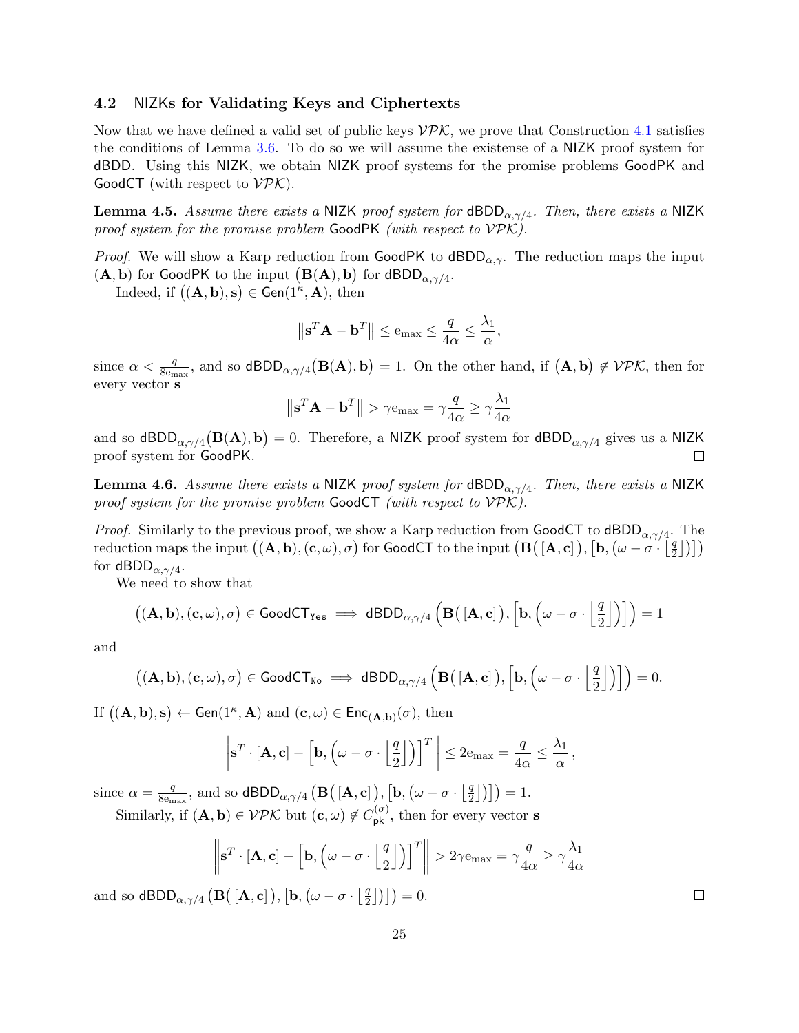### 4.2 NIZKs for Validating Keys and Ciphertexts

Now that we have defined a valid set of public keys $\mathcal{VPK}$, we prove that Construction 4.1 satisfies the conditions of Lemma 3.6. To do so we will assume the existense of a NIZK proof system for dBDD. Using this NIZK, we obtain NIZK proof systems for the promise problems GoodPK and GoodCT (with respect to $\mathcal{VPK}$).

**Lemma 4.5.** *Assume there exists a* NIZK *proof system for* $\mathsf{dBDD}_{\alpha,\gamma/4}$*. Then, there exists a* NIZK *proof system for the promise problem* GoodPK *(with respect to* $\mathcal{VPK}$*).*

*Proof.* We will show a Karp reduction from GoodPK to $\mathsf{dBDD}_{\alpha,\gamma}$. The reduction maps the input $(\mathbf{A}, \mathbf{b})$ for GoodPK to the input $\big(\mathbf{B}(\mathbf{A}), \mathbf{b}\big)$ for $\mathsf{dBDD}_{\alpha,\gamma/4}$.

Indeed, if $\big((\mathbf{A}, \mathbf{b}), \mathbf{s}\big) \in \mathsf{Gen}(1^\kappa, \mathbf{A})$, then

$$\left\|\mathbf{s}^T\mathbf{A} - \mathbf{b}^T\right\| \leq \mathrm{e}_{\max} \leq \frac{q}{4\alpha} \leq \frac{\lambda_1}{\alpha},$$

since $\alpha < \frac{q}{8\mathrm{e}_{\max}}$, and so $\mathsf{dBDD}_{\alpha,\gamma/4}\big(\mathbf{B}(\mathbf{A}), \mathbf{b}\big) = 1$. On the other hand, if $\big(\mathbf{A}, \mathbf{b}\big) \notin \mathcal{VPK}$, then for every vector $\mathbf{s}$

$$\left\|\mathbf{s}^T\mathbf{A} - \mathbf{b}^T\right\| > \gamma \mathrm{e}_{\max} = \gamma\frac{q}{4\alpha} \geq \gamma\frac{\lambda_1}{4\alpha}$$

and so $\mathsf{dBDD}_{\alpha,\gamma/4}\big(\mathbf{B}(\mathbf{A}), \mathbf{b}\big) = 0$. Therefore, a NIZK proof system for $\mathsf{dBDD}_{\alpha,\gamma/4}$ gives us a NIZK proof system for GoodPK. $\square$

**Lemma 4.6.** *Assume there exists a* NIZK *proof system for* $\mathsf{dBDD}_{\alpha,\gamma/4}$*. Then, there exists a* NIZK *proof system for the promise problem* GoodCT *(with respect to* $\mathcal{VPK}$*).*

*Proof.* Similarly to the previous proof, we show a Karp reduction from GoodCT to $\mathsf{dBDD}_{\alpha,\gamma/4}$. The reduction maps the input $\big((\mathbf{A}, \mathbf{b}), (\mathbf{c}, \omega), \sigma\big)$ for GoodCT to the input $\big(\mathbf{B}\big([\mathbf{A}, \mathbf{c}]\big), \big[\mathbf{b}, \big(\omega - \sigma \cdot \lfloor \frac{q}{2} \rfloor\big)\big]\big)$ for $\mathsf{dBDD}_{\alpha,\gamma/4}$.

We need to show that

$$\big((\mathbf{A}, \mathbf{b}), (\mathbf{c}, \omega), \sigma\big) \in \mathsf{GoodCT}_{\mathtt{Yes}} \implies \mathsf{dBDD}_{\alpha,\gamma/4}\left(\mathbf{B}\big([\mathbf{A}, \mathbf{c}]\big), \left[\mathbf{b}, \left(\omega - \sigma \cdot \left\lfloor \frac{q}{2} \right\rfloor\right)\right]\right) = 1$$

and

$$\big((\mathbf{A}, \mathbf{b}), (\mathbf{c}, \omega), \sigma\big) \in \mathsf{GoodCT}_{\mathtt{No}} \implies \mathsf{dBDD}_{\alpha,\gamma/4}\left(\mathbf{B}\big([\mathbf{A}, \mathbf{c}]\big), \left[\mathbf{b}, \left(\omega - \sigma \cdot \left\lfloor \frac{q}{2} \right\rfloor\right)\right]\right) = 0.$$

If $\big((\mathbf{A}, \mathbf{b}), \mathbf{s}\big) \leftarrow \mathsf{Gen}(1^\kappa, \mathbf{A})$ and $(\mathbf{c}, \omega) \in \mathsf{Enc}_{(\mathbf{A},\mathbf{b})}(\sigma)$, then

$$\left\|\mathbf{s}^T \cdot [\mathbf{A}, \mathbf{c}] - \left[\mathbf{b}, \left(\omega - \sigma \cdot \left\lfloor \frac{q}{2} \right\rfloor\right)\right]^T\right\| \leq 2\mathrm{e}_{\max} = \frac{q}{4\alpha} \leq \frac{\lambda_1}{\alpha},$$

since $\alpha = \frac{q}{8\mathrm{e}_{\max}}$, and so $\mathsf{dBDD}_{\alpha,\gamma/4}\left(\mathbf{B}\big([\mathbf{A}, \mathbf{c}]\big), \big[\mathbf{b}, \big(\omega - \sigma \cdot \lfloor \frac{q}{2} \rfloor\big)\big]\right) = 1$.

Similarly, if $(\mathbf{A}, \mathbf{b}) \in \mathcal{VPK}$ but $(\mathbf{c}, \omega) \notin C^{(\sigma)}_{\mathsf{pk}}$, then for every vector $\mathbf{s}$

$$\left\|\mathbf{s}^T \cdot [\mathbf{A}, \mathbf{c}] - \left[\mathbf{b}, \left(\omega - \sigma \cdot \left\lfloor \frac{q}{2} \right\rfloor\right)\right]^T\right\| > 2\gamma\mathrm{e}_{\max} = \gamma\frac{q}{4\alpha} \geq \gamma\frac{\lambda_1}{4\alpha}$$

and so $\mathsf{dBDD}_{\alpha,\gamma/4}\left(\mathbf{B}\big([\mathbf{A}, \mathbf{c}]\big), \big[\mathbf{b}, \big(\omega - \sigma \cdot \lfloor \frac{q}{2} \rfloor\big)\big]\right) = 0$. $\square$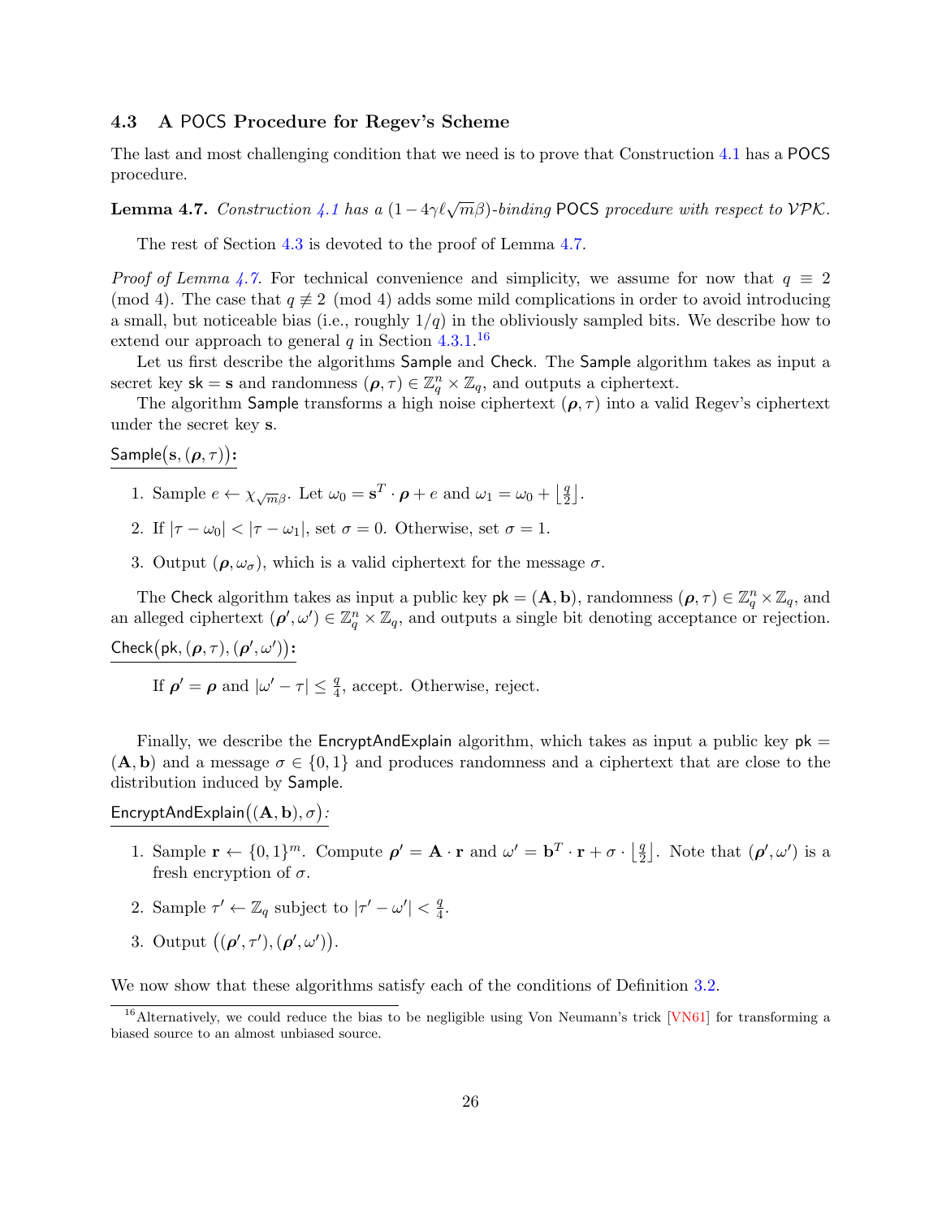### 4.3 A POCS Procedure for Regev's Scheme

The last and most challenging condition that we need is to prove that Construction 4.1 has a POCS procedure.

**Lemma 4.7.** *Construction 4.1 has a $(1 - 4\gamma\ell\sqrt{m}\beta)$-binding* POCS *procedure with respect to $\mathcal{VPK}$.*

The rest of Section 4.3 is devoted to the proof of Lemma 4.7.

*Proof of Lemma 4.7.* For technical convenience and simplicity, we assume for now that $q \equiv 2 \pmod 4$. The case that $q \not\equiv 2 \pmod 4$ adds some mild complications in order to avoid introducing a small, but noticeable bias (i.e., roughly $1/q$) in the obliviously sampled bits. We describe how to extend our approach to general $q$ in Section 4.3.1.[16]

Let us first describe the algorithms Sample and Check. The Sample algorithm takes as input a secret key $\mathsf{sk} = \mathbf{s}$ and randomness $(\boldsymbol{\rho}, \tau) \in \mathbb{Z}_q^n \times \mathbb{Z}_q$, and outputs a ciphertext.

The algorithm Sample transforms a high noise ciphertext $(\boldsymbol{\rho}, \tau)$ into a valid Regev's ciphertext under the secret key $\mathbf{s}$.

$\mathsf{Sample}\big(\mathbf{s}, (\boldsymbol{\rho}, \tau)\big)$**:**

1. Sample $e \leftarrow \chi_{\sqrt{m}\beta}$. Let $\omega_0 = \mathbf{s}^T \cdot \boldsymbol{\rho} + e$ and $\omega_1 = \omega_0 + \left\lfloor \frac{q}{2} \right\rfloor$.
2. If $|\tau - \omega_0| < |\tau - \omega_1|$, set $\sigma = 0$. Otherwise, set $\sigma = 1$.
3. Output $(\boldsymbol{\rho}, \omega_\sigma)$, which is a valid ciphertext for the message $\sigma$.

The Check algorithm takes as input a public key $\mathsf{pk} = (\mathbf{A}, \mathbf{b})$, randomness $(\boldsymbol{\rho}, \tau) \in \mathbb{Z}_q^n \times \mathbb{Z}_q$, and an alleged ciphertext $(\boldsymbol{\rho}', \omega') \in \mathbb{Z}_q^n \times \mathbb{Z}_q$, and outputs a single bit denoting acceptance or rejection.

$\mathsf{Check}\big(\mathsf{pk}, (\boldsymbol{\rho}, \tau), (\boldsymbol{\rho}', \omega')\big)$**:**

If $\boldsymbol{\rho}' = \boldsymbol{\rho}$ and $|\omega' - \tau| \leq \frac{q}{4}$, accept. Otherwise, reject.

Finally, we describe the EncryptAndExplain algorithm, which takes as input a public key $\mathsf{pk} = (\mathbf{A}, \mathbf{b})$ and a message $\sigma \in \{0, 1\}$ and produces randomness and a ciphertext that are close to the distribution induced by Sample.

$\mathsf{EncryptAndExplain}\big((\mathbf{A}, \mathbf{b}), \sigma\big)$*:*

1. Sample $\mathbf{r} \leftarrow \{0, 1\}^m$. Compute $\boldsymbol{\rho}' = \mathbf{A} \cdot \mathbf{r}$ and $\omega' = \mathbf{b}^T \cdot \mathbf{r} + \sigma \cdot \left\lfloor \frac{q}{2} \right\rfloor$. Note that $(\boldsymbol{\rho}', \omega')$ is a fresh encryption of $\sigma$.
2. Sample $\tau' \leftarrow \mathbb{Z}_q$ subject to $|\tau' - \omega'| < \frac{q}{4}$.
3. Output $\big((\boldsymbol{\rho}', \tau'), (\boldsymbol{\rho}', \omega')\big)$.

We now show that these algorithms satisfy each of the conditions of Definition 3.2.

[16] Alternatively, we could reduce the bias to be negligible using Von Neumann's trick [VN61] for transforming a biased source to an almost unbiased source.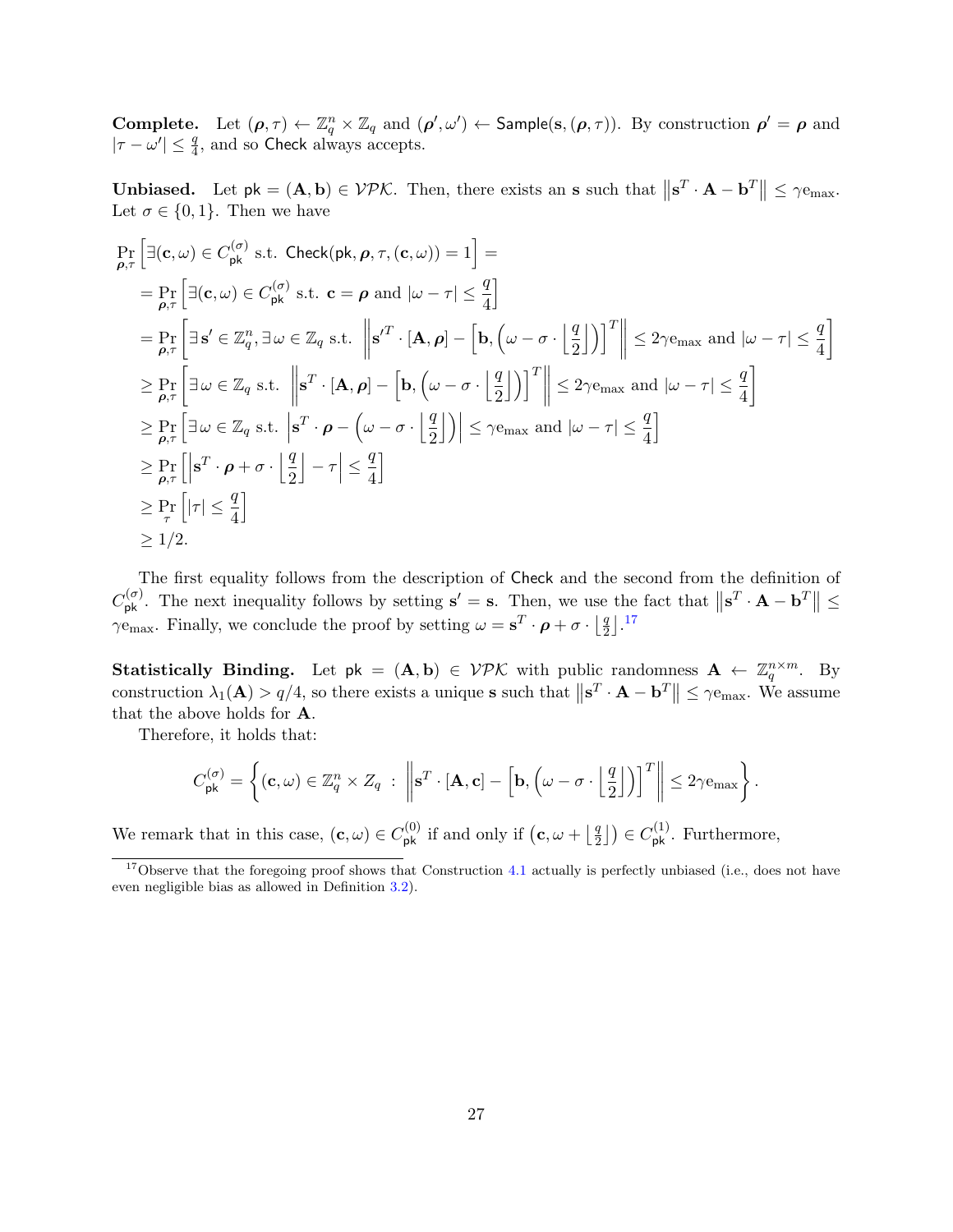**Complete.** Let $(\boldsymbol{\rho}, \tau) \leftarrow \mathbb{Z}_q^n \times \mathbb{Z}_q$ and $(\boldsymbol{\rho}', \omega') \leftarrow \mathsf{Sample}(\mathbf{s}, (\boldsymbol{\rho}, \tau))$. By construction $\boldsymbol{\rho}' = \boldsymbol{\rho}$ and $|\tau - \omega'| \leq \frac{q}{4}$, and so $\mathsf{Check}$ always accepts.

**Unbiased.** Let $\mathsf{pk} = (\mathbf{A}, \mathbf{b}) \in \mathcal{VPK}$. Then, there exists an $\mathbf{s}$ such that $\left\|\mathbf{s}^T \cdot \mathbf{A} - \mathbf{b}^T\right\| \leq \gamma e_{\max}$. Let $\sigma \in \{0, 1\}$. Then we have

$$
\begin{aligned}
&\Pr_{\boldsymbol{\rho},\tau}\left[\exists (\mathbf{c}, \omega) \in C_{\mathsf{pk}}^{(\sigma)} \text{ s.t. } \mathsf{Check}(\mathsf{pk}, \boldsymbol{\rho}, \tau, (\mathbf{c}, \omega)) = 1\right] = \\
&= \Pr_{\boldsymbol{\rho},\tau}\left[\exists (\mathbf{c}, \omega) \in C_{\mathsf{pk}}^{(\sigma)} \text{ s.t. } \mathbf{c} = \boldsymbol{\rho} \text{ and } |\omega - \tau| \leq \frac{q}{4}\right] \\
&= \Pr_{\boldsymbol{\rho},\tau}\left[\exists\, \mathbf{s}' \in \mathbb{Z}_q^n, \exists\, \omega \in \mathbb{Z}_q \text{ s.t. } \left\|\mathbf{s}'^T \cdot [\mathbf{A}, \boldsymbol{\rho}] - \left[\mathbf{b}, \left(\omega - \sigma \cdot \left\lfloor \frac{q}{2} \right\rfloor\right)\right]^T\right\| \leq 2\gamma e_{\max} \text{ and } |\omega - \tau| \leq \frac{q}{4}\right] \\
&\geq \Pr_{\boldsymbol{\rho},\tau}\left[\exists\, \omega \in \mathbb{Z}_q \text{ s.t. } \left\|\mathbf{s}^T \cdot [\mathbf{A}, \boldsymbol{\rho}] - \left[\mathbf{b}, \left(\omega - \sigma \cdot \left\lfloor \frac{q}{2} \right\rfloor\right)\right]^T\right\| \leq 2\gamma e_{\max} \text{ and } |\omega - \tau| \leq \frac{q}{4}\right] \\
&\geq \Pr_{\boldsymbol{\rho},\tau}\left[\exists\, \omega \in \mathbb{Z}_q \text{ s.t. } \left|\mathbf{s}^T \cdot \boldsymbol{\rho} - \left(\omega - \sigma \cdot \left\lfloor \frac{q}{2} \right\rfloor\right)\right| \leq \gamma e_{\max} \text{ and } |\omega - \tau| \leq \frac{q}{4}\right] \\
&\geq \Pr_{\boldsymbol{\rho},\tau}\left[\left|\mathbf{s}^T \cdot \boldsymbol{\rho} + \sigma \cdot \left\lfloor \frac{q}{2} \right\rfloor - \tau\right| \leq \frac{q}{4}\right] \\
&\geq \Pr_{\tau}\left[|\tau| \leq \frac{q}{4}\right] \\
&\geq 1/2.
\end{aligned}
$$

The first equality follows from the description of $\mathsf{Check}$ and the second from the definition of $C_{\mathsf{pk}}^{(\sigma)}$. The next inequality follows by setting $\mathbf{s}' = \mathbf{s}$. Then, we use the fact that $\left\|\mathbf{s}^T \cdot \mathbf{A} - \mathbf{b}^T\right\| \leq \gamma e_{\max}$. Finally, we conclude the proof by setting $\omega = \mathbf{s}^T \cdot \boldsymbol{\rho} + \sigma \cdot \left\lfloor \frac{q}{2} \right\rfloor$.[17]

**Statistically Binding.** Let $\mathsf{pk} = (\mathbf{A}, \mathbf{b}) \in \mathcal{VPK}$ with public randomness $\mathbf{A} \leftarrow \mathbb{Z}_q^{n \times m}$. By construction $\lambda_1(\mathbf{A}) > q/4$, so there exists a unique $\mathbf{s}$ such that $\left\|\mathbf{s}^T \cdot \mathbf{A} - \mathbf{b}^T\right\| \leq \gamma e_{\max}$. We assume that the above holds for $\mathbf{A}$.

Therefore, it holds that:

$$
C_{\mathsf{pk}}^{(\sigma)} = \left\{(\mathbf{c}, \omega) \in \mathbb{Z}_q^n \times Z_q \;:\; \left\|\mathbf{s}^T \cdot [\mathbf{A}, \mathbf{c}] - \left[\mathbf{b}, \left(\omega - \sigma \cdot \left\lfloor \frac{q}{2} \right\rfloor\right)\right]^T\right\| \leq 2\gamma e_{\max}\right\}.
$$

We remark that in this case, $(\mathbf{c}, \omega) \in C_{\mathsf{pk}}^{(0)}$ if and only if $\left(\mathbf{c}, \omega + \left\lfloor \frac{q}{2} \right\rfloor\right) \in C_{\mathsf{pk}}^{(1)}$. Furthermore,

[17] Observe that the foregoing proof shows that Construction 4.1 actually is perfectly unbiased (i.e., does not have even negligible bias as allowed in Definition 3.2).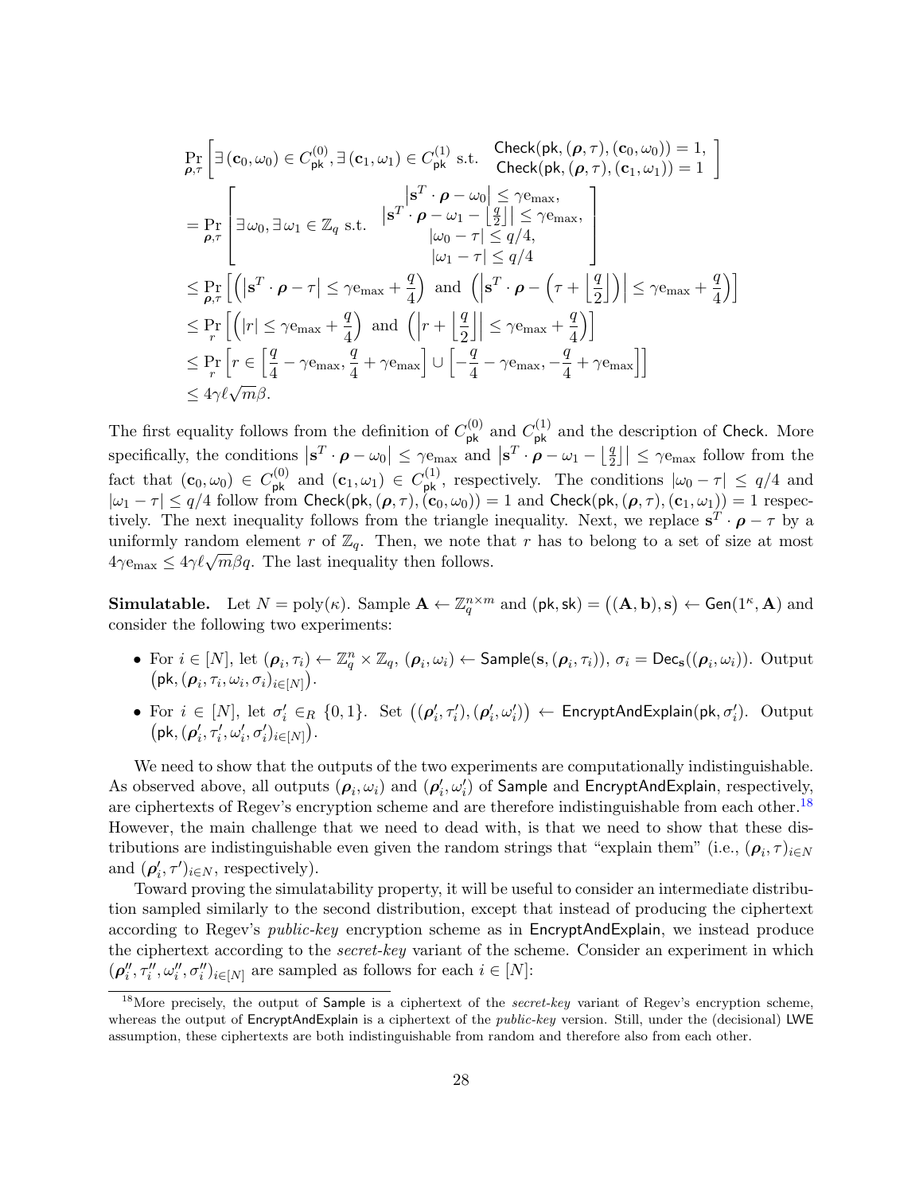$$
\begin{aligned}
&\Pr_{\boldsymbol{\rho},\tau}\left[\exists\,(\mathbf{c}_0,\omega_0)\in C^{(0)}_{\mathsf{pk}}, \exists\,(\mathbf{c}_1,\omega_1)\in C^{(1)}_{\mathsf{pk}} \text{ s.t. } \begin{array}{c}\mathsf{Check}(\mathsf{pk},(\boldsymbol{\rho},\tau),(\mathbf{c}_0,\omega_0))=1,\\ \mathsf{Check}(\mathsf{pk},(\boldsymbol{\rho},\tau),(\mathbf{c}_1,\omega_1))=1\end{array}\right]\\
&=\Pr_{\boldsymbol{\rho},\tau}\left[\exists\,\omega_0,\exists\,\omega_1\in\mathbb{Z}_q \text{ s.t. } \begin{array}{c}\left|\mathbf{s}^T\cdot\boldsymbol{\rho}-\omega_0\right|\le\gamma\mathrm{e}_{\max},\\ \left|\mathbf{s}^T\cdot\boldsymbol{\rho}-\omega_1-\left\lfloor\frac{q}{2}\right\rfloor\right|\le\gamma\mathrm{e}_{\max},\\ |\omega_0-\tau|\le q/4,\\ |\omega_1-\tau|\le q/4\end{array}\right]\\
&\le\Pr_{\boldsymbol{\rho},\tau}\left[\left(\left|\mathbf{s}^T\cdot\boldsymbol{\rho}-\tau\right|\le\gamma\mathrm{e}_{\max}+\frac{q}{4}\right)\text{ and }\left(\left|\mathbf{s}^T\cdot\boldsymbol{\rho}-\left(\tau+\left\lfloor\frac{q}{2}\right\rfloor\right)\right|\le\gamma\mathrm{e}_{\max}+\frac{q}{4}\right)\right]\\
&\le\Pr_{r}\left[\left(|r|\le\gamma\mathrm{e}_{\max}+\frac{q}{4}\right)\text{ and }\left(\left|r+\left\lfloor\frac{q}{2}\right\rfloor\right|\le\gamma\mathrm{e}_{\max}+\frac{q}{4}\right)\right]\\
&\le\Pr_{r}\left[r\in\left[\frac{q}{4}-\gamma\mathrm{e}_{\max},\frac{q}{4}+\gamma\mathrm{e}_{\max}\right]\cup\left[-\frac{q}{4}-\gamma\mathrm{e}_{\max},-\frac{q}{4}+\gamma\mathrm{e}_{\max}\right]\right]\\
&\le 4\gamma\ell\sqrt{m}\beta.
\end{aligned}
$$

The first equality follows from the definition of $C^{(0)}_{\mathsf{pk}}$ and $C^{(1)}_{\mathsf{pk}}$ and the description of $\mathsf{Check}$. More specifically, the conditions $\left|\mathbf{s}^T\cdot\boldsymbol{\rho}-\omega_0\right|\le\gamma\mathrm{e}_{\max}$ and $\left|\mathbf{s}^T\cdot\boldsymbol{\rho}-\omega_1-\left\lfloor\frac{q}{2}\right\rfloor\right|\le\gamma\mathrm{e}_{\max}$ follow from the fact that $(\mathbf{c}_0,\omega_0)\in C^{(0)}_{\mathsf{pk}}$ and $(\mathbf{c}_1,\omega_1)\in C^{(1)}_{\mathsf{pk}}$, respectively. The conditions $|\omega_0-\tau|\le q/4$ and $|\omega_1-\tau|\le q/4$ follow from $\mathsf{Check}(\mathsf{pk},(\boldsymbol{\rho},\tau),(\mathbf{c}_0,\omega_0))=1$ and $\mathsf{Check}(\mathsf{pk},(\boldsymbol{\rho},\tau),(\mathbf{c}_1,\omega_1))=1$ respectively. The next inequality follows from the triangle inequality. Next, we replace $\mathbf{s}^T\cdot\boldsymbol{\rho}-\tau$ by a uniformly random element $r$ of $\mathbb{Z}_q$. Then, we note that $r$ has to belong to a set of size at most $4\gamma\mathrm{e}_{\max}\le 4\gamma\ell\sqrt{m}\beta q$. The last inequality then follows.

**Simulatable.** Let $N=\mathrm{poly}(\kappa)$. Sample $\mathbf{A}\leftarrow\mathbb{Z}_q^{n\times m}$ and $(\mathsf{pk},\mathsf{sk})=\big((\mathbf{A},\mathbf{b}),\mathbf{s}\big)\leftarrow\mathsf{Gen}(1^\kappa,\mathbf{A})$ and consider the following two experiments:

- For $i\in[N]$, let $(\boldsymbol{\rho}_i,\tau_i)\leftarrow\mathbb{Z}_q^n\times\mathbb{Z}_q$, $(\boldsymbol{\rho}_i,\omega_i)\leftarrow\mathsf{Sample}(\mathbf{s},(\boldsymbol{\rho}_i,\tau_i))$, $\sigma_i=\mathsf{Dec}_{\mathbf{s}}((\boldsymbol{\rho}_i,\omega_i))$. Output $\big(\mathsf{pk},(\boldsymbol{\rho}_i,\tau_i,\omega_i,\sigma_i)_{i\in[N]}\big)$.
- For $i\in[N]$, let $\sigma'_i\in_R\{0,1\}$. Set $\big((\boldsymbol{\rho}'_i,\tau'_i),(\boldsymbol{\rho}'_i,\omega'_i)\big)\leftarrow\mathsf{EncryptAndExplain}(\mathsf{pk},\sigma'_i)$. Output $\big(\mathsf{pk},(\boldsymbol{\rho}'_i,\tau'_i,\omega'_i,\sigma'_i)_{i\in[N]}\big)$.

We need to show that the outputs of the two experiments are computationally indistinguishable. As observed above, all outputs $(\boldsymbol{\rho}_i,\omega_i)$ and $(\boldsymbol{\rho}'_i,\omega'_i)$ of $\mathsf{Sample}$ and $\mathsf{EncryptAndExplain}$, respectively, are ciphertexts of Regev's encryption scheme and are therefore indistinguishable from each other.[18] However, the main challenge that we need to dead with, is that we need to show that these distributions are indistinguishable even given the random strings that "explain them" (i.e., $(\boldsymbol{\rho}_i,\tau)_{i\in N}$ and $(\boldsymbol{\rho}'_i,\tau')_{i\in N}$, respectively).

Toward proving the simulatability property, it will be useful to consider an intermediate distribution sampled similarly to the second distribution, except that instead of producing the ciphertext according to Regev's *public-key* encryption scheme as in $\mathsf{EncryptAndExplain}$, we instead produce the ciphertext according to the *secret-key* variant of the scheme. Consider an experiment in which $(\boldsymbol{\rho}''_i,\tau''_i,\omega''_i,\sigma''_i)_{i\in[N]}$ are sampled as follows for each $i\in[N]$:

[18] More precisely, the output of $\mathsf{Sample}$ is a ciphertext of the *secret-key* variant of Regev's encryption scheme, whereas the output of $\mathsf{EncryptAndExplain}$ is a ciphertext of the *public-key* version. Still, under the (decisional) $\mathsf{LWE}$ assumption, these ciphertexts are both indistinguishable from random and therefore also from each other.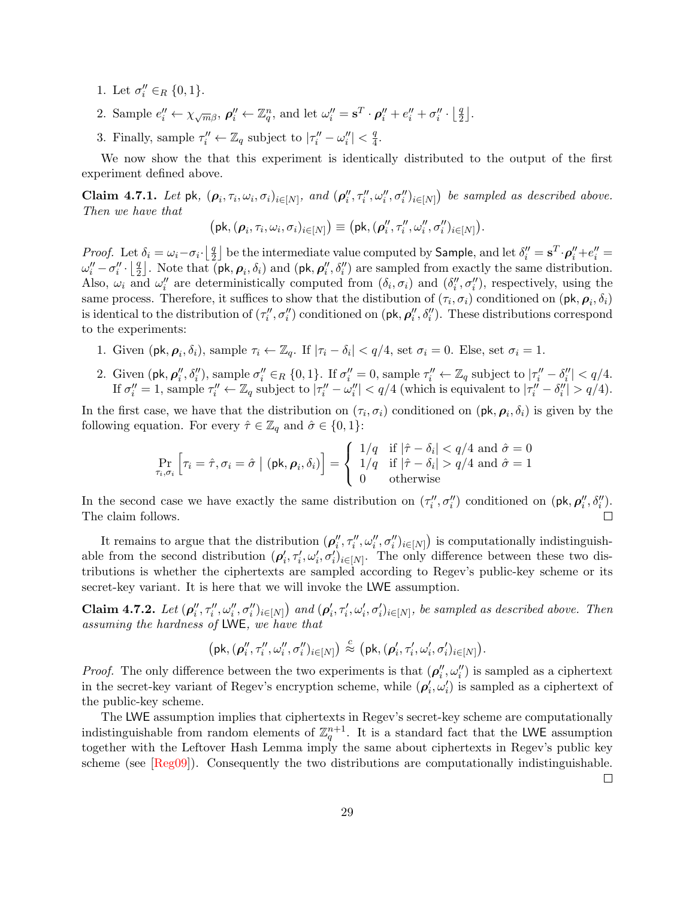1. Let $\sigma_i'' \in_R \{0,1\}$.
2. Sample $e_i'' \leftarrow \chi_{\sqrt{m}\beta}$, $\boldsymbol{\rho}_i'' \leftarrow \mathbb{Z}_q^n$, and let $\omega_i'' = \mathbf{s}^T \cdot \boldsymbol{\rho}_i'' + e_i'' + \sigma_i'' \cdot \left\lfloor \frac{q}{2} \right\rfloor$.
3. Finally, sample $\tau_i'' \leftarrow \mathbb{Z}_q$ subject to $|\tau_i'' - \omega_i''| < \frac{q}{4}$.

We now show the that this experiment is identically distributed to the output of the first experiment defined above.

**Claim 4.7.1.** *Let* $\mathsf{pk}$, $(\boldsymbol{\rho}_i, \tau_i, \omega_i, \sigma_i)_{i\in[N]}$, *and* $(\boldsymbol{\rho}_i'', \tau_i'', \omega_i'', \sigma_i'')_{i\in[N]}$ *be sampled as described above. Then we have that*

$$\left(\mathsf{pk}, (\boldsymbol{\rho}_i, \tau_i, \omega_i, \sigma_i)_{i\in[N]}\right) \equiv \left(\mathsf{pk}, (\boldsymbol{\rho}_i'', \tau_i'', \omega_i'', \sigma_i'')_{i\in[N]}\right).$$

*Proof.* Let $\delta_i = \omega_i - \sigma_i \cdot \left\lfloor \frac{q}{2} \right\rfloor$ be the intermediate value computed by $\mathsf{Sample}$, and let $\delta_i'' = \mathbf{s}^T \cdot \boldsymbol{\rho}_i'' + e_i'' = \omega_i'' - \sigma_i'' \cdot \left\lfloor \frac{q}{2} \right\rfloor$. Note that $(\mathsf{pk}, \boldsymbol{\rho}_i, \delta_i)$ and $(\mathsf{pk}, \boldsymbol{\rho}_i'', \delta_i'')$ are sampled from exactly the same distribution. Also, $\omega_i$ and $\omega_i''$ are deterministically computed from $(\delta_i, \sigma_i)$ and $(\delta_i'', \sigma_i'')$, respectively, using the same process. Therefore, it suffices to show that the distibution of $(\tau_i, \sigma_i)$ conditioned on $(\mathsf{pk}, \boldsymbol{\rho}_i, \delta_i)$ is identical to the distribution of $(\tau_i'', \sigma_i'')$ conditioned on $(\mathsf{pk}, \boldsymbol{\rho}_i'', \delta_i'')$. These distributions correspond to the experiments:

1. Given $(\mathsf{pk}, \boldsymbol{\rho}_i, \delta_i)$, sample $\tau_i \leftarrow \mathbb{Z}_q$. If $|\tau_i - \delta_i| < q/4$, set $\sigma_i = 0$. Else, set $\sigma_i = 1$.
2. Given $(\mathsf{pk}, \boldsymbol{\rho}_i'', \delta_i'')$, sample $\sigma_i'' \in_R \{0,1\}$. If $\sigma_i'' = 0$, sample $\tau_i'' \leftarrow \mathbb{Z}_q$ subject to $|\tau_i'' - \delta_i''| < q/4$. If $\sigma_i'' = 1$, sample $\tau_i'' \leftarrow \mathbb{Z}_q$ subject to $|\tau_i'' - \omega_i''| < q/4$ (which is equivalent to $|\tau_i'' - \delta_i''| > q/4$).

In the first case, we have that the distribution on $(\tau_i, \sigma_i)$ conditioned on $(\mathsf{pk}, \boldsymbol{\rho}_i, \delta_i)$ is given by the following equation. For every $\hat{\tau} \in \mathbb{Z}_q$ and $\hat{\sigma} \in \{0,1\}$:

$$\Pr_{\tau_i,\sigma_i}\left[\tau_i = \hat{\tau}, \sigma_i = \hat{\sigma} \;\middle|\; (\mathsf{pk}, \boldsymbol{\rho}_i, \delta_i)\right] = \begin{cases} 1/q & \text{if } |\hat{\tau} - \delta_i| < q/4 \text{ and } \hat{\sigma} = 0 \\ 1/q & \text{if } |\hat{\tau} - \delta_i| > q/4 \text{ and } \hat{\sigma} = 1 \\ 0 & \text{otherwise} \end{cases}$$

In the second case we have exactly the same distribution on $(\tau_i'', \sigma_i'')$ conditioned on $(\mathsf{pk}, \boldsymbol{\rho}_i'', \delta_i'')$. The claim follows. □

It remains to argue that the distribution $(\boldsymbol{\rho}_i'', \tau_i'', \omega_i'', \sigma_i'')_{i\in[N]}$ is computationally indistinguishable from the second distribution $(\boldsymbol{\rho}_i', \tau_i', \omega_i', \sigma_i')_{i\in[N]}$. The only difference between these two distributions is whether the ciphertexts are sampled according to Regev's public-key scheme or its secret-key variant. It is here that we will invoke the $\mathsf{LWE}$ assumption.

**Claim 4.7.2.** *Let* $(\boldsymbol{\rho}_i'', \tau_i'', \omega_i'', \sigma_i'')_{i\in[N]}$ *and* $(\boldsymbol{\rho}_i', \tau_i', \omega_i', \sigma_i')_{i\in[N]}$, *be sampled as described above. Then assuming the hardness of* $\mathsf{LWE}$, *we have that*

$$\left(\mathsf{pk}, (\boldsymbol{\rho}_i'', \tau_i'', \omega_i'', \sigma_i'')_{i\in[N]}\right) \stackrel{c}{\approx} \left(\mathsf{pk}, (\boldsymbol{\rho}_i', \tau_i', \omega_i', \sigma_i')_{i\in[N]}\right).$$

*Proof.* The only difference between the two experiments is that $(\boldsymbol{\rho}_i'', \omega_i'')$ is sampled as a ciphertext in the secret-key variant of Regev's encryption scheme, while $(\boldsymbol{\rho}_i', \omega_i')$ is sampled as a ciphertext of the public-key scheme.

The $\mathsf{LWE}$ assumption implies that ciphertexts in Regev's secret-key scheme are computationally indistinguishable from random elements of $\mathbb{Z}_q^{n+1}$. It is a standard fact that the $\mathsf{LWE}$ assumption together with the Leftover Hash Lemma imply the same about ciphertexts in Regev's public key scheme (see [Reg09]). Consequently the two distributions are computationally indistinguishable. □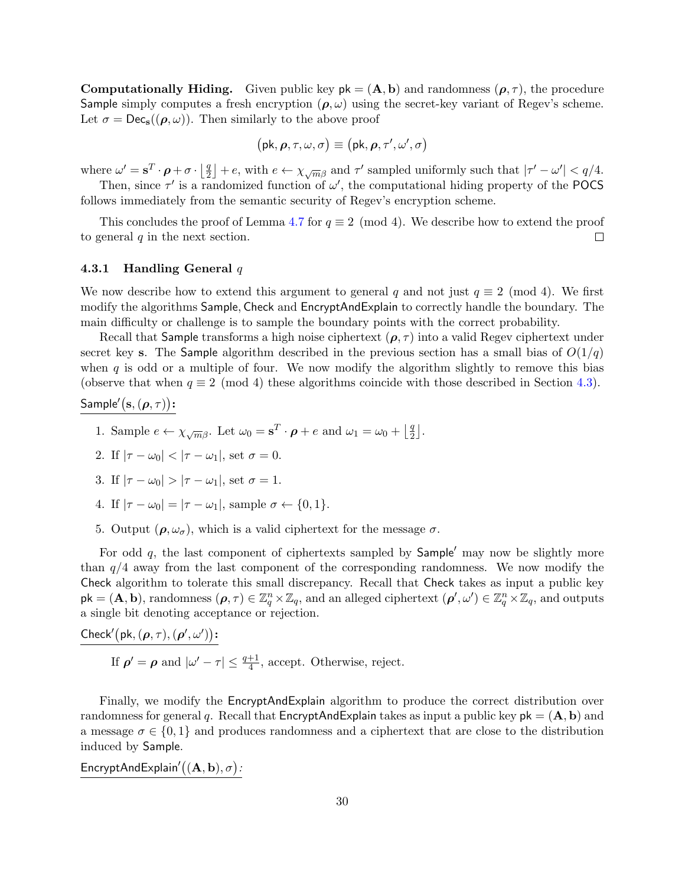**Computationally Hiding.** Given public key $\mathsf{pk} = (\mathbf{A}, \mathbf{b})$ and randomness $(\boldsymbol{\rho}, \tau)$, the procedure $\mathsf{Sample}$ simply computes a fresh encryption $(\boldsymbol{\rho}, \omega)$ using the secret-key variant of Regev's scheme. Let $\sigma = \mathsf{Dec}_{\mathbf{s}}((\boldsymbol{\rho}, \omega))$. Then similarly to the above proof

$$\big(\mathsf{pk}, \boldsymbol{\rho}, \tau, \omega, \sigma\big) \equiv \big(\mathsf{pk}, \boldsymbol{\rho}, \tau', \omega', \sigma\big)$$

where $\omega' = \mathbf{s}^T \cdot \boldsymbol{\rho} + \sigma \cdot \left\lfloor \frac{q}{2} \right\rfloor + e$, with $e \leftarrow \chi_{\sqrt{m}\beta}$ and $\tau'$ sampled uniformly such that $|\tau' - \omega'| < q/4$.

Then, since $\tau'$ is a randomized function of $\omega'$, the computational hiding property of the $\mathsf{POCS}$ follows immediately from the semantic security of Regev's encryption scheme.

This concludes the proof of Lemma 4.7 for $q \equiv 2 \pmod 4$. We describe how to extend the proof to general $q$ in the next section. □

### 4.3.1 Handling General $q$

We now describe how to extend this argument to general $q$ and not just $q \equiv 2 \pmod 4$. We first modify the algorithms $\mathsf{Sample}$, $\mathsf{Check}$ and $\mathsf{EncryptAndExplain}$ to correctly handle the boundary. The main difficulty or challenge is to sample the boundary points with the correct probability.

Recall that $\mathsf{Sample}$ transforms a high noise ciphertext $(\boldsymbol{\rho}, \tau)$ into a valid Regev ciphertext under secret key $\mathbf{s}$. The $\mathsf{Sample}$ algorithm described in the previous section has a small bias of $O(1/q)$ when $q$ is odd or a multiple of four. We now modify the algorithm slightly to remove this bias (observe that when $q \equiv 2 \pmod 4$ these algorithms coincide with those described in Section 4.3).

<u>$\mathsf{Sample}'\big(\mathbf{s}, (\boldsymbol{\rho}, \tau)\big)$:</u>

1. Sample $e \leftarrow \chi_{\sqrt{m}\beta}$. Let $\omega_0 = \mathbf{s}^T \cdot \boldsymbol{\rho} + e$ and $\omega_1 = \omega_0 + \left\lfloor \frac{q}{2} \right\rfloor$.
2. If $|\tau - \omega_0| < |\tau - \omega_1|$, set $\sigma = 0$.
3. If $|\tau - \omega_0| > |\tau - \omega_1|$, set $\sigma = 1$.
4. If $|\tau - \omega_0| = |\tau - \omega_1|$, sample $\sigma \leftarrow \{0, 1\}$.
5. Output $(\boldsymbol{\rho}, \omega_\sigma)$, which is a valid ciphertext for the message $\sigma$.

For odd $q$, the last component of ciphertexts sampled by $\mathsf{Sample}'$ may now be slightly more than $q/4$ away from the last component of the corresponding randomness. We now modify the $\mathsf{Check}$ algorithm to tolerate this small discrepancy. Recall that $\mathsf{Check}$ takes as input a public key $\mathsf{pk} = (\mathbf{A}, \mathbf{b})$, randomness $(\boldsymbol{\rho}, \tau) \in \mathbb{Z}_q^n \times \mathbb{Z}_q$, and an alleged ciphertext $(\boldsymbol{\rho}', \omega') \in \mathbb{Z}_q^n \times \mathbb{Z}_q$, and outputs a single bit denoting acceptance or rejection.

<u>$\mathsf{Check}'\big(\mathsf{pk}, (\boldsymbol{\rho}, \tau), (\boldsymbol{\rho}', \omega')\big)$:</u>

If $\boldsymbol{\rho}' = \boldsymbol{\rho}$ and $|\omega' - \tau| \leq \frac{q+1}{4}$, accept. Otherwise, reject.

Finally, we modify the $\mathsf{EncryptAndExplain}$ algorithm to produce the correct distribution over randomness for general $q$. Recall that $\mathsf{EncryptAndExplain}$ takes as input a public key $\mathsf{pk} = (\mathbf{A}, \mathbf{b})$ and a message $\sigma \in \{0, 1\}$ and produces randomness and a ciphertext that are close to the distribution induced by $\mathsf{Sample}$.

<u>$\mathsf{EncryptAndExplain}'\big((\mathbf{A}, \mathbf{b}), \sigma\big)$:</u>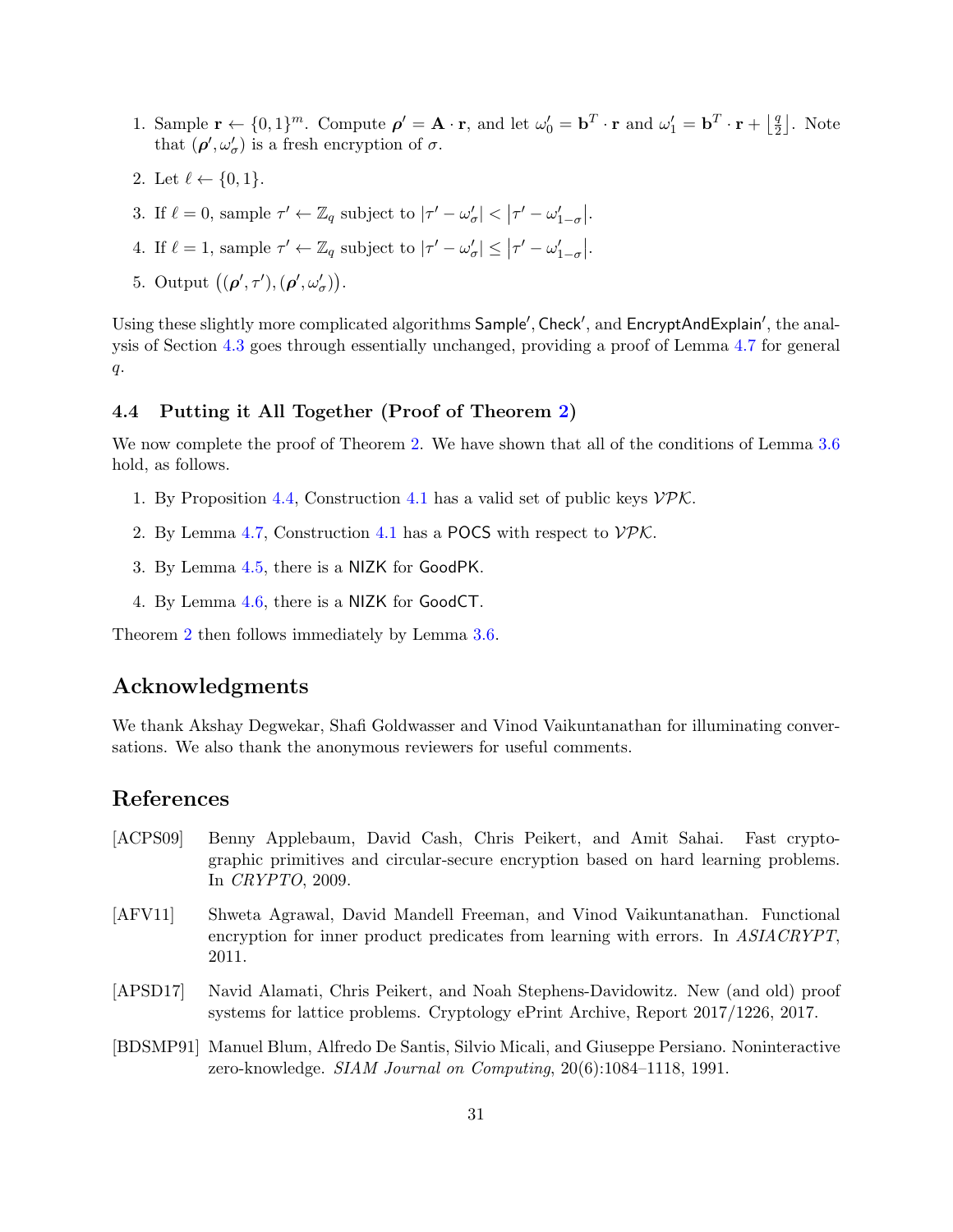1. Sample $\mathbf{r} \leftarrow \{0,1\}^m$. Compute $\boldsymbol{\rho}' = \mathbf{A} \cdot \mathbf{r}$, and let $\omega_0' = \mathbf{b}^T \cdot \mathbf{r}$ and $\omega_1' = \mathbf{b}^T \cdot \mathbf{r} + \left\lfloor \frac{q}{2} \right\rfloor$. Note that $(\boldsymbol{\rho}', \omega_\sigma')$ is a fresh encryption of $\sigma$.
2. Let $\ell \leftarrow \{0,1\}$.
3. If $\ell = 0$, sample $\tau' \leftarrow \mathbb{Z}_q$ subject to $|\tau' - \omega_\sigma'| < |\tau' - \omega_{1-\sigma}'|$.
4. If $\ell = 1$, sample $\tau' \leftarrow \mathbb{Z}_q$ subject to $|\tau' - \omega_\sigma'| \leq |\tau' - \omega_{1-\sigma}'|$.
5. Output $\left((\boldsymbol{\rho}', \tau'), (\boldsymbol{\rho}', \omega_\sigma')\right)$.

Using these slightly more complicated algorithms Sample′, Check′, and EncryptAndExplain′, the analysis of Section 4.3 goes through essentially unchanged, providing a proof of Lemma 4.7 for general $q$.

### 4.4 Putting it All Together (Proof of Theorem 2)

We now complete the proof of Theorem 2. We have shown that all of the conditions of Lemma 3.6 hold, as follows.

1. By Proposition 4.4, Construction 4.1 has a valid set of public keys $\mathcal{VPK}$.
2. By Lemma 4.7, Construction 4.1 has a POCS with respect to $\mathcal{VPK}$.
3. By Lemma 4.5, there is a NIZK for GoodPK.
4. By Lemma 4.6, there is a NIZK for GoodCT.

Theorem 2 then follows immediately by Lemma 3.6.

## Acknowledgments

We thank Akshay Degwekar, Shafi Goldwasser and Vinod Vaikuntanathan for illuminating conversations. We also thank the anonymous reviewers for useful comments.

## References

[ACPS09] Benny Applebaum, David Cash, Chris Peikert, and Amit Sahai. Fast cryptographic primitives and circular-secure encryption based on hard learning problems. In *CRYPTO*, 2009.

[AFV11] Shweta Agrawal, David Mandell Freeman, and Vinod Vaikuntanathan. Functional encryption for inner product predicates from learning with errors. In *ASIACRYPT*, 2011.

[APSD17] Navid Alamati, Chris Peikert, and Noah Stephens-Davidowitz. New (and old) proof systems for lattice problems. Cryptology ePrint Archive, Report 2017/1226, 2017.

[BDSMP91] Manuel Blum, Alfredo De Santis, Silvio Micali, and Giuseppe Persiano. Noninteractive zero-knowledge. *SIAM Journal on Computing*, 20(6):1084–1118, 1991.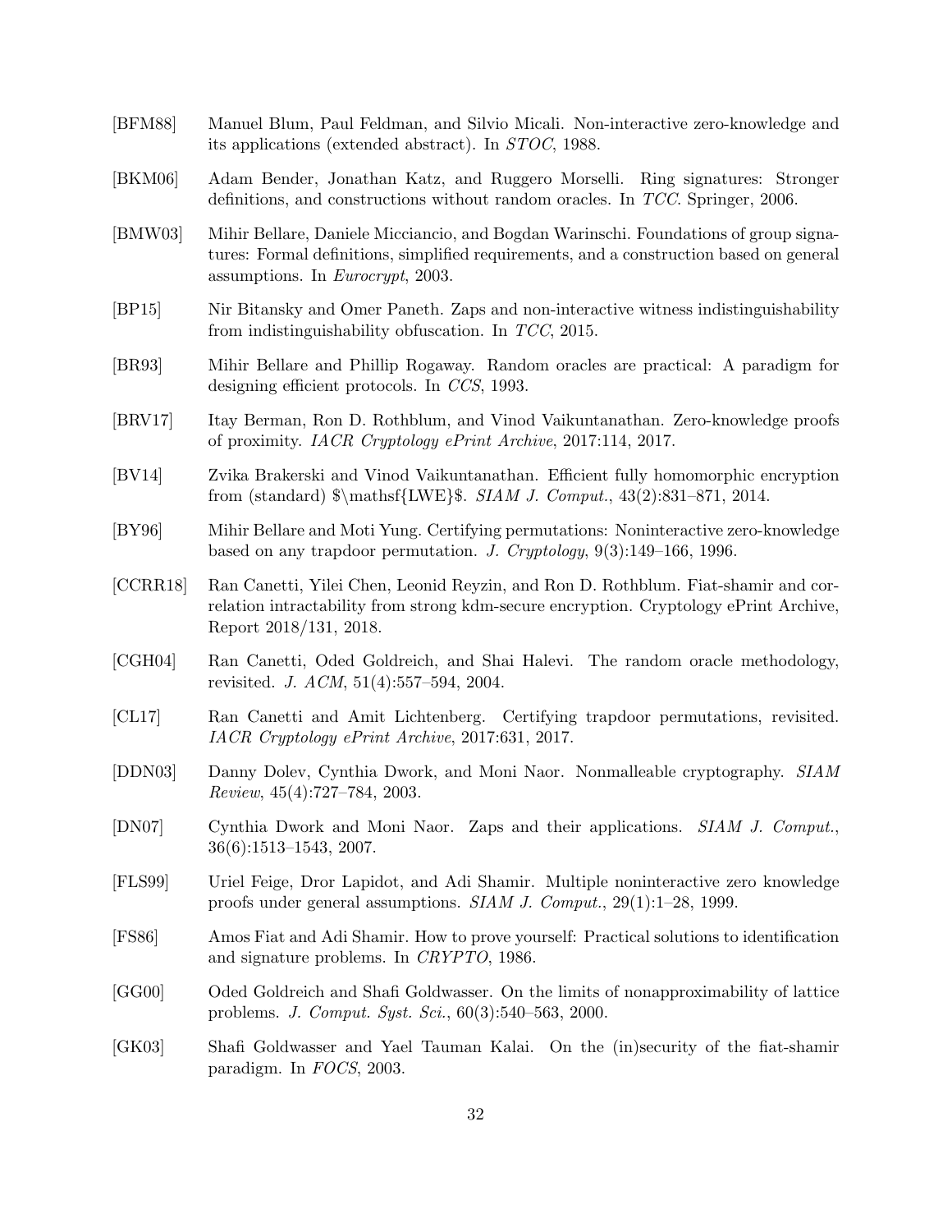[BFM88] Manuel Blum, Paul Feldman, and Silvio Micali. Non-interactive zero-knowledge and its applications (extended abstract). In *STOC*, 1988.

[BKM06] Adam Bender, Jonathan Katz, and Ruggero Morselli. Ring signatures: Stronger definitions, and constructions without random oracles. In *TCC*. Springer, 2006.

[BMW03] Mihir Bellare, Daniele Micciancio, and Bogdan Warinschi. Foundations of group signatures: Formal definitions, simplified requirements, and a construction based on general assumptions. In *Eurocrypt*, 2003.

[BP15] Nir Bitansky and Omer Paneth. Zaps and non-interactive witness indistinguishability from indistinguishability obfuscation. In *TCC*, 2015.

[BR93] Mihir Bellare and Phillip Rogaway. Random oracles are practical: A paradigm for designing efficient protocols. In *CCS*, 1993.

[BRV17] Itay Berman, Ron D. Rothblum, and Vinod Vaikuntanathan. Zero-knowledge proofs of proximity. *IACR Cryptology ePrint Archive*, 2017:114, 2017.

[BV14] Zvika Brakerski and Vinod Vaikuntanathan. Efficient fully homomorphic encryption from (standard) \$\mathsf{LWE}\$. *SIAM J. Comput.*, 43(2):831–871, 2014.

[BY96] Mihir Bellare and Moti Yung. Certifying permutations: Noninteractive zero-knowledge based on any trapdoor permutation. *J. Cryptology*, 9(3):149–166, 1996.

[CCRR18] Ran Canetti, Yilei Chen, Leonid Reyzin, and Ron D. Rothblum. Fiat-shamir and correlation intractability from strong kdm-secure encryption. Cryptology ePrint Archive, Report 2018/131, 2018.

[CGH04] Ran Canetti, Oded Goldreich, and Shai Halevi. The random oracle methodology, revisited. *J. ACM*, 51(4):557–594, 2004.

[CL17] Ran Canetti and Amit Lichtenberg. Certifying trapdoor permutations, revisited. *IACR Cryptology ePrint Archive*, 2017:631, 2017.

[DDN03] Danny Dolev, Cynthia Dwork, and Moni Naor. Nonmalleable cryptography. *SIAM Review*, 45(4):727–784, 2003.

[DN07] Cynthia Dwork and Moni Naor. Zaps and their applications. *SIAM J. Comput.*, 36(6):1513–1543, 2007.

[FLS99] Uriel Feige, Dror Lapidot, and Adi Shamir. Multiple noninteractive zero knowledge proofs under general assumptions. *SIAM J. Comput.*, 29(1):1–28, 1999.

[FS86] Amos Fiat and Adi Shamir. How to prove yourself: Practical solutions to identification and signature problems. In *CRYPTO*, 1986.

[GG00] Oded Goldreich and Shafi Goldwasser. On the limits of nonapproximability of lattice problems. *J. Comput. Syst. Sci.*, 60(3):540–563, 2000.

[GK03] Shafi Goldwasser and Yael Tauman Kalai. On the (in)security of the fiat-shamir paradigm. In *FOCS*, 2003.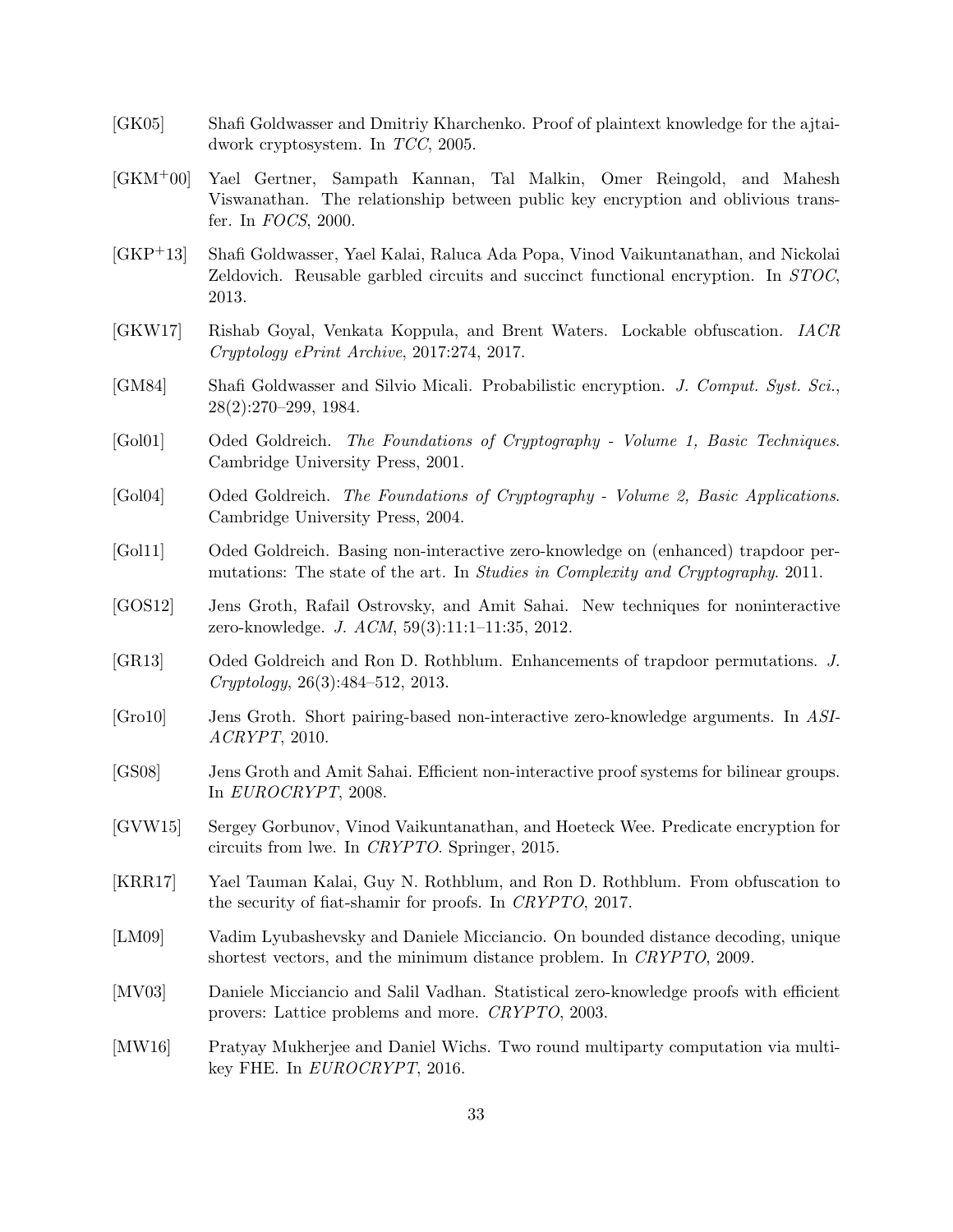[GK05] Shafi Goldwasser and Dmitriy Kharchenko. Proof of plaintext knowledge for the ajtai-dwork cryptosystem. In *TCC*, 2005.

[GKM+00] Yael Gertner, Sampath Kannan, Tal Malkin, Omer Reingold, and Mahesh Viswanathan. The relationship between public key encryption and oblivious transfer. In *FOCS*, 2000.

[GKP+13] Shafi Goldwasser, Yael Kalai, Raluca Ada Popa, Vinod Vaikuntanathan, and Nickolai Zeldovich. Reusable garbled circuits and succinct functional encryption. In *STOC*, 2013.

[GKW17] Rishab Goyal, Venkata Koppula, and Brent Waters. Lockable obfuscation. *IACR Cryptology ePrint Archive*, 2017:274, 2017.

[GM84] Shafi Goldwasser and Silvio Micali. Probabilistic encryption. *J. Comput. Syst. Sci.*, 28(2):270–299, 1984.

[Gol01] Oded Goldreich. *The Foundations of Cryptography - Volume 1, Basic Techniques*. Cambridge University Press, 2001.

[Gol04] Oded Goldreich. *The Foundations of Cryptography - Volume 2, Basic Applications*. Cambridge University Press, 2004.

[Gol11] Oded Goldreich. Basing non-interactive zero-knowledge on (enhanced) trapdoor permutations: The state of the art. In *Studies in Complexity and Cryptography*. 2011.

[GOS12] Jens Groth, Rafail Ostrovsky, and Amit Sahai. New techniques for noninteractive zero-knowledge. *J. ACM*, 59(3):11:1–11:35, 2012.

[GR13] Oded Goldreich and Ron D. Rothblum. Enhancements of trapdoor permutations. *J. Cryptology*, 26(3):484–512, 2013.

[Gro10] Jens Groth. Short pairing-based non-interactive zero-knowledge arguments. In *ASIACRYPT*, 2010.

[GS08] Jens Groth and Amit Sahai. Efficient non-interactive proof systems for bilinear groups. In *EUROCRYPT*, 2008.

[GVW15] Sergey Gorbunov, Vinod Vaikuntanathan, and Hoeteck Wee. Predicate encryption for circuits from lwe. In *CRYPTO*. Springer, 2015.

[KRR17] Yael Tauman Kalai, Guy N. Rothblum, and Ron D. Rothblum. From obfuscation to the security of fiat-shamir for proofs. In *CRYPTO*, 2017.

[LM09] Vadim Lyubashevsky and Daniele Micciancio. On bounded distance decoding, unique shortest vectors, and the minimum distance problem. In *CRYPTO*, 2009.

[MV03] Daniele Micciancio and Salil Vadhan. Statistical zero-knowledge proofs with efficient provers: Lattice problems and more. *CRYPTO*, 2003.

[MW16] Pratyay Mukherjee and Daniel Wichs. Two round multiparty computation via multi-key FHE. In *EUROCRYPT*, 2016.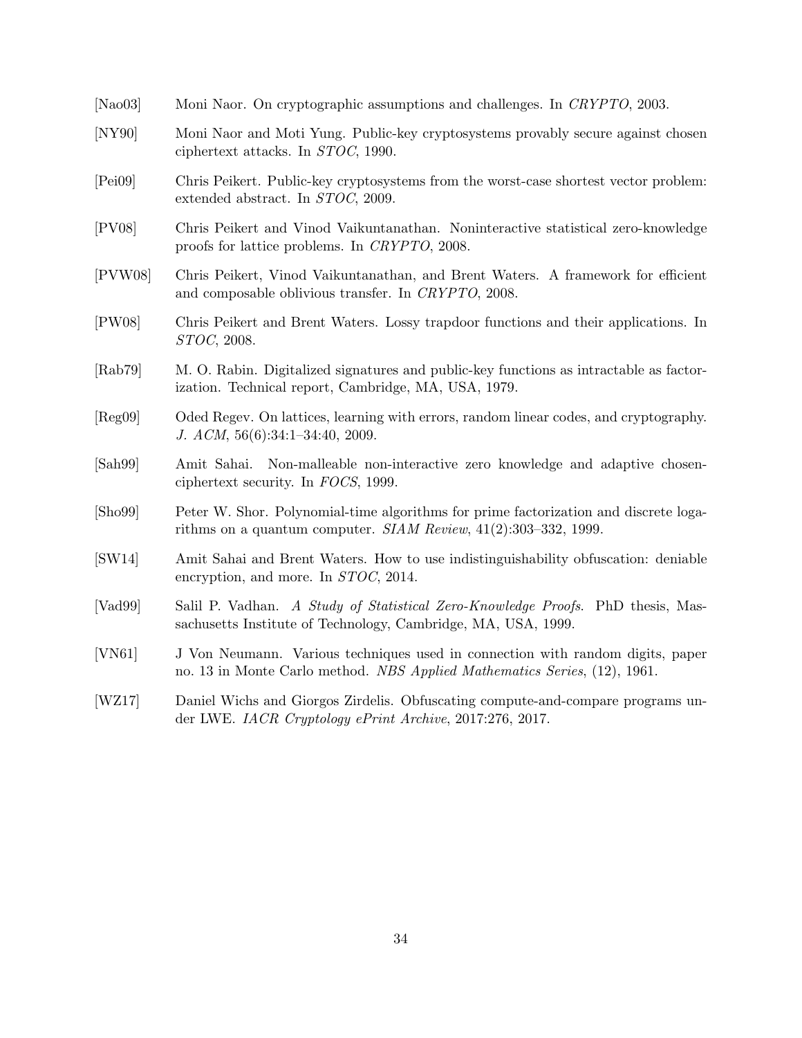[Nao03] Moni Naor. On cryptographic assumptions and challenges. In *CRYPTO*, 2003.

[NY90] Moni Naor and Moti Yung. Public-key cryptosystems provably secure against chosen ciphertext attacks. In *STOC*, 1990.

[Pei09] Chris Peikert. Public-key cryptosystems from the worst-case shortest vector problem: extended abstract. In *STOC*, 2009.

[PV08] Chris Peikert and Vinod Vaikuntanathan. Noninteractive statistical zero-knowledge proofs for lattice problems. In *CRYPTO*, 2008.

[PVW08] Chris Peikert, Vinod Vaikuntanathan, and Brent Waters. A framework for efficient and composable oblivious transfer. In *CRYPTO*, 2008.

[PW08] Chris Peikert and Brent Waters. Lossy trapdoor functions and their applications. In *STOC*, 2008.

[Rab79] M. O. Rabin. Digitalized signatures and public-key functions as intractable as factorization. Technical report, Cambridge, MA, USA, 1979.

[Reg09] Oded Regev. On lattices, learning with errors, random linear codes, and cryptography. *J. ACM*, 56(6):34:1–34:40, 2009.

[Sah99] Amit Sahai. Non-malleable non-interactive zero knowledge and adaptive chosen-ciphertext security. In *FOCS*, 1999.

[Sho99] Peter W. Shor. Polynomial-time algorithms for prime factorization and discrete logarithms on a quantum computer. *SIAM Review*, 41(2):303–332, 1999.

[SW14] Amit Sahai and Brent Waters. How to use indistinguishability obfuscation: deniable encryption, and more. In *STOC*, 2014.

[Vad99] Salil P. Vadhan. *A Study of Statistical Zero-Knowledge Proofs*. PhD thesis, Massachusetts Institute of Technology, Cambridge, MA, USA, 1999.

[VN61] J Von Neumann. Various techniques used in connection with random digits, paper no. 13 in Monte Carlo method. *NBS Applied Mathematics Series*, (12), 1961.

[WZ17] Daniel Wichs and Giorgos Zirdelis. Obfuscating compute-and-compare programs under LWE. *IACR Cryptology ePrint Archive*, 2017:276, 2017.